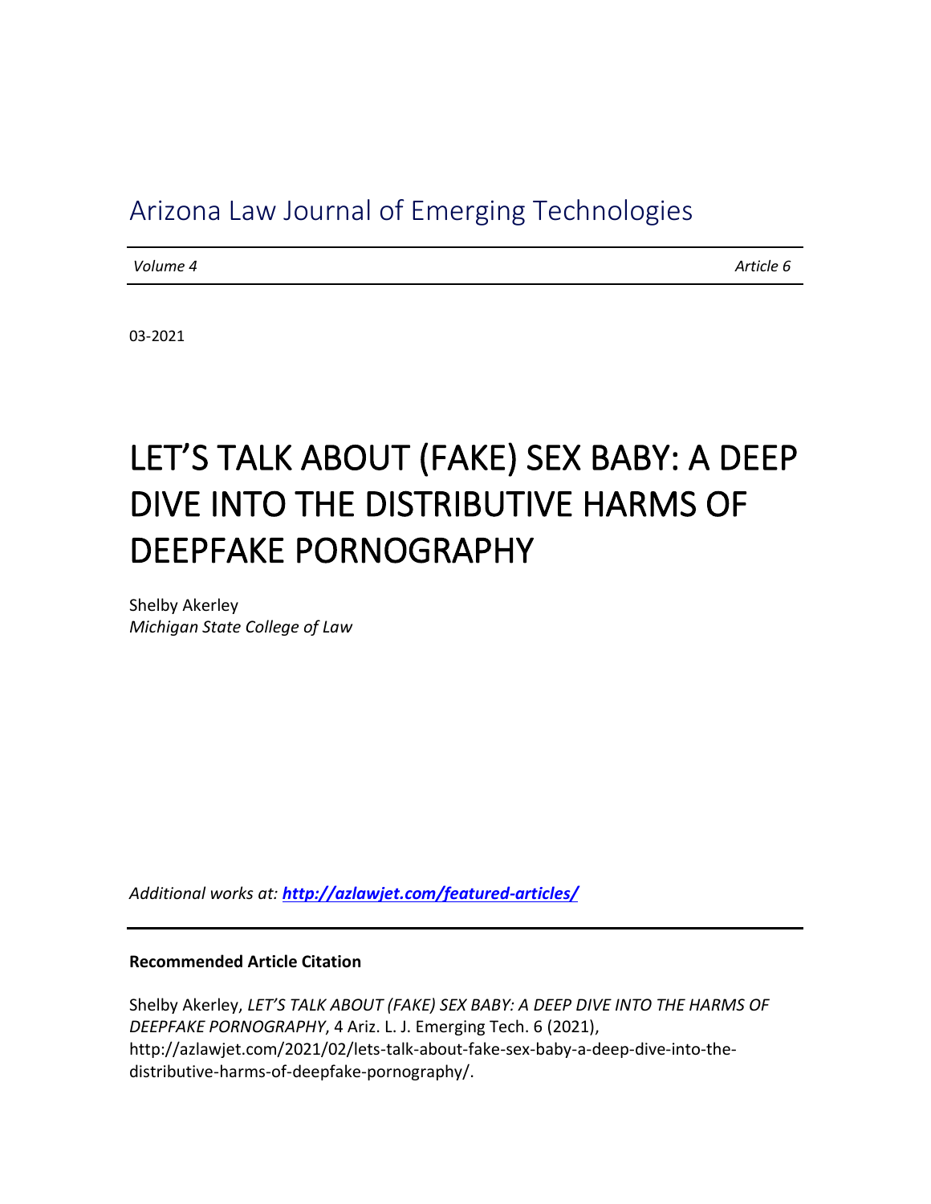# Arizona Law Journal of Emerging Technologies

*Volume 4* *Article 6*

03-2021

# LET'S TALK ABOUT (FAKE) SEX BABY: A DEEP DIVE INTO THE DISTRIBUTIVE HARMS OF DEEPFAKE PORNOGRAPHY

Shelby Akerley
*Michigan State College of Law*

*Additional works at:* ***http://azlawjet.com/featured-articles/***

**Recommended Article Citation**

Shelby Akerley, *LET'S TALK ABOUT (FAKE) SEX BABY: A DEEP DIVE INTO THE HARMS OF DEEPFAKE PORNOGRAPHY*, 4 Ariz. L. J. Emerging Tech. 6 (2021), http://azlawjet.com/2021/02/lets-talk-about-fake-sex-baby-a-deep-dive-into-the-distributive-harms-of-deepfake-pornography/.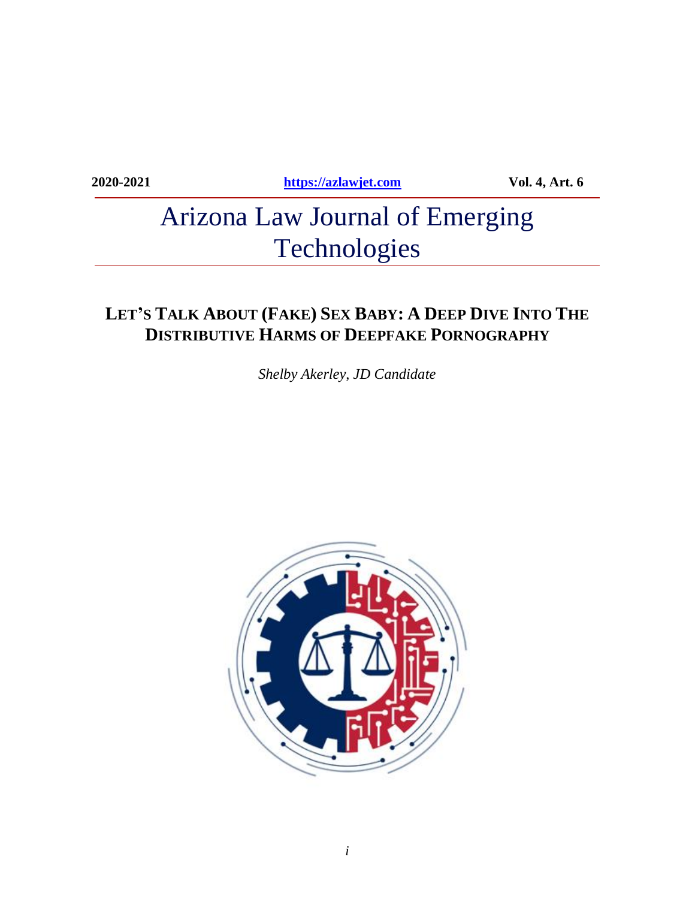2020-2021 https://azlawjet.com Vol. 4, Art. 6

# Arizona Law Journal of Emerging Technologies

## LET'S TALK ABOUT (FAKE) SEX BABY: A DEEP DIVE INTO THE DISTRIBUTIVE HARMS OF DEEPFAKE PORNOGRAPHY

*Shelby Akerley, JD Candidate*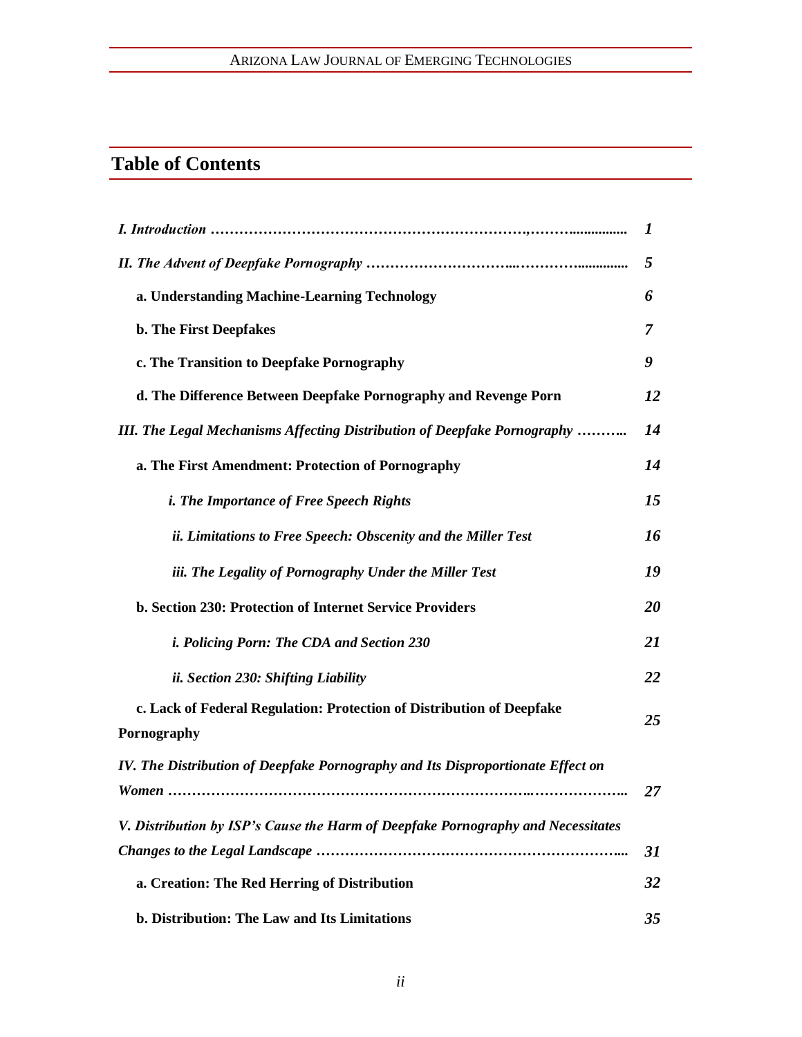## Table of Contents

| | |
|---|---|
| *I. Introduction ……………………………………………………………,……….............* | *1* |
| *II. The Advent of Deepfake Pornography …………………………...………….............* | *5* |
| **a. Understanding Machine-Learning Technology** | *6* |
| **b. The First Deepfakes** | *7* |
| **c. The Transition to Deepfake Pornography** | *9* |
| **d. The Difference Between Deepfake Pornography and Revenge Porn** | *12* |
| *III. The Legal Mechanisms Affecting Distribution of Deepfake Pornography ………..* | *14* |
| **a. The First Amendment: Protection of Pornography** | *14* |
| ***i. The Importance of Free Speech Rights*** | *15* |
| ***ii. Limitations to Free Speech: Obscenity and the Miller Test*** | *16* |
| ***iii. The Legality of Pornography Under the Miller Test*** | *19* |
| **b. Section 230: Protection of Internet Service Providers** | *20* |
| ***i. Policing Porn: The CDA and Section 230*** | *21* |
| ***ii. Section 230: Shifting Liability*** | *22* |
| **c. Lack of Federal Regulation: Protection of Distribution of Deepfake Pornography** | *25* |
| *IV. The Distribution of Deepfake Pornography and Its Disproportionate Effect on Women ……………………………………………………………..………………..* | *27* |
| *V. Distribution by ISP's Cause the Harm of Deepfake Pornography and Necessitates Changes to the Legal Landscape ………………………………………………………...* | *31* |
| **a. Creation: The Red Herring of Distribution** | *32* |
| **b. Distribution: The Law and Its Limitations** | *35* |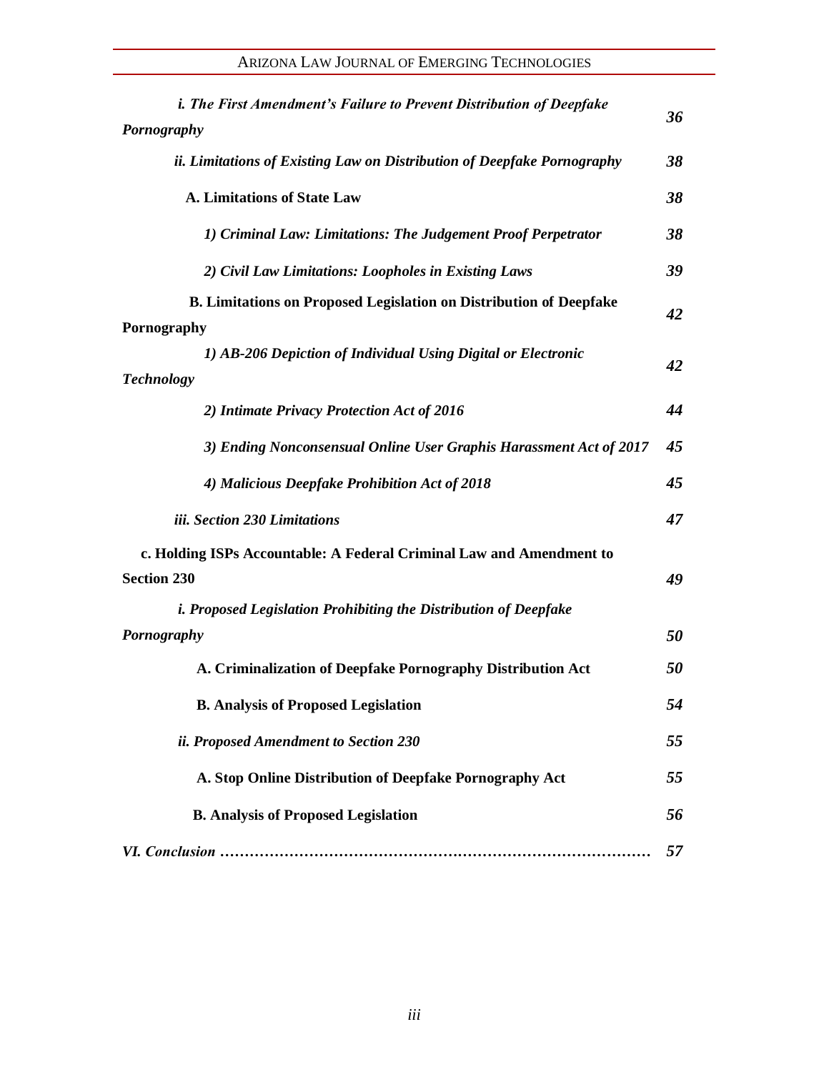*i. The First Amendment's Failure to Prevent Distribution of Deepfake Pornography* ***36***

*ii. Limitations of Existing Law on Distribution of Deepfake Pornography* ***38***

**A. Limitations of State Law** ***38***

*1) Criminal Law: Limitations: The Judgement Proof Perpetrator* ***38***

*2) Civil Law Limitations: Loopholes in Existing Laws* ***39***

**B. Limitations on Proposed Legislation on Distribution of Deepfake Pornography** ***42***

*1) AB-206 Depiction of Individual Using Digital or Electronic Technology* ***42***

*2) Intimate Privacy Protection Act of 2016* ***44***

*3) Ending Nonconsensual Online User Graphis Harassment Act of 2017* ***45***

*4) Malicious Deepfake Prohibition Act of 2018* ***45***

*iii. Section 230 Limitations* ***47***

**c. Holding ISPs Accountable: A Federal Criminal Law and Amendment to Section 230** ***49***

*i. Proposed Legislation Prohibiting the Distribution of Deepfake Pornography* ***50***

**A. Criminalization of Deepfake Pornography Distribution Act** ***50***

**B. Analysis of Proposed Legislation** ***54***

*ii. Proposed Amendment to Section 230* ***55***

**A. Stop Online Distribution of Deepfake Pornography Act** ***55***

**B. Analysis of Proposed Legislation** ***56***

*VI. Conclusion* ………………………………………………………………………… ***57***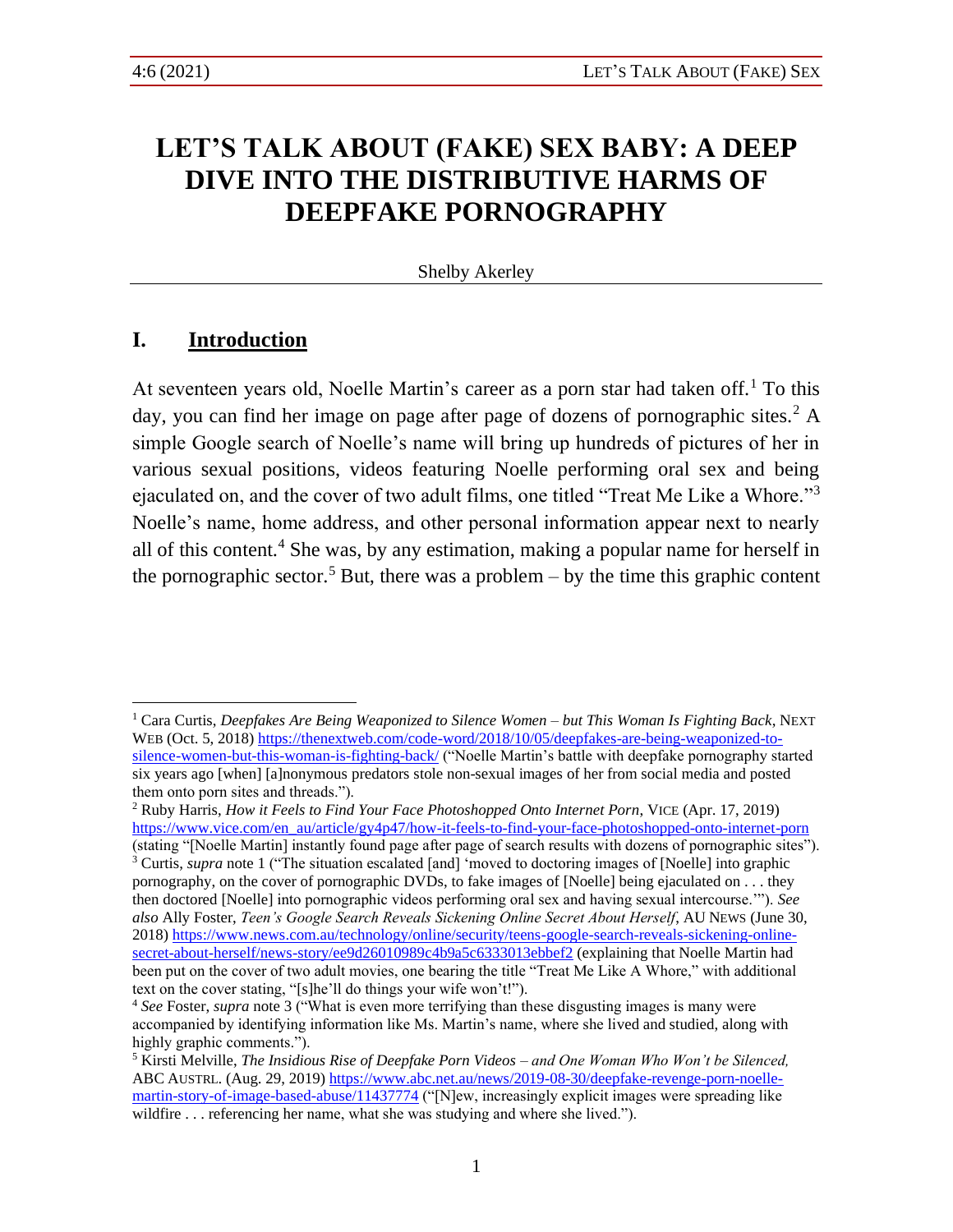# LET'S TALK ABOUT (FAKE) SEX BABY: A DEEP DIVE INTO THE DISTRIBUTIVE HARMS OF DEEPFAKE PORNOGRAPHY

Shelby Akerley

## I. Introduction

At seventeen years old, Noelle Martin's career as a porn star had taken off.[1] To this day, you can find her image on page after page of dozens of pornographic sites.[2] A simple Google search of Noelle's name will bring up hundreds of pictures of her in various sexual positions, videos featuring Noelle performing oral sex and being ejaculated on, and the cover of two adult films, one titled "Treat Me Like a Whore."[3] Noelle's name, home address, and other personal information appear next to nearly all of this content.[4] She was, by any estimation, making a popular name for herself in the pornographic sector.[5] But, there was a problem – by the time this graphic content

---

[1] Cara Curtis, *Deepfakes Are Being Weaponized to Silence Women – but This Woman Is Fighting Back*, NEXT WEB (Oct. 5, 2018) https://thenextweb.com/code-word/2018/10/05/deepfakes-are-being-weaponized-to-silence-women-but-this-woman-is-fighting-back/ ("Noelle Martin's battle with deepfake pornography started six years ago [when] [a]nonymous predators stole non-sexual images of her from social media and posted them onto porn sites and threads.").

[2] Ruby Harris, *How it Feels to Find Your Face Photoshopped Onto Internet Porn*, VICE (Apr. 17, 2019) https://www.vice.com/en_au/article/gy4p47/how-it-feels-to-find-your-face-photoshopped-onto-internet-porn (stating "[Noelle Martin] instantly found page after page of search results with dozens of pornographic sites").

[3] Curtis, *supra* note 1 ("The situation escalated [and] 'moved to doctoring images of [Noelle] into graphic pornography, on the cover of pornographic DVDs, to fake images of [Noelle] being ejaculated on . . . they then doctored [Noelle] into pornographic videos performing oral sex and having sexual intercourse.'"). *See also* Ally Foster, *Teen's Google Search Reveals Sickening Online Secret About Herself*, AU NEWS (June 30, 2018) https://www.news.com.au/technology/online/security/teens-google-search-reveals-sickening-online-secret-about-herself/news-story/ee9d26010989c4b9a5c6333013ebbef2 (explaining that Noelle Martin had been put on the cover of two adult movies, one bearing the title "Treat Me Like A Whore," with additional text on the cover stating, "[s]he'll do things your wife won't!").

[4] *See* Foster, *supra* note 3 ("What is even more terrifying than these disgusting images is many were accompanied by identifying information like Ms. Martin's name, where she lived and studied, along with highly graphic comments.").

[5] Kirsti Melville, *The Insidious Rise of Deepfake Porn Videos – and One Woman Who Won't be Silenced,* ABC AUSTRL. (Aug. 29, 2019) https://www.abc.net.au/news/2019-08-30/deepfake-revenge-porn-noelle-martin-story-of-image-based-abuse/11437774 ("[N]ew, increasingly explicit images were spreading like wildfire . . . referencing her name, what she was studying and where she lived.").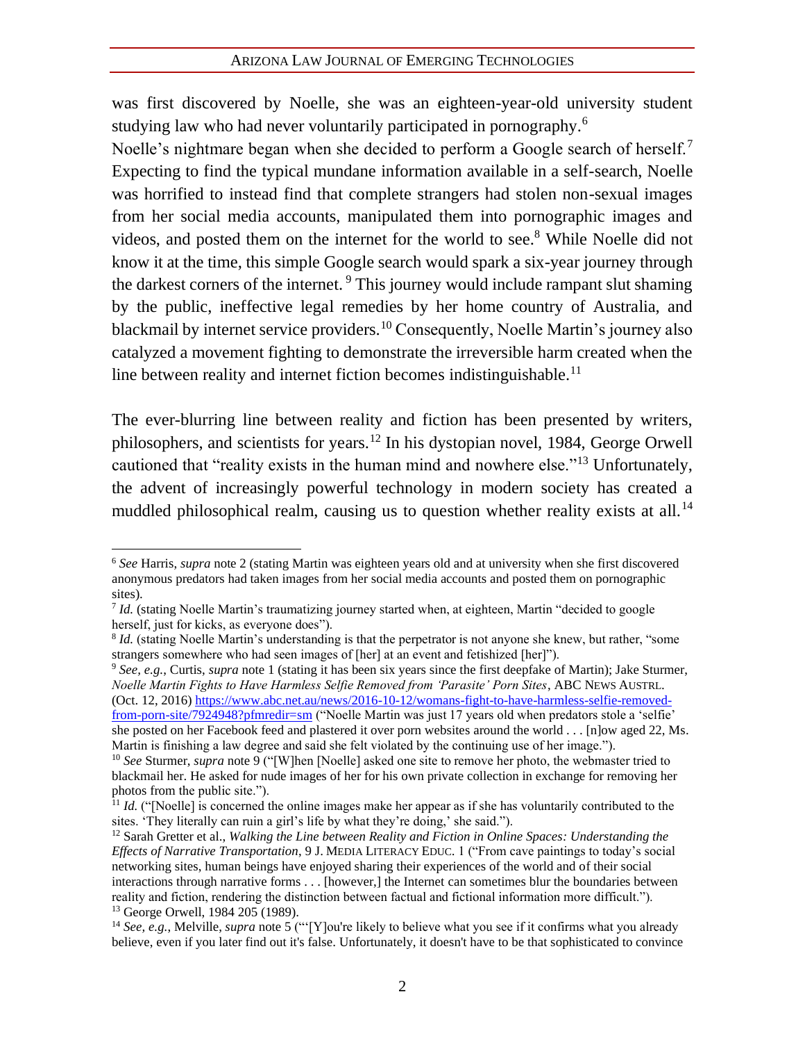was first discovered by Noelle, she was an eighteen-year-old university student studying law who had never voluntarily participated in pornography.[6]

Noelle's nightmare began when she decided to perform a Google search of herself.[7] Expecting to find the typical mundane information available in a self-search, Noelle was horrified to instead find that complete strangers had stolen non-sexual images from her social media accounts, manipulated them into pornographic images and videos, and posted them on the internet for the world to see.[8] While Noelle did not know it at the time, this simple Google search would spark a six-year journey through the darkest corners of the internet.[9] This journey would include rampant slut shaming by the public, ineffective legal remedies by her home country of Australia, and blackmail by internet service providers.[10] Consequently, Noelle Martin's journey also catalyzed a movement fighting to demonstrate the irreversible harm created when the line between reality and internet fiction becomes indistinguishable.[11]

The ever-blurring line between reality and fiction has been presented by writers, philosophers, and scientists for years.[12] In his dystopian novel, 1984, George Orwell cautioned that "reality exists in the human mind and nowhere else."[13] Unfortunately, the advent of increasingly powerful technology in modern society has created a muddled philosophical realm, causing us to question whether reality exists at all.[14]

---

[6] *See* Harris, *supra* note 2 (stating Martin was eighteen years old and at university when she first discovered anonymous predators had taken images from her social media accounts and posted them on pornographic sites).

[7] *Id.* (stating Noelle Martin's traumatizing journey started when, at eighteen, Martin "decided to google herself, just for kicks, as everyone does").

[8] *Id.* (stating Noelle Martin's understanding is that the perpetrator is not anyone she knew, but rather, "some strangers somewhere who had seen images of [her] at an event and fetishized [her]").

[9] *See, e.g.*, Curtis, *supra* note 1 (stating it has been six years since the first deepfake of Martin); Jake Sturmer, *Noelle Martin Fights to Have Harmless Selfie Removed from 'Parasite' Porn Sites*, ABC NEWS AUSTRL. (Oct. 12, 2016) https://www.abc.net.au/news/2016-10-12/womans-fight-to-have-harmless-selfie-removed-from-porn-site/7924948?pfmredir=sm ("Noelle Martin was just 17 years old when predators stole a 'selfie' she posted on her Facebook feed and plastered it over porn websites around the world . . . [n]ow aged 22, Ms. Martin is finishing a law degree and said she felt violated by the continuing use of her image.").

[10] *See* Sturmer, *supra* note 9 ("[W]hen [Noelle] asked one site to remove her photo, the webmaster tried to blackmail her. He asked for nude images of her for his own private collection in exchange for removing her photos from the public site.").

[11] *Id.* ("[Noelle] is concerned the online images make her appear as if she has voluntarily contributed to the sites. 'They literally can ruin a girl's life by what they're doing,' she said.").

[12] Sarah Gretter et al., *Walking the Line between Reality and Fiction in Online Spaces: Understanding the Effects of Narrative Transportation*, 9 J. MEDIA LITERACY EDUC. 1 ("From cave paintings to today's social networking sites, human beings have enjoyed sharing their experiences of the world and of their social interactions through narrative forms . . . [however,] the Internet can sometimes blur the boundaries between reality and fiction, rendering the distinction between factual and fictional information more difficult.").

[13] George Orwell, 1984 205 (1989).

[14] *See, e.g.*, Melville, *supra* note 5 ("'[Y]ou're likely to believe what you see if it confirms what you already believe, even if you later find out it's false. Unfortunately, it doesn't have to be that sophisticated to convince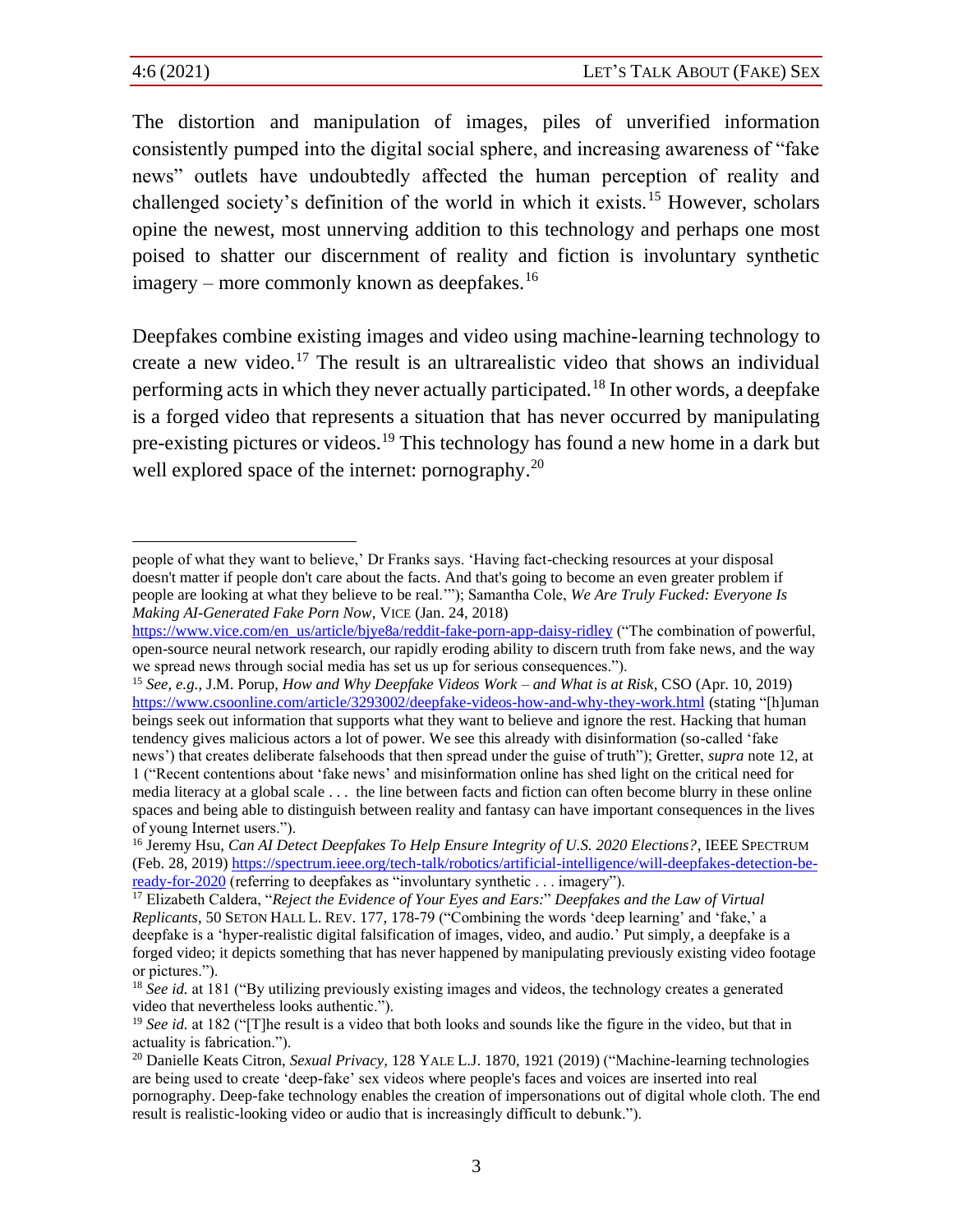The distortion and manipulation of images, piles of unverified information consistently pumped into the digital social sphere, and increasing awareness of "fake news" outlets have undoubtedly affected the human perception of reality and challenged society's definition of the world in which it exists.[15] However, scholars opine the newest, most unnerving addition to this technology and perhaps one most poised to shatter our discernment of reality and fiction is involuntary synthetic imagery – more commonly known as deepfakes.[16]

Deepfakes combine existing images and video using machine-learning technology to create a new video.[17] The result is an ultrarealistic video that shows an individual performing acts in which they never actually participated.[18] In other words, a deepfake is a forged video that represents a situation that has never occurred by manipulating pre-existing pictures or videos.[19] This technology has found a new home in a dark but well explored space of the internet: pornography.[20]

---

people of what they want to believe,' Dr Franks says. 'Having fact-checking resources at your disposal doesn't matter if people don't care about the facts. And that's going to become an even greater problem if people are looking at what they believe to be real.'"); Samantha Cole, *We Are Truly Fucked: Everyone Is Making AI-Generated Fake Porn Now*, VICE (Jan. 24, 2018) https://www.vice.com/en_us/article/bjye8a/reddit-fake-porn-app-daisy-ridley ("The combination of powerful, open-source neural network research, our rapidly eroding ability to discern truth from fake news, and the way we spread news through social media has set us up for serious consequences.").

[15] *See, e.g.*, J.M. Porup, *How and Why Deepfake Videos Work – and What is at Risk*, CSO (Apr. 10, 2019) https://www.csoonline.com/article/3293002/deepfake-videos-how-and-why-they-work.html (stating "[h]uman beings seek out information that supports what they want to believe and ignore the rest. Hacking that human tendency gives malicious actors a lot of power. We see this already with disinformation (so-called 'fake news') that creates deliberate falsehoods that then spread under the guise of truth"); Gretter, *supra* note 12, at 1 ("Recent contentions about 'fake news' and misinformation online has shed light on the critical need for media literacy at a global scale . . . the line between facts and fiction can often become blurry in these online spaces and being able to distinguish between reality and fantasy can have important consequences in the lives of young Internet users.").

[16] Jeremy Hsu, *Can AI Detect Deepfakes To Help Ensure Integrity of U.S. 2020 Elections?*, IEEE SPECTRUM (Feb. 28, 2019) https://spectrum.ieee.org/tech-talk/robotics/artificial-intelligence/will-deepfakes-detection-be-ready-for-2020 (referring to deepfakes as "involuntary synthetic . . . imagery").

[17] Elizabeth Caldera, "*Reject the Evidence of Your Eyes and Ears:*" *Deepfakes and the Law of Virtual Replicants*, 50 SETON HALL L. REV. 177, 178-79 ("Combining the words 'deep learning' and 'fake,' a deepfake is a 'hyper-realistic digital falsification of images, video, and audio.' Put simply, a deepfake is a forged video; it depicts something that has never happened by manipulating previously existing video footage or pictures.").

[18] *See id.* at 181 ("By utilizing previously existing images and videos, the technology creates a generated video that nevertheless looks authentic.").

[19] *See id.* at 182 ("[T]he result is a video that both looks and sounds like the figure in the video, but that in actuality is fabrication.").

[20] Danielle Keats Citron, *Sexual Privacy*, 128 YALE L.J. 1870, 1921 (2019) ("Machine-learning technologies are being used to create 'deep-fake' sex videos where people's faces and voices are inserted into real pornography. Deep-fake technology enables the creation of impersonations out of digital whole cloth. The end result is realistic-looking video or audio that is increasingly difficult to debunk.").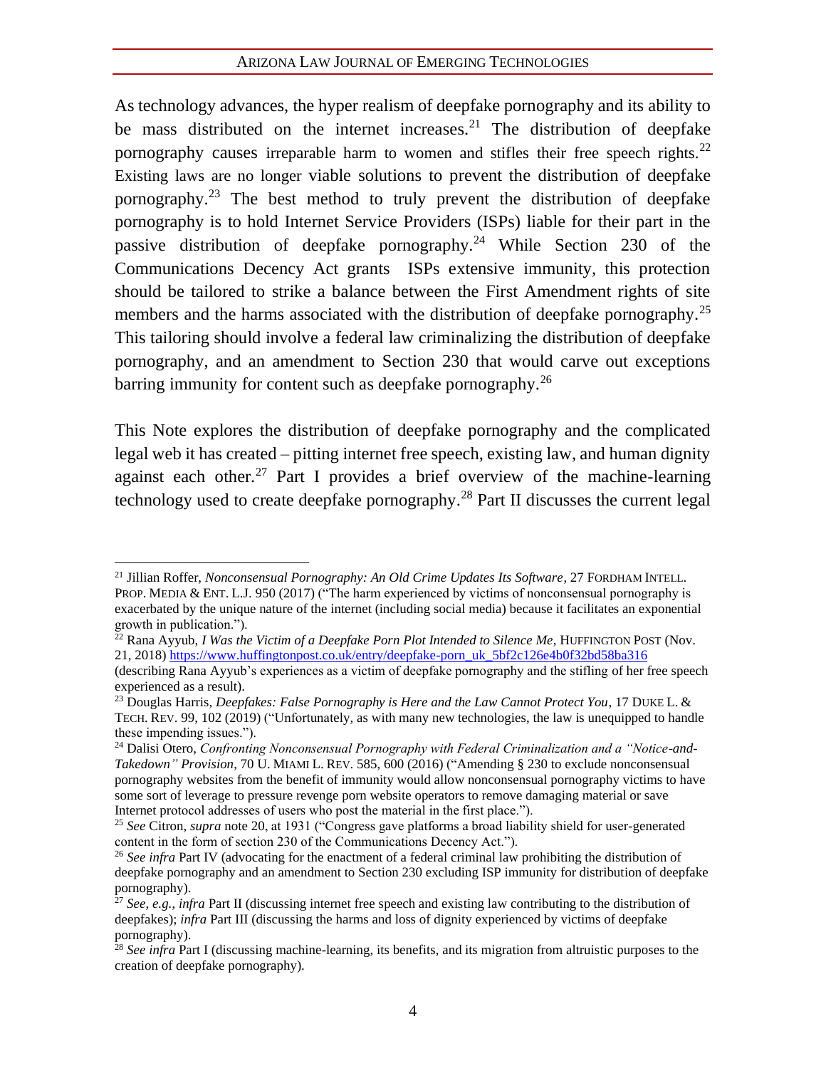As technology advances, the hyper realism of deepfake pornography and its ability to be mass distributed on the internet increases.[21] The distribution of deepfake pornography causes irreparable harm to women and stifles their free speech rights.[22] Existing laws are no longer viable solutions to prevent the distribution of deepfake pornography.[23] The best method to truly prevent the distribution of deepfake pornography is to hold Internet Service Providers (ISPs) liable for their part in the passive distribution of deepfake pornography.[24] While Section 230 of the Communications Decency Act grants ISPs extensive immunity, this protection should be tailored to strike a balance between the First Amendment rights of site members and the harms associated with the distribution of deepfake pornography.[25] This tailoring should involve a federal law criminalizing the distribution of deepfake pornography, and an amendment to Section 230 that would carve out exceptions barring immunity for content such as deepfake pornography.[26]

This Note explores the distribution of deepfake pornography and the complicated legal web it has created – pitting internet free speech, existing law, and human dignity against each other.[27] Part I provides a brief overview of the machine-learning technology used to create deepfake pornography.[28] Part II discusses the current legal

---

[21] Jillian Roffer, *Nonconsensual Pornography: An Old Crime Updates Its Software*, 27 FORDHAM INTELL. PROP. MEDIA & ENT. L.J. 950 (2017) ("The harm experienced by victims of nonconsensual pornography is exacerbated by the unique nature of the internet (including social media) because it facilitates an exponential growth in publication.").

[22] Rana Ayyub, *I Was the Victim of a Deepfake Porn Plot Intended to Silence Me*, HUFFINGTON POST (Nov. 21, 2018) https://www.huffingtonpost.co.uk/entry/deepfake-porn_uk_5bf2c126e4b0f32bd58ba316 (describing Rana Ayyub's experiences as a victim of deepfake pornography and the stifling of her free speech experienced as a result).

[23] Douglas Harris, *Deepfakes: False Pornography is Here and the Law Cannot Protect You*, 17 DUKE L. & TECH. REV. 99, 102 (2019) ("Unfortunately, as with many new technologies, the law is unequipped to handle these impending issues.").

[24] Dalisi Otero, *Confronting Nonconsensual Pornography with Federal Criminalization and a "Notice-and-Takedown" Provision*, 70 U. MIAMI L. REV. 585, 600 (2016) ("Amending § 230 to exclude nonconsensual pornography websites from the benefit of immunity would allow nonconsensual pornography victims to have some sort of leverage to pressure revenge porn website operators to remove damaging material or save Internet protocol addresses of users who post the material in the first place.").

[25] *See* Citron, *supra* note 20, at 1931 ("Congress gave platforms a broad liability shield for user-generated content in the form of section 230 of the Communications Decency Act.").

[26] *See infra* Part IV (advocating for the enactment of a federal criminal law prohibiting the distribution of deepfake pornography and an amendment to Section 230 excluding ISP immunity for distribution of deepfake pornography).

[27] *See, e.g.*, *infra* Part II (discussing internet free speech and existing law contributing to the distribution of deepfakes); *infra* Part III (discussing the harms and loss of dignity experienced by victims of deepfake pornography).

[28] *See infra* Part I (discussing machine-learning, its benefits, and its migration from altruistic purposes to the creation of deepfake pornography).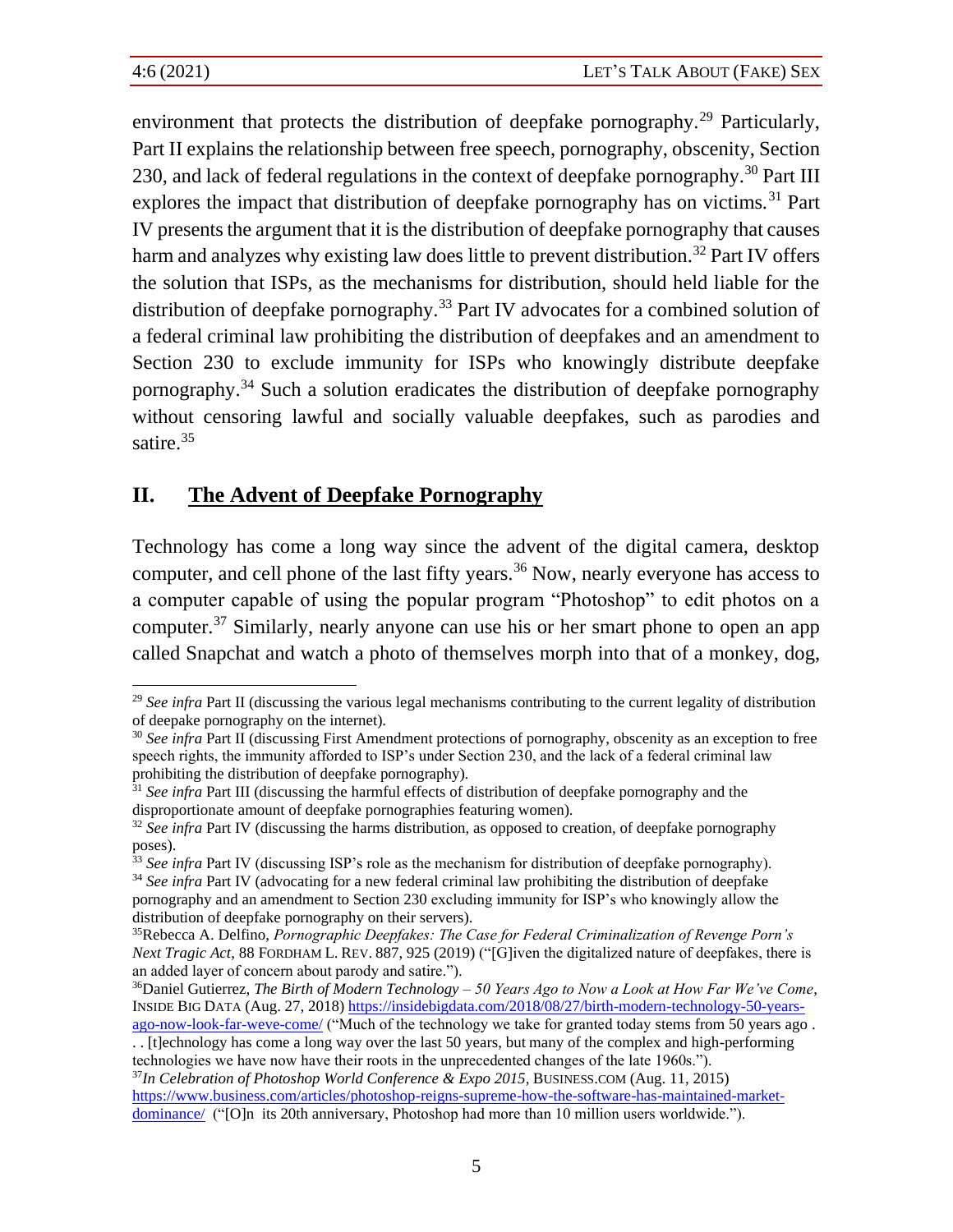environment that protects the distribution of deepfake pornography.[29] Particularly, Part II explains the relationship between free speech, pornography, obscenity, Section 230, and lack of federal regulations in the context of deepfake pornography.[30] Part III explores the impact that distribution of deepfake pornography has on victims.[31] Part IV presents the argument that it is the distribution of deepfake pornography that causes harm and analyzes why existing law does little to prevent distribution.[32] Part IV offers the solution that ISPs, as the mechanisms for distribution, should held liable for the distribution of deepfake pornography.[33] Part IV advocates for a combined solution of a federal criminal law prohibiting the distribution of deepfakes and an amendment to Section 230 to exclude immunity for ISPs who knowingly distribute deepfake pornography.[34] Such a solution eradicates the distribution of deepfake pornography without censoring lawful and socially valuable deepfakes, such as parodies and satire.[35]

## II. The Advent of Deepfake Pornography

Technology has come a long way since the advent of the digital camera, desktop computer, and cell phone of the last fifty years.[36] Now, nearly everyone has access to a computer capable of using the popular program "Photoshop" to edit photos on a computer.[37] Similarly, nearly anyone can use his or her smart phone to open an app called Snapchat and watch a photo of themselves morph into that of a monkey, dog,

---

[29] *See infra* Part II (discussing the various legal mechanisms contributing to the current legality of distribution of deepake pornography on the internet).

[30] *See infra* Part II (discussing First Amendment protections of pornography, obscenity as an exception to free speech rights, the immunity afforded to ISP's under Section 230, and the lack of a federal criminal law prohibiting the distribution of deepfake pornography).

[31] *See infra* Part III (discussing the harmful effects of distribution of deepfake pornography and the disproportionate amount of deepfake pornographies featuring women).

[32] *See infra* Part IV (discussing the harms distribution, as opposed to creation, of deepfake pornography poses).

[33] *See infra* Part IV (discussing ISP's role as the mechanism for distribution of deepfake pornography).

[34] *See infra* Part IV (advocating for a new federal criminal law prohibiting the distribution of deepfake pornography and an amendment to Section 230 excluding immunity for ISP's who knowingly allow the distribution of deepfake pornography on their servers).

[35] Rebecca A. Delfino, *Pornographic Deepfakes: The Case for Federal Criminalization of Revenge Porn's Next Tragic Act*, 88 FORDHAM L. REV. 887, 925 (2019) ("[G]iven the digitalized nature of deepfakes, there is an added layer of concern about parody and satire.").

[36] Daniel Gutierrez, *The Birth of Modern Technology – 50 Years Ago to Now a Look at How Far We've Come*, INSIDE BIG DATA (Aug. 27, 2018) https://insidebigdata.com/2018/08/27/birth-modern-technology-50-years-ago-now-look-far-weve-come/ ("Much of the technology we take for granted today stems from 50 years ago . . . [t]echnology has come a long way over the last 50 years, but many of the complex and high-performing technologies we have now have their roots in the unprecedented changes of the late 1960s.").

[37] *In Celebration of Photoshop World Conference & Expo 2015*, BUSINESS.COM (Aug. 11, 2015) https://www.business.com/articles/photoshop-reigns-supreme-how-the-software-has-maintained-market-dominance/ ("[O]n its 20th anniversary, Photoshop had more than 10 million users worldwide.").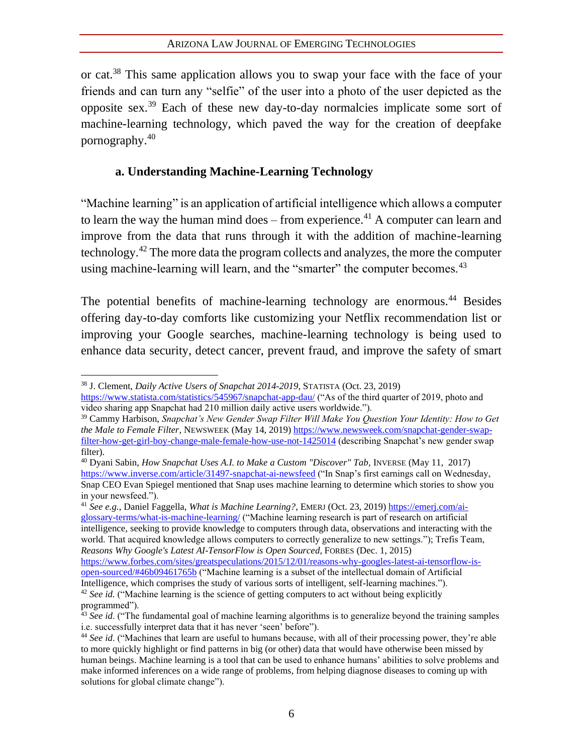or cat.[38] This same application allows you to swap your face with the face of your friends and can turn any "selfie" of the user into a photo of the user depicted as the opposite sex.[39] Each of these new day-to-day normalcies implicate some sort of machine-learning technology, which paved the way for the creation of deepfake pornography.[40]

### a. Understanding Machine-Learning Technology

"Machine learning" is an application of artificial intelligence which allows a computer to learn the way the human mind does – from experience.[41] A computer can learn and improve from the data that runs through it with the addition of machine-learning technology.[42] The more data the program collects and analyzes, the more the computer using machine-learning will learn, and the "smarter" the computer becomes.[43]

The potential benefits of machine-learning technology are enormous.[44] Besides offering day-to-day comforts like customizing your Netflix recommendation list or improving your Google searches, machine-learning technology is being used to enhance data security, detect cancer, prevent fraud, and improve the safety of smart

---

[38] J. Clement, *Daily Active Users of Snapchat 2014-2019*, STATISTA (Oct. 23, 2019) https://www.statista.com/statistics/545967/snapchat-app-dau/ ("As of the third quarter of 2019, photo and video sharing app Snapchat had 210 million daily active users worldwide.").

[39] Cammy Harbison, *Snapchat's New Gender Swap Filter Will Make You Question Your Identity: How to Get the Male to Female Filter*, NEWSWEEK (May 14, 2019) https://www.newsweek.com/snapchat-gender-swap-filter-how-get-girl-boy-change-male-female-how-use-not-1425014 (describing Snapchat's new gender swap filter).

[40] Dyani Sabin, *How Snapchat Uses A.I. to Make a Custom "Discover" Tab*, INVERSE (May 11, 2017) https://www.inverse.com/article/31497-snapchat-ai-newsfeed ("In Snap's first earnings call on Wednesday, Snap CEO Evan Spiegel mentioned that Snap uses machine learning to determine which stories to show you in your newsfeed.").

[41] *See e.g.*, Daniel Faggella, *What is Machine Learning?*, EMERJ (Oct. 23, 2019) https://emerj.com/ai-glossary-terms/what-is-machine-learning/ ("Machine learning research is part of research on artificial intelligence, seeking to provide knowledge to computers through data, observations and interacting with the world. That acquired knowledge allows computers to correctly generalize to new settings."); Trefis Team, *Reasons Why Google's Latest AI-TensorFlow is Open Sourced*, FORBES (Dec. 1, 2015) https://www.forbes.com/sites/greatspeculations/2015/12/01/reasons-why-googles-latest-ai-tensorflow-is-open-sourced/#46b09461765b ("Machine learning is a subset of the intellectual domain of Artificial Intelligence, which comprises the study of various sorts of intelligent, self-learning machines.").

[42] *See id.* ("Machine learning is the science of getting computers to act without being explicitly programmed").

[43] *See id*. ("The fundamental goal of machine learning algorithms is to generalize beyond the training samples i.e. successfully interpret data that it has never 'seen' before").

[44] *See id*. ("Machines that learn are useful to humans because, with all of their processing power, they're able to more quickly highlight or find patterns in big (or other) data that would have otherwise been missed by human beings. Machine learning is a tool that can be used to enhance humans' abilities to solve problems and make informed inferences on a wide range of problems, from helping diagnose diseases to coming up with solutions for global climate change").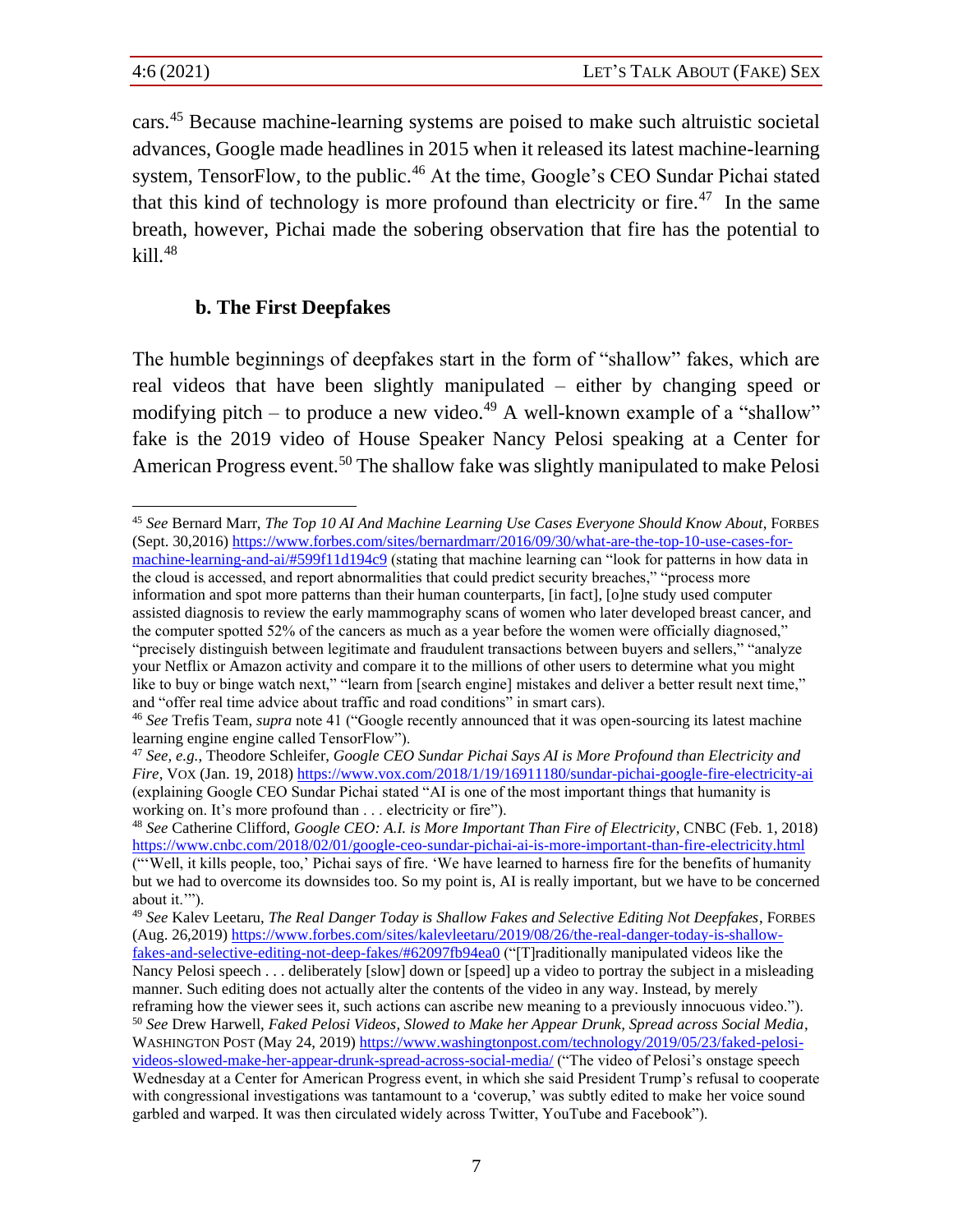cars.[45] Because machine-learning systems are poised to make such altruistic societal advances, Google made headlines in 2015 when it released its latest machine-learning system, TensorFlow, to the public.[46] At the time, Google's CEO Sundar Pichai stated that this kind of technology is more profound than electricity or fire.[47] In the same breath, however, Pichai made the sobering observation that fire has the potential to kill.[48]

### b. The First Deepfakes

The humble beginnings of deepfakes start in the form of "shallow" fakes, which are real videos that have been slightly manipulated – either by changing speed or modifying pitch – to produce a new video.[49] A well-known example of a "shallow" fake is the 2019 video of House Speaker Nancy Pelosi speaking at a Center for American Progress event.[50] The shallow fake was slightly manipulated to make Pelosi

---

[45] *See* Bernard Marr, *The Top 10 AI And Machine Learning Use Cases Everyone Should Know About*, FORBES (Sept. 30,2016) https://www.forbes.com/sites/bernardmarr/2016/09/30/what-are-the-top-10-use-cases-for-machine-learning-and-ai/#599f11d194c9 (stating that machine learning can "look for patterns in how data in the cloud is accessed, and report abnormalities that could predict security breaches," "process more information and spot more patterns than their human counterparts, [in fact], [o]ne study used computer assisted diagnosis to review the early mammography scans of women who later developed breast cancer, and the computer spotted 52% of the cancers as much as a year before the women were officially diagnosed," "precisely distinguish between legitimate and fraudulent transactions between buyers and sellers," "analyze your Netflix or Amazon activity and compare it to the millions of other users to determine what you might like to buy or binge watch next," "learn from [search engine] mistakes and deliver a better result next time," and "offer real time advice about traffic and road conditions" in smart cars).

[46] *See* Trefis Team, *supra* note 41 ("Google recently announced that it was open-sourcing its latest machine learning engine called TensorFlow").

[47] *See, e.g.*, Theodore Schleifer, *Google CEO Sundar Pichai Says AI is More Profound than Electricity and Fire*, VOX (Jan. 19, 2018) https://www.vox.com/2018/1/19/16911180/sundar-pichai-google-fire-electricity-ai (explaining Google CEO Sundar Pichai stated "AI is one of the most important things that humanity is working on. It's more profound than . . . electricity or fire").

[48] *See* Catherine Clifford, *Google CEO: A.I. is More Important Than Fire of Electricity*, CNBC (Feb. 1, 2018) https://www.cnbc.com/2018/02/01/google-ceo-sundar-pichai-ai-is-more-important-than-fire-electricity.html ("'Well, it kills people, too,' Pichai says of fire. 'We have learned to harness fire for the benefits of humanity but we had to overcome its downsides too. So my point is, AI is really important, but we have to be concerned about it.'").

[49] *See* Kalev Leetaru, *The Real Danger Today is Shallow Fakes and Selective Editing Not Deepfakes*, FORBES (Aug. 26,2019) https://www.forbes.com/sites/kalevleetaru/2019/08/26/the-real-danger-today-is-shallow-fakes-and-selective-editing-not-deep-fakes/#62097fb94ea0 ("[T]raditionally manipulated videos like the Nancy Pelosi speech . . . deliberately [slow] down or [speed] up a video to portray the subject in a misleading manner. Such editing does not actually alter the contents of the video in any way. Instead, by merely reframing how the viewer sees it, such actions can ascribe new meaning to a previously innocuous video.").

[50] *See* Drew Harwell, *Faked Pelosi Videos, Slowed to Make her Appear Drunk, Spread across Social Media*, WASHINGTON POST (May 24, 2019) https://www.washingtonpost.com/technology/2019/05/23/faked-pelosi-videos-slowed-make-her-appear-drunk-spread-across-social-media/ ("The video of Pelosi's onstage speech Wednesday at a Center for American Progress event, in which she said President Trump's refusal to cooperate with congressional investigations was tantamount to a 'coverup,' was subtly edited to make her voice sound garbled and warped. It was then circulated widely across Twitter, YouTube and Facebook").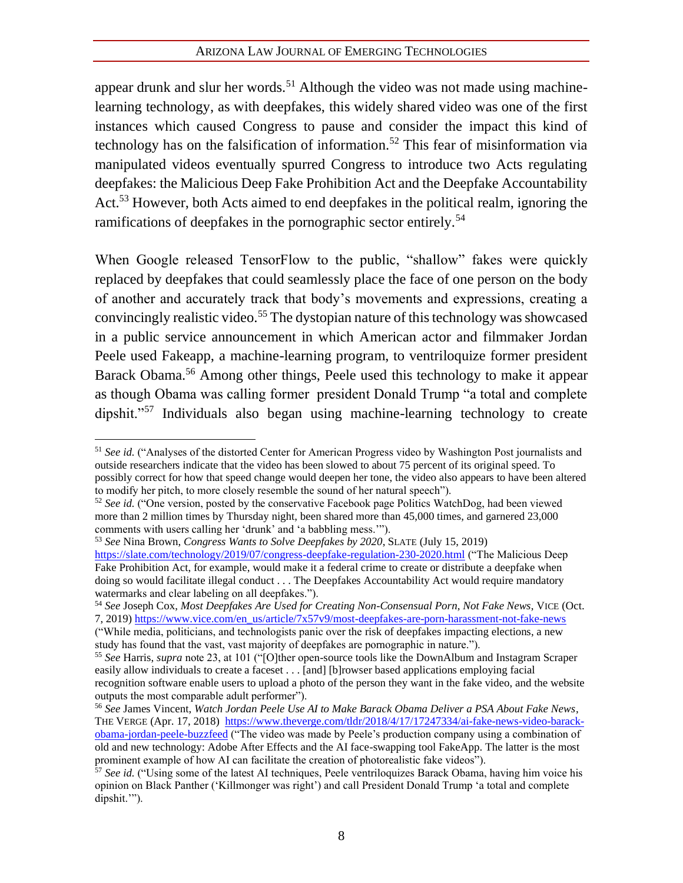appear drunk and slur her words.[51] Although the video was not made using machine-learning technology, as with deepfakes, this widely shared video was one of the first instances which caused Congress to pause and consider the impact this kind of technology has on the falsification of information.[52] This fear of misinformation via manipulated videos eventually spurred Congress to introduce two Acts regulating deepfakes: the Malicious Deep Fake Prohibition Act and the Deepfake Accountability Act.[53] However, both Acts aimed to end deepfakes in the political realm, ignoring the ramifications of deepfakes in the pornographic sector entirely.[54]

When Google released TensorFlow to the public, "shallow" fakes were quickly replaced by deepfakes that could seamlessly place the face of one person on the body of another and accurately track that body's movements and expressions, creating a convincingly realistic video.[55] The dystopian nature of this technology was showcased in a public service announcement in which American actor and filmmaker Jordan Peele used Fakeapp, a machine-learning program, to ventriloquize former president Barack Obama.[56] Among other things, Peele used this technology to make it appear as though Obama was calling former president Donald Trump "a total and complete dipshit."[57] Individuals also began using machine-learning technology to create

---

[51] *See id.* ("Analyses of the distorted Center for American Progress video by Washington Post journalists and outside researchers indicate that the video has been slowed to about 75 percent of its original speed. To possibly correct for how that speed change would deepen her tone, the video also appears to have been altered to modify her pitch, to more closely resemble the sound of her natural speech").

[52] *See id.* ("One version, posted by the conservative Facebook page Politics WatchDog, had been viewed more than 2 million times by Thursday night, been shared more than 45,000 times, and garnered 23,000 comments with users calling her 'drunk' and 'a babbling mess.'").

[53] *See* Nina Brown, *Congress Wants to Solve Deepfakes by 2020*, SLATE (July 15, 2019) https://slate.com/technology/2019/07/congress-deepfake-regulation-230-2020.html ("The Malicious Deep Fake Prohibition Act, for example, would make it a federal crime to create or distribute a deepfake when doing so would facilitate illegal conduct . . . The Deepfakes Accountability Act would require mandatory watermarks and clear labeling on all deepfakes.").

[54] *See* Joseph Cox, *Most Deepfakes Are Used for Creating Non-Consensual Porn, Not Fake News*, VICE (Oct. 7, 2019) https://www.vice.com/en_us/article/7x57v9/most-deepfakes-are-porn-harassment-not-fake-news ("While media, politicians, and technologists panic over the risk of deepfakes impacting elections, a new study has found that the vast, vast majority of deepfakes are pornographic in nature.").

[55] *See* Harris, *supra* note 23, at 101 ("[O]ther open-source tools like the DownAlbum and Instagram Scraper easily allow individuals to create a faceset . . . [and] [b]rowser based applications employing facial recognition software enable users to upload a photo of the person they want in the fake video, and the website outputs the most comparable adult performer").

[56] *See* James Vincent, *Watch Jordan Peele Use AI to Make Barack Obama Deliver a PSA About Fake News*, THE VERGE (Apr. 17, 2018) https://www.theverge.com/tldr/2018/4/17/17247334/ai-fake-news-video-barack-obama-jordan-peele-buzzfeed ("The video was made by Peele's production company using a combination of old and new technology: Adobe After Effects and the AI face-swapping tool FakeApp. The latter is the most prominent example of how AI can facilitate the creation of photorealistic fake videos").

[57] *See id.* ("Using some of the latest AI techniques, Peele ventriloquizes Barack Obama, having him voice his opinion on Black Panther ('Killmonger was right') and call President Donald Trump 'a total and complete dipshit.'").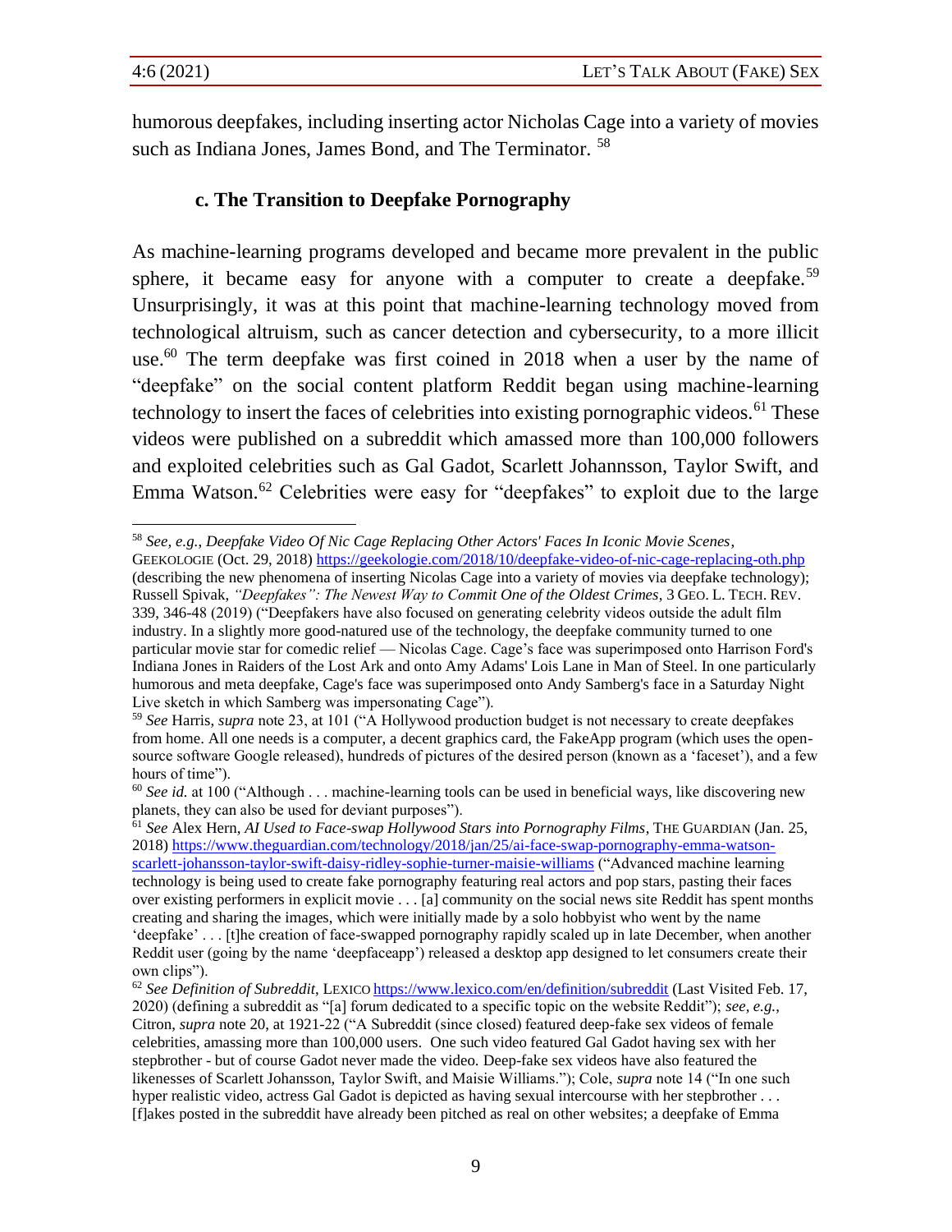humorous deepfakes, including inserting actor Nicholas Cage into a variety of movies such as Indiana Jones, James Bond, and The Terminator. [58]

### c. The Transition to Deepfake Pornography

As machine-learning programs developed and became more prevalent in the public sphere, it became easy for anyone with a computer to create a deepfake.[59] Unsurprisingly, it was at this point that machine-learning technology moved from technological altruism, such as cancer detection and cybersecurity, to a more illicit use.[60] The term deepfake was first coined in 2018 when a user by the name of "deepfake" on the social content platform Reddit began using machine-learning technology to insert the faces of celebrities into existing pornographic videos.[61] These videos were published on a subreddit which amassed more than 100,000 followers and exploited celebrities such as Gal Gadot, Scarlett Johannsson, Taylor Swift, and Emma Watson.[62] Celebrities were easy for "deepfakes" to exploit due to the large

---

[58] *See, e.g.*, *Deepfake Video Of Nic Cage Replacing Other Actors' Faces In Iconic Movie Scenes*, GEEKOLOGIE (Oct. 29, 2018) https://geekologie.com/2018/10/deepfake-video-of-nic-cage-replacing-oth.php (describing the new phenomena of inserting Nicolas Cage into a variety of movies via deepfake technology); Russell Spivak, *"Deepfakes": The Newest Way to Commit One of the Oldest Crimes*, 3 GEO. L. TECH. REV. 339, 346-48 (2019) ("Deepfakers have also focused on generating celebrity videos outside the adult film industry. In a slightly more good-natured use of the technology, the deepfake community turned to one particular movie star for comedic relief — Nicolas Cage. Cage's face was superimposed onto Harrison Ford's Indiana Jones in Raiders of the Lost Ark and onto Amy Adams' Lois Lane in Man of Steel. In one particularly humorous and meta deepfake, Cage's face was superimposed onto Andy Samberg's face in a Saturday Night Live sketch in which Samberg was impersonating Cage").

[59] *See* Harris, *supra* note 23, at 101 ("A Hollywood production budget is not necessary to create deepfakes from home. All one needs is a computer, a decent graphics card, the FakeApp program (which uses the open-source software Google released), hundreds of pictures of the desired person (known as a 'faceset'), and a few hours of time").

[60] *See id.* at 100 ("Although . . . machine-learning tools can be used in beneficial ways, like discovering new planets, they can also be used for deviant purposes").

[61] *See* Alex Hern, *AI Used to Face-swap Hollywood Stars into Pornography Films*, THE GUARDIAN (Jan. 25, 2018) https://www.theguardian.com/technology/2018/jan/25/ai-face-swap-pornography-emma-watson-scarlett-johansson-taylor-swift-daisy-ridley-sophie-turner-maisie-williams ("Advanced machine learning technology is being used to create fake pornography featuring real actors and pop stars, pasting their faces over existing performers in explicit movie . . . [a] community on the social news site Reddit has spent months creating and sharing the images, which were initially made by a solo hobbyist who went by the name 'deepfake' . . . [t]he creation of face-swapped pornography rapidly scaled up in late December, when another Reddit user (going by the name 'deepfaceapp') released a desktop app designed to let consumers create their own clips").

[62] *See Definition of Subreddit*, LEXICO https://www.lexico.com/en/definition/subreddit (Last Visited Feb. 17, 2020) (defining a subreddit as "[a] forum dedicated to a specific topic on the website Reddit"); *see, e.g.*, Citron, *supra* note 20, at 1921-22 ("A Subreddit (since closed) featured deep-fake sex videos of female celebrities, amassing more than 100,000 users. One such video featured Gal Gadot having sex with her stepbrother - but of course Gadot never made the video. Deep-fake sex videos have also featured the likenesses of Scarlett Johansson, Taylor Swift, and Maisie Williams."); Cole, *supra* note 14 ("In one such hyper realistic video, actress Gal Gadot is depicted as having sexual intercourse with her stepbrother . . . [f]akes posted in the subreddit have already been pitched as real on other websites; a deepfake of Emma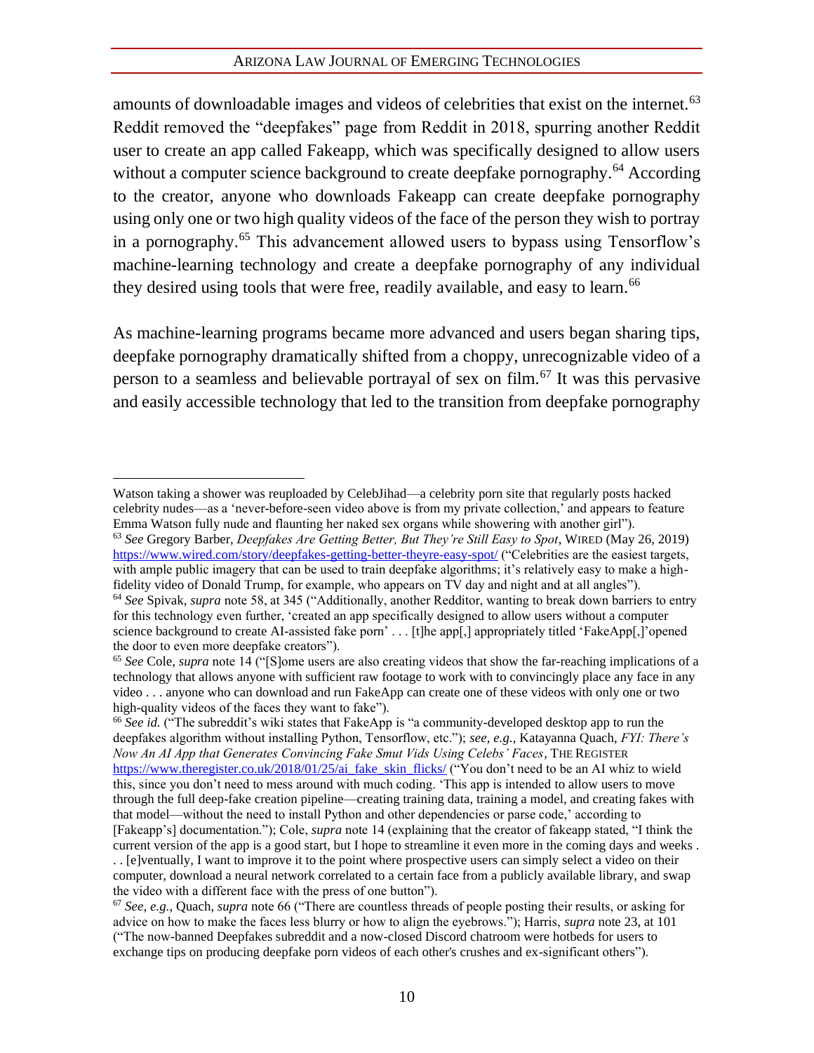amounts of downloadable images and videos of celebrities that exist on the internet.[63] Reddit removed the "deepfakes" page from Reddit in 2018, spurring another Reddit user to create an app called Fakeapp, which was specifically designed to allow users without a computer science background to create deepfake pornography.[64] According to the creator, anyone who downloads Fakeapp can create deepfake pornography using only one or two high quality videos of the face of the person they wish to portray in a pornography.[65] This advancement allowed users to bypass using Tensorflow's machine-learning technology and create a deepfake pornography of any individual they desired using tools that were free, readily available, and easy to learn.[66]

As machine-learning programs became more advanced and users began sharing tips, deepfake pornography dramatically shifted from a choppy, unrecognizable video of a person to a seamless and believable portrayal of sex on film.[67] It was this pervasive and easily accessible technology that led to the transition from deepfake pornography

---

Watson taking a shower was reuploaded by CelebJihad—a celebrity porn site that regularly posts hacked celebrity nudes—as a 'never-before-seen video above is from my private collection,' and appears to feature Emma Watson fully nude and flaunting her naked sex organs while showering with another girl").

[63] *See* Gregory Barber, *Deepfakes Are Getting Better, But They're Still Easy to Spot*, WIRED (May 26, 2019) https://www.wired.com/story/deepfakes-getting-better-theyre-easy-spot/ ("Celebrities are the easiest targets, with ample public imagery that can be used to train deepfake algorithms; it's relatively easy to make a high-fidelity video of Donald Trump, for example, who appears on TV day and night and at all angles").

[64] *See* Spivak, *supra* note 58, at 345 ("Additionally, another Redditor, wanting to break down barriers to entry for this technology even further, 'created an app specifically designed to allow users without a computer science background to create AI-assisted fake porn' . . . [t]he app[,] appropriately titled 'FakeApp[,]'opened the door to even more deepfake creators").

[65] *See* Cole, *supra* note 14 ("[S]ome users are also creating videos that show the far-reaching implications of a technology that allows anyone with sufficient raw footage to work with to convincingly place any face in any video . . . anyone who can download and run FakeApp can create one of these videos with only one or two high-quality videos of the faces they want to fake").

[66] *See id.* ("The subreddit's wiki states that FakeApp is "a community-developed desktop app to run the deepfakes algorithm without installing Python, Tensorflow, etc."); *see, e.g.*, Katayanna Quach, *FYI: There's Now An AI App that Generates Convincing Fake Smut Vids Using Celebs' Faces*, THE REGISTER https://www.theregister.co.uk/2018/01/25/ai_fake_skin_flicks/ ("You don't need to be an AI whiz to wield this, since you don't need to mess around with much coding. 'This app is intended to allow users to move through the full deep-fake creation pipeline—creating training data, training a model, and creating fakes with that model—without the need to install Python and other dependencies or parse code,' according to [Fakeapp's] documentation."); Cole, *supra* note 14 (explaining that the creator of fakeapp stated, "I think the current version of the app is a good start, but I hope to streamline it even more in the coming days and weeks . . . [e]ventually, I want to improve it to the point where prospective users can simply select a video on their computer, download a neural network correlated to a certain face from a publicly available library, and swap the video with a different face with the press of one button").

[67] *See, e.g.*, Quach, *supra* note 66 ("There are countless threads of people posting their results, or asking for advice on how to make the faces less blurry or how to align the eyebrows."); Harris, *supra* note 23, at 101 ("The now-banned Deepfakes subreddit and a now-closed Discord chatroom were hotbeds for users to exchange tips on producing deepfake porn videos of each other's crushes and ex-significant others").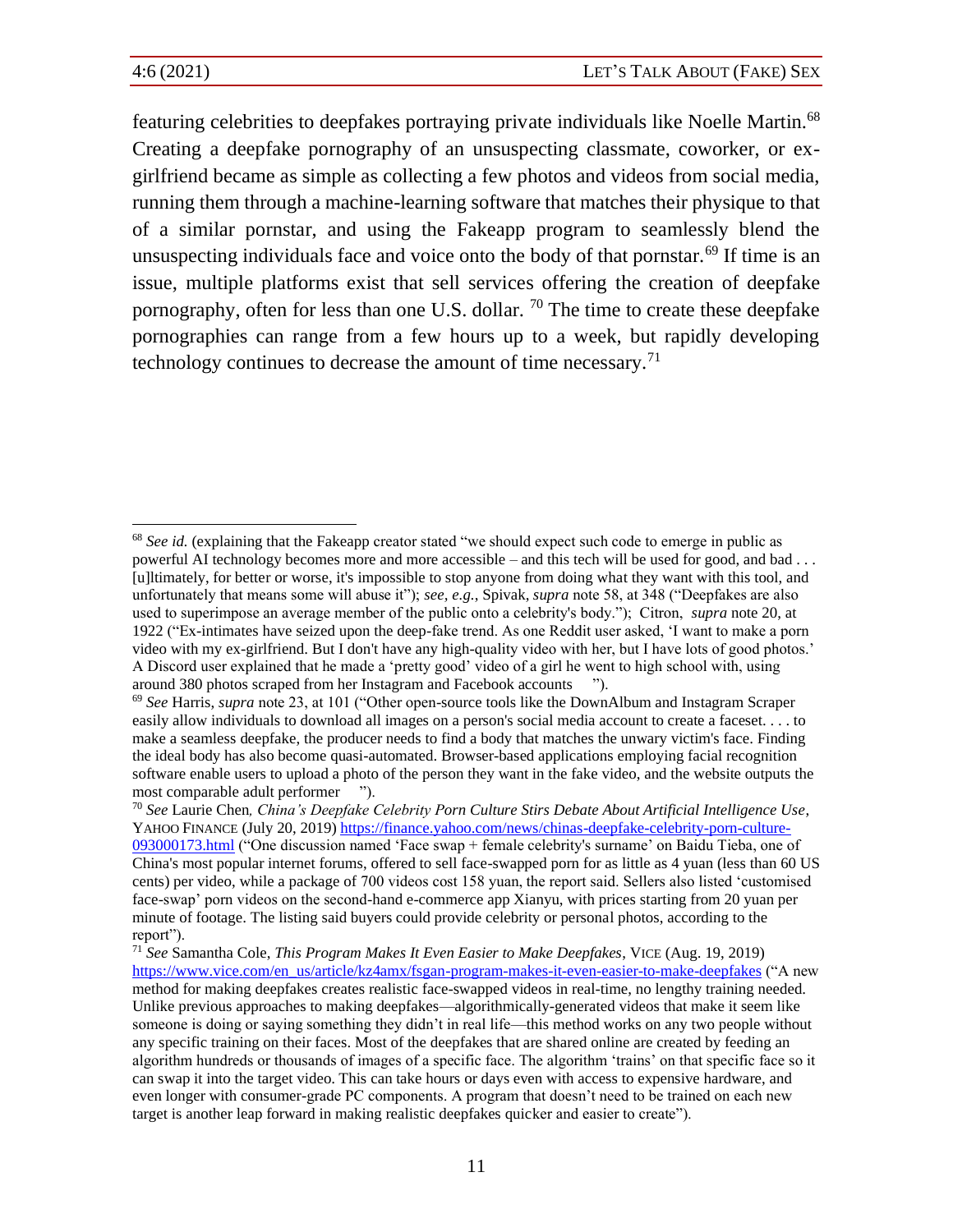featuring celebrities to deepfakes portraying private individuals like Noelle Martin.[68] Creating a deepfake pornography of an unsuspecting classmate, coworker, or ex-girlfriend became as simple as collecting a few photos and videos from social media, running them through a machine-learning software that matches their physique to that of a similar pornstar, and using the Fakeapp program to seamlessly blend the unsuspecting individuals face and voice onto the body of that pornstar.[69] If time is an issue, multiple platforms exist that sell services offering the creation of deepfake pornography, often for less than one U.S. dollar.[70] The time to create these deepfake pornographies can range from a few hours up to a week, but rapidly developing technology continues to decrease the amount of time necessary.[71]

---

[68] *See id.* (explaining that the Fakeapp creator stated "we should expect such code to emerge in public as powerful AI technology becomes more and more accessible – and this tech will be used for good, and bad . . . [u]ltimately, for better or worse, it's impossible to stop anyone from doing what they want with this tool, and unfortunately that means some will abuse it"); *see, e.g.*, Spivak, *supra* note 58, at 348 ("Deepfakes are also used to superimpose an average member of the public onto a celebrity's body."); Citron, *supra* note 20, at 1922 ("Ex-intimates have seized upon the deep-fake trend. As one Reddit user asked, 'I want to make a porn video with my ex-girlfriend. But I don't have any high-quality video with her, but I have lots of good photos.' A Discord user explained that he made a 'pretty good' video of a girl he went to high school with, using around 380 photos scraped from her Instagram and Facebook accounts ").

[69] *See* Harris, *supra* note 23, at 101 ("Other open-source tools like the DownAlbum and Instagram Scraper easily allow individuals to download all images on a person's social media account to create a faceset. . . . to make a seamless deepfake, the producer needs to find a body that matches the unwary victim's face. Finding the ideal body has also become quasi-automated. Browser-based applications employing facial recognition software enable users to upload a photo of the person they want in the fake video, and the website outputs the most comparable adult performer ").

[70] *See* Laurie Chen, *China's Deepfake Celebrity Porn Culture Stirs Debate About Artificial Intelligence Use*, YAHOO FINANCE (July 20, 2019) https://finance.yahoo.com/news/chinas-deepfake-celebrity-porn-culture-093000173.html ("One discussion named 'Face swap + female celebrity's surname' on Baidu Tieba, one of China's most popular internet forums, offered to sell face-swapped porn for as little as 4 yuan (less than 60 US cents) per video, while a package of 700 videos cost 158 yuan, the report said. Sellers also listed 'customised face-swap' porn videos on the second-hand e-commerce app Xianyu, with prices starting from 20 yuan per minute of footage. The listing said buyers could provide celebrity or personal photos, according to the report").

[71] *See* Samantha Cole, *This Program Makes It Even Easier to Make Deepfakes*, VICE (Aug. 19, 2019) https://www.vice.com/en_us/article/kz4amx/fsgan-program-makes-it-even-easier-to-make-deepfakes ("A new method for making deepfakes creates realistic face-swapped videos in real-time, no lengthy training needed. Unlike previous approaches to making deepfakes—algorithmically-generated videos that make it seem like someone is doing or saying something they didn't in real life—this method works on any two people without any specific training on their faces. Most of the deepfakes that are shared online are created by feeding an algorithm hundreds or thousands of images of a specific face. The algorithm 'trains' on that specific face so it can swap it into the target video. This can take hours or days even with access to expensive hardware, and even longer with consumer-grade PC components. A program that doesn't need to be trained on each new target is another leap forward in making realistic deepfakes quicker and easier to create").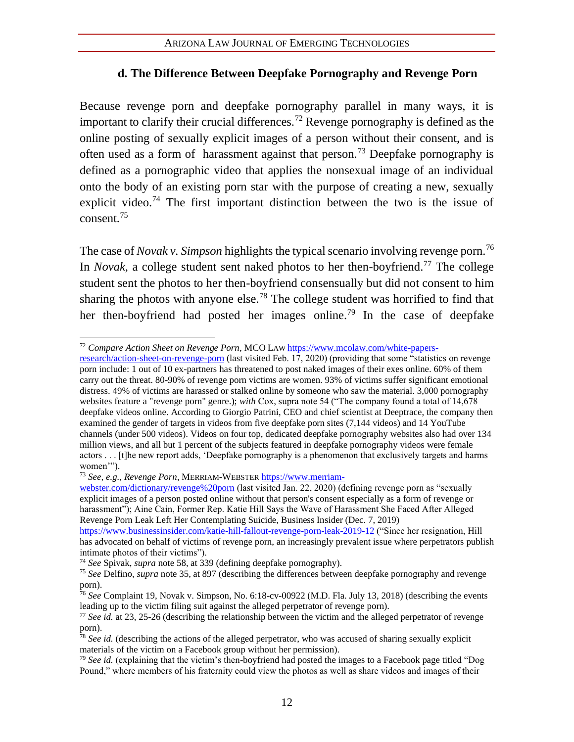### d. The Difference Between Deepfake Pornography and Revenge Porn

Because revenge porn and deepfake pornography parallel in many ways, it is important to clarify their crucial differences.[72] Revenge pornography is defined as the online posting of sexually explicit images of a person without their consent, and is often used as a form of harassment against that person.[73] Deepfake pornography is defined as a pornographic video that applies the nonsexual image of an individual onto the body of an existing porn star with the purpose of creating a new, sexually explicit video.[74] The first important distinction between the two is the issue of consent.[75]

The case of *Novak v. Simpson* highlights the typical scenario involving revenge porn.[76] In *Novak*, a college student sent naked photos to her then-boyfriend.[77] The college student sent the photos to her then-boyfriend consensually but did not consent to him sharing the photos with anyone else.[78] The college student was horrified to find that her then-boyfriend had posted her images online.[79] In the case of deepfake

---

[72] *Compare Action Sheet on Revenge Porn*, MCO LAW https://www.mcolaw.com/white-papers-research/action-sheet-on-revenge-porn (last visited Feb. 17, 2020) (providing that some "statistics on revenge porn include: 1 out of 10 ex-partners has threatened to post naked images of their exes online. 60% of them carry out the threat. 80-90% of revenge porn victims are women. 93% of victims suffer significant emotional distress. 49% of victims are harassed or stalked online by someone who saw the material. 3,000 pornography websites feature a "revenge porn" genre.); *with* Cox, supra note 54 ("The company found a total of 14,678 deepfake videos online. According to Giorgio Patrini, CEO and chief scientist at Deeptrace, the company then examined the gender of targets in videos from five deepfake porn sites (7,144 videos) and 14 YouTube channels (under 500 videos). Videos on four top, dedicated deepfake pornography websites also had over 134 million views, and all but 1 percent of the subjects featured in deepfake pornography videos were female actors . . . [t]he new report adds, 'Deepfake pornography is a phenomenon that exclusively targets and harms women'").

[73] *See, e.g.*, *Revenge Porn*, MERRIAM-WEBSTER https://www.merriam-webster.com/dictionary/revenge%20porn (last visited Jan. 22, 2020) (defining revenge porn as "sexually explicit images of a person posted online without that person's consent especially as a form of revenge or harassment"); Aine Cain, Former Rep. Katie Hill Says the Wave of Harassment She Faced After Alleged Revenge Porn Leak Left Her Contemplating Suicide, Business Insider (Dec. 7, 2019) https://www.businessinsider.com/katie-hill-fallout-revenge-porn-leak-2019-12 ("Since her resignation, Hill has advocated on behalf of victims of revenge porn, an increasingly prevalent issue where perpetrators publish intimate photos of their victims").

[74] *See* Spivak, *supra* note 58, at 339 (defining deepfake pornography).

[75] *See* Delfino, *supra* note 35, at 897 (describing the differences between deepfake pornography and revenge porn).

[76] *See* Complaint 19, Novak v. Simpson, No. 6:18-cv-00922 (M.D. Fla. July 13, 2018) (describing the events leading up to the victim filing suit against the alleged perpetrator of revenge porn).

[77] *See id.* at 23, 25-26 (describing the relationship between the victim and the alleged perpetrator of revenge porn).

[78] *See id.* (describing the actions of the alleged perpetrator, who was accused of sharing sexually explicit materials of the victim on a Facebook group without her permission).

[79] *See id.* (explaining that the victim's then-boyfriend had posted the images to a Facebook page titled "Dog Pound," where members of his fraternity could view the photos as well as share videos and images of their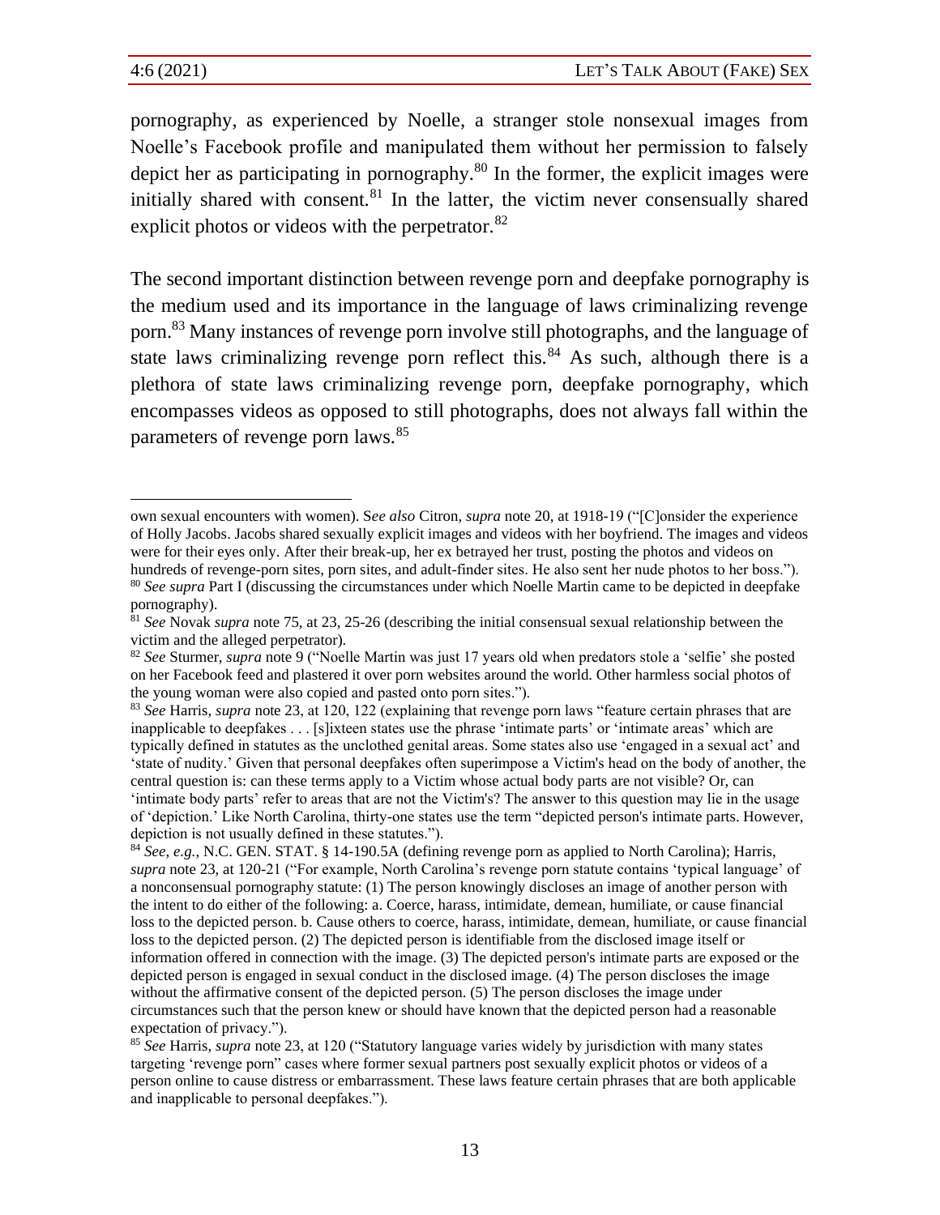pornography, as experienced by Noelle, a stranger stole nonsexual images from Noelle's Facebook profile and manipulated them without her permission to falsely depict her as participating in pornography.[80] In the former, the explicit images were initially shared with consent.[81] In the latter, the victim never consensually shared explicit photos or videos with the perpetrator.[82]

The second important distinction between revenge porn and deepfake pornography is the medium used and its importance in the language of laws criminalizing revenge porn.[83] Many instances of revenge porn involve still photographs, and the language of state laws criminalizing revenge porn reflect this.[84] As such, although there is a plethora of state laws criminalizing revenge porn, deepfake pornography, which encompasses videos as opposed to still photographs, does not always fall within the parameters of revenge porn laws.[85]

---

own sexual encounters with women). S*ee also* Citron, *supra* note 20, at 1918-19 ("[C]onsider the experience of Holly Jacobs. Jacobs shared sexually explicit images and videos with her boyfriend. The images and videos were for their eyes only. After their break-up, her ex betrayed her trust, posting the photos and videos on hundreds of revenge-porn sites, porn sites, and adult-finder sites. He also sent her nude photos to her boss.").

[80] *See supra* Part I (discussing the circumstances under which Noelle Martin came to be depicted in deepfake pornography).

[81] *See* Novak *supra* note 75, at 23, 25-26 (describing the initial consensual sexual relationship between the victim and the alleged perpetrator).

[82] *See* Sturmer, *supra* note 9 ("Noelle Martin was just 17 years old when predators stole a 'selfie' she posted on her Facebook feed and plastered it over porn websites around the world. Other harmless social photos of the young woman were also copied and pasted onto porn sites.").

[83] *See* Harris, *supra* note 23, at 120, 122 (explaining that revenge porn laws "feature certain phrases that are inapplicable to deepfakes . . . [s]ixteen states use the phrase 'intimate parts' or 'intimate areas' which are typically defined in statutes as the unclothed genital areas. Some states also use 'engaged in a sexual act' and 'state of nudity.' Given that personal deepfakes often superimpose a Victim's head on the body of another, the central question is: can these terms apply to a Victim whose actual body parts are not visible? Or, can 'intimate body parts' refer to areas that are not the Victim's? The answer to this question may lie in the usage of 'depiction.' Like North Carolina, thirty-one states use the term "depicted person's intimate parts. However, depiction is not usually defined in these statutes.").

[84] *See, e.g.*, N.C. GEN. STAT. § 14-190.5A (defining revenge porn as applied to North Carolina); Harris, *supra* note 23, at 120-21 ("For example, North Carolina's revenge porn statute contains 'typical language' of a nonconsensual pornography statute: (1) The person knowingly discloses an image of another person with the intent to do either of the following: a. Coerce, harass, intimidate, demean, humiliate, or cause financial loss to the depicted person. b. Cause others to coerce, harass, intimidate, demean, humiliate, or cause financial loss to the depicted person. (2) The depicted person is identifiable from the disclosed image itself or information offered in connection with the image. (3) The depicted person's intimate parts are exposed or the depicted person is engaged in sexual conduct in the disclosed image. (4) The person discloses the image without the affirmative consent of the depicted person. (5) The person discloses the image under circumstances such that the person knew or should have known that the depicted person had a reasonable expectation of privacy.").

[85] *See* Harris, *supra* note 23, at 120 ("Statutory language varies widely by jurisdiction with many states targeting 'revenge porn" cases where former sexual partners post sexually explicit photos or videos of a person online to cause distress or embarrassment. These laws feature certain phrases that are both applicable and inapplicable to personal deepfakes.").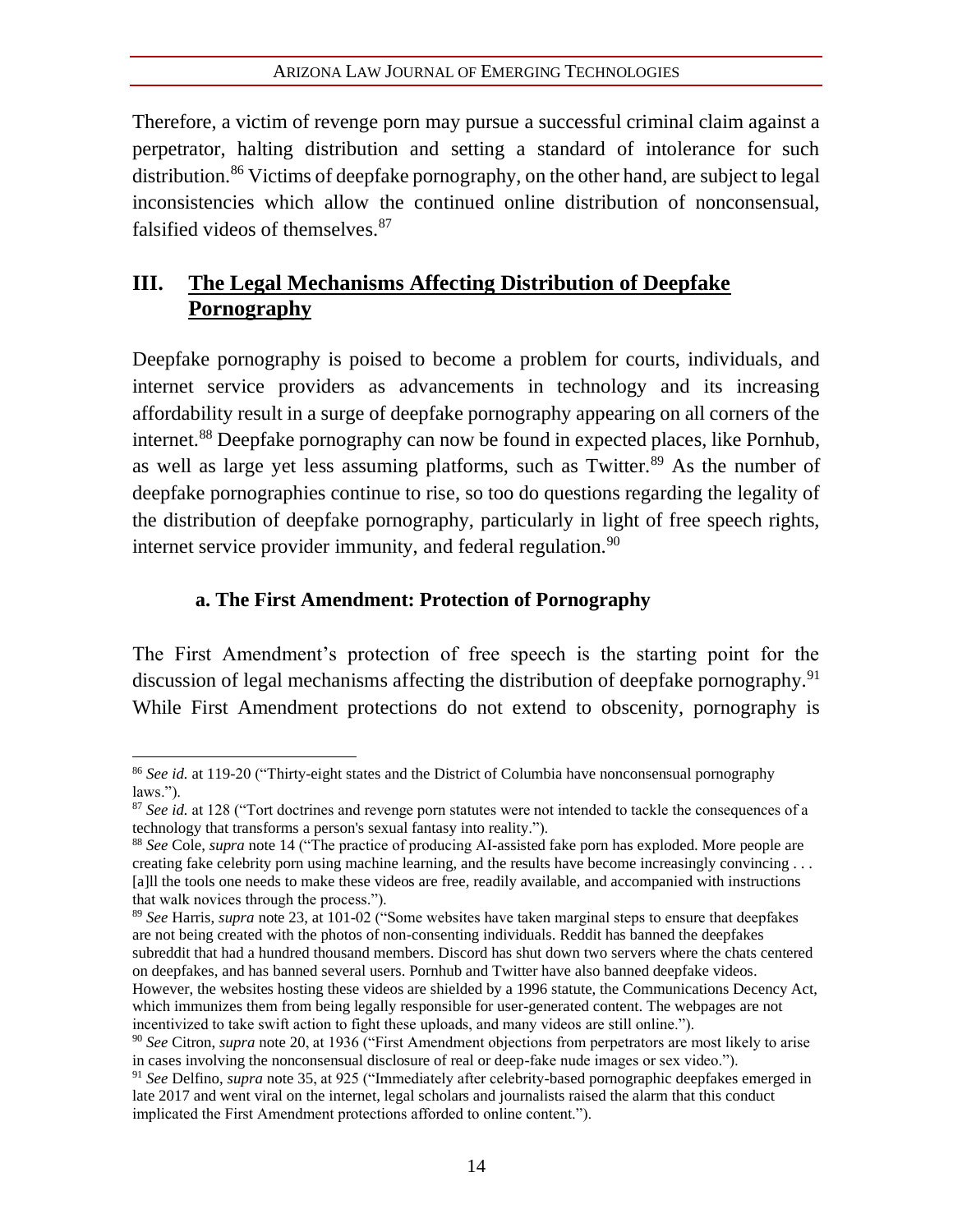Therefore, a victim of revenge porn may pursue a successful criminal claim against a perpetrator, halting distribution and setting a standard of intolerance for such distribution.[86] Victims of deepfake pornography, on the other hand, are subject to legal inconsistencies which allow the continued online distribution of nonconsensual, falsified videos of themselves.[87]

## III. The Legal Mechanisms Affecting Distribution of Deepfake Pornography

Deepfake pornography is poised to become a problem for courts, individuals, and internet service providers as advancements in technology and its increasing affordability result in a surge of deepfake pornography appearing on all corners of the internet.[88] Deepfake pornography can now be found in expected places, like Pornhub, as well as large yet less assuming platforms, such as Twitter.[89] As the number of deepfake pornographies continue to rise, so too do questions regarding the legality of the distribution of deepfake pornography, particularly in light of free speech rights, internet service provider immunity, and federal regulation.[90]

### a. The First Amendment: Protection of Pornography

The First Amendment's protection of free speech is the starting point for the discussion of legal mechanisms affecting the distribution of deepfake pornography.[91] While First Amendment protections do not extend to obscenity, pornography is

---

[86] *See id.* at 119-20 ("Thirty-eight states and the District of Columbia have nonconsensual pornography laws.").

[87] *See id.* at 128 ("Tort doctrines and revenge porn statutes were not intended to tackle the consequences of a technology that transforms a person's sexual fantasy into reality.").

[88] *See* Cole, *supra* note 14 ("The practice of producing AI-assisted fake porn has exploded. More people are creating fake celebrity porn using machine learning, and the results have become increasingly convincing . . . [a]ll the tools one needs to make these videos are free, readily available, and accompanied with instructions that walk novices through the process.").

[89] *See* Harris, *supra* note 23, at 101-02 ("Some websites have taken marginal steps to ensure that deepfakes are not being created with the photos of non-consenting individuals. Reddit has banned the deepfakes subreddit that had a hundred thousand members. Discord has shut down two servers where the chats centered on deepfakes, and has banned several users. Pornhub and Twitter have also banned deepfake videos. However, the websites hosting these videos are shielded by a 1996 statute, the Communications Decency Act, which immunizes them from being legally responsible for user-generated content. The webpages are not incentivized to take swift action to fight these uploads, and many videos are still online.").

[90] *See* Citron, *supra* note 20, at 1936 ("First Amendment objections from perpetrators are most likely to arise in cases involving the nonconsensual disclosure of real or deep-fake nude images or sex video.").

[91] *See* Delfino, *supra* note 35, at 925 ("Immediately after celebrity-based pornographic deepfakes emerged in late 2017 and went viral on the internet, legal scholars and journalists raised the alarm that this conduct implicated the First Amendment protections afforded to online content.").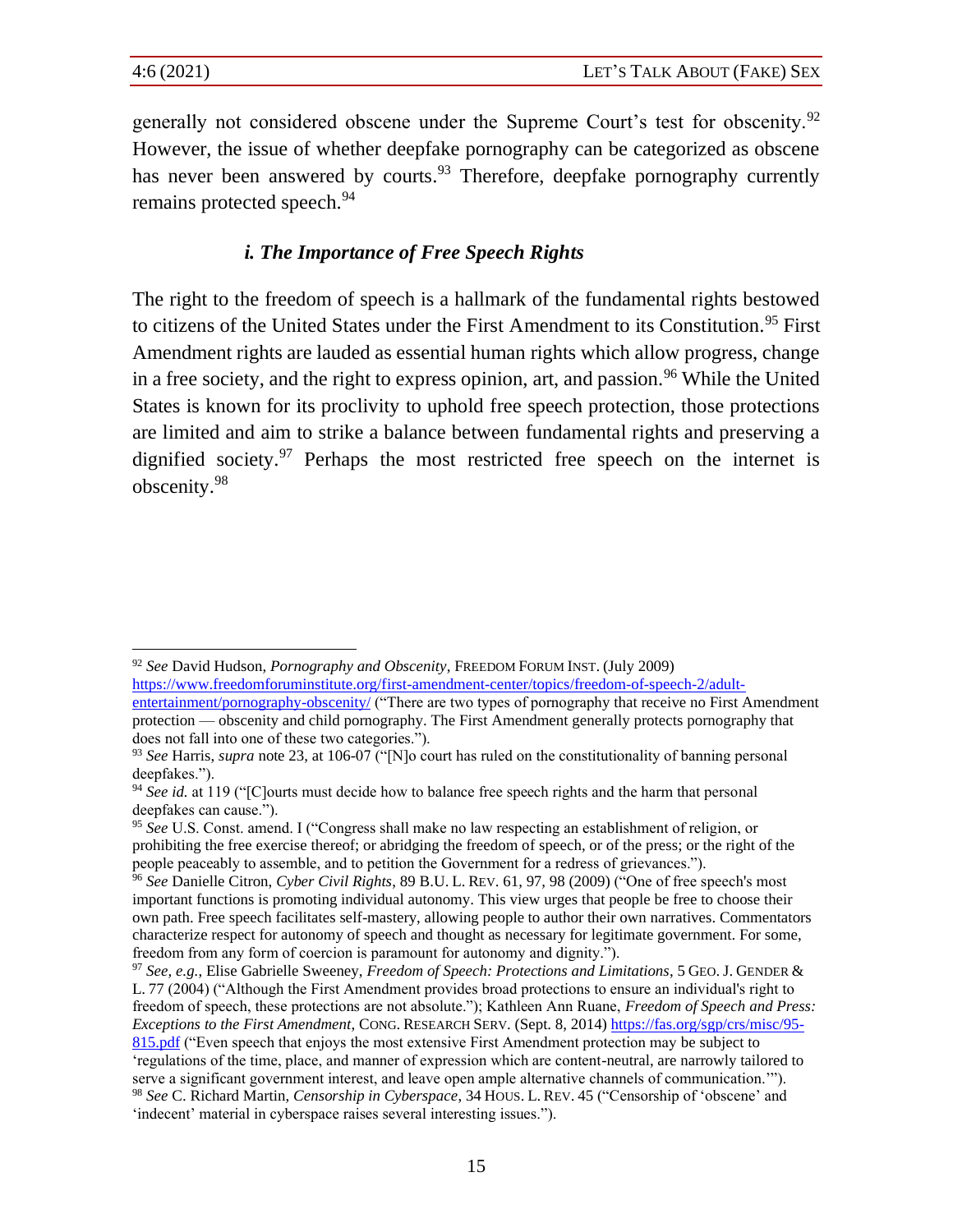generally not considered obscene under the Supreme Court's test for obscenity.[92] However, the issue of whether deepfake pornography can be categorized as obscene has never been answered by courts.[93] Therefore, deepfake pornography currently remains protected speech.[94]

### *i. The Importance of Free Speech Rights*

The right to the freedom of speech is a hallmark of the fundamental rights bestowed to citizens of the United States under the First Amendment to its Constitution.[95] First Amendment rights are lauded as essential human rights which allow progress, change in a free society, and the right to express opinion, art, and passion.[96] While the United States is known for its proclivity to uphold free speech protection, those protections are limited and aim to strike a balance between fundamental rights and preserving a dignified society.[97] Perhaps the most restricted free speech on the internet is obscenity.[98]

---

[92] *See* David Hudson, *Pornography and Obscenity*, FREEDOM FORUM INST. (July 2009) https://www.freedomforuminstitute.org/first-amendment-center/topics/freedom-of-speech-2/adult-entertainment/pornography-obscenity/ ("There are two types of pornography that receive no First Amendment protection — obscenity and child pornography. The First Amendment generally protects pornography that does not fall into one of these two categories.").

[93] *See* Harris, *supra* note 23, at 106-07 ("[N]o court has ruled on the constitutionality of banning personal deepfakes.").

[94] *See id.* at 119 ("[C]ourts must decide how to balance free speech rights and the harm that personal deepfakes can cause.").

[95] *See* U.S. Const. amend. I ("Congress shall make no law respecting an establishment of religion, or prohibiting the free exercise thereof; or abridging the freedom of speech, or of the press; or the right of the people peaceably to assemble, and to petition the Government for a redress of grievances.").

[96] *See* Danielle Citron, *Cyber Civil Rights*, 89 B.U. L. REV. 61, 97, 98 (2009) ("One of free speech's most important functions is promoting individual autonomy. This view urges that people be free to choose their own path. Free speech facilitates self-mastery, allowing people to author their own narratives. Commentators characterize respect for autonomy of speech and thought as necessary for legitimate government. For some, freedom from any form of coercion is paramount for autonomy and dignity.").

[97] *See, e.g.*, Elise Gabrielle Sweeney, *Freedom of Speech: Protections and Limitations*, 5 GEO. J. GENDER & L. 77 (2004) ("Although the First Amendment provides broad protections to ensure an individual's right to freedom of speech, these protections are not absolute."); Kathleen Ann Ruane, *Freedom of Speech and Press: Exceptions to the First Amendment*, CONG. RESEARCH SERV. (Sept. 8, 2014) https://fas.org/sgp/crs/misc/95-815.pdf ("Even speech that enjoys the most extensive First Amendment protection may be subject to 'regulations of the time, place, and manner of expression which are content-neutral, are narrowly tailored to serve a significant government interest, and leave open ample alternative channels of communication.'").

[98] *See* C. Richard Martin, *Censorship in Cyberspace*, 34 HOUS. L. REV. 45 ("Censorship of 'obscene' and 'indecent' material in cyberspace raises several interesting issues.").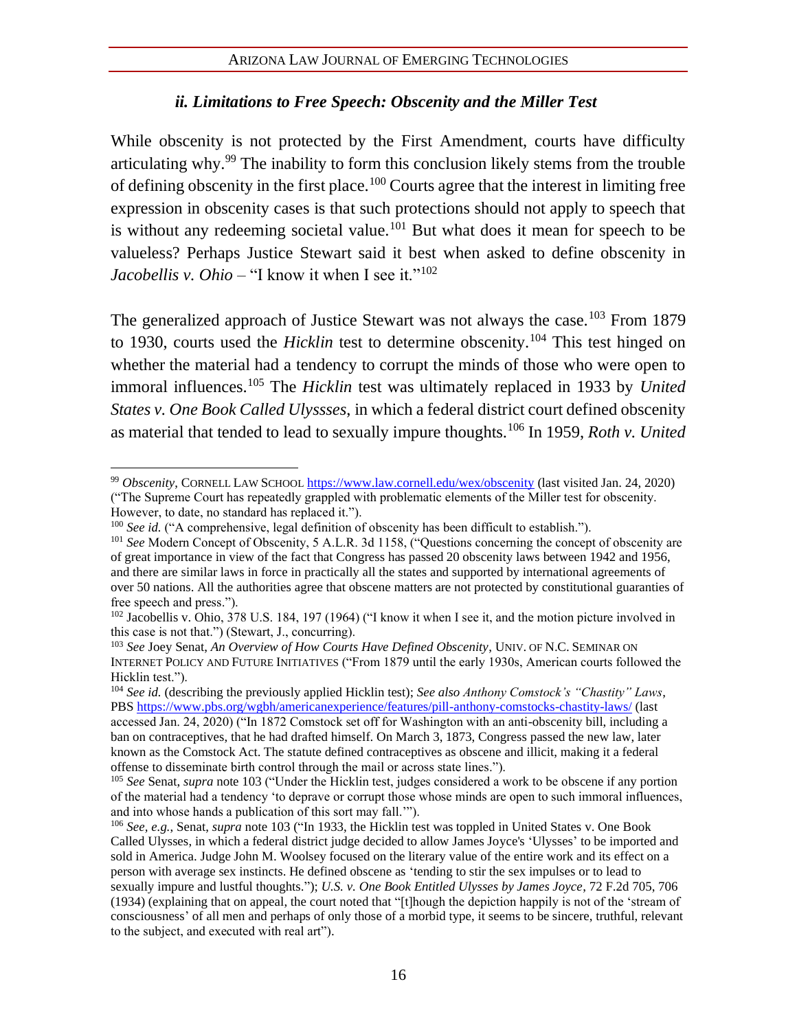### *ii. Limitations to Free Speech: Obscenity and the Miller Test*

While obscenity is not protected by the First Amendment, courts have difficulty articulating why.[99] The inability to form this conclusion likely stems from the trouble of defining obscenity in the first place.[100] Courts agree that the interest in limiting free expression in obscenity cases is that such protections should not apply to speech that is without any redeeming societal value.[101] But what does it mean for speech to be valueless? Perhaps Justice Stewart said it best when asked to define obscenity in *Jacobellis v. Ohio* – "I know it when I see it."[102]

The generalized approach of Justice Stewart was not always the case.[103] From 1879 to 1930, courts used the *Hicklin* test to determine obscenity.[104] This test hinged on whether the material had a tendency to corrupt the minds of those who were open to immoral influences.[105] The *Hicklin* test was ultimately replaced in 1933 by *United States v. One Book Called Ulyssses*, in which a federal district court defined obscenity as material that tended to lead to sexually impure thoughts.[106] In 1959, *Roth v. United*

---

[99] *Obscenity*, CORNELL LAW SCHOOL https://www.law.cornell.edu/wex/obscenity (last visited Jan. 24, 2020) ("The Supreme Court has repeatedly grappled with problematic elements of the Miller test for obscenity. However, to date, no standard has replaced it.").

[100] *See id.* ("A comprehensive, legal definition of obscenity has been difficult to establish.").

[101] *See* Modern Concept of Obscenity, 5 A.L.R. 3d 1158, ("Questions concerning the concept of obscenity are of great importance in view of the fact that Congress has passed 20 obscenity laws between 1942 and 1956, and there are similar laws in force in practically all the states and supported by international agreements of over 50 nations. All the authorities agree that obscene matters are not protected by constitutional guaranties of free speech and press.").

[102] Jacobellis v. Ohio, 378 U.S. 184, 197 (1964) ("I know it when I see it, and the motion picture involved in this case is not that.") (Stewart, J., concurring).

[103] *See* Joey Senat, *An Overview of How Courts Have Defined Obscenity*, UNIV. OF N.C. SEMINAR ON INTERNET POLICY AND FUTURE INITIATIVES ("From 1879 until the early 1930s, American courts followed the Hicklin test.").

[104] *See id.* (describing the previously applied Hicklin test); *See also Anthony Comstock's "Chastity" Laws*, PBS https://www.pbs.org/wgbh/americanexperience/features/pill-anthony-comstocks-chastity-laws/ (last accessed Jan. 24, 2020) ("In 1872 Comstock set off for Washington with an anti-obscenity bill, including a ban on contraceptives, that he had drafted himself. On March 3, 1873, Congress passed the new law, later known as the Comstock Act. The statute defined contraceptives as obscene and illicit, making it a federal offense to disseminate birth control through the mail or across state lines.").

[105] *See* Senat, *supra* note 103 ("Under the Hicklin test, judges considered a work to be obscene if any portion of the material had a tendency 'to deprave or corrupt those whose minds are open to such immoral influences, and into whose hands a publication of this sort may fall.'").

[106] *See, e.g.*, Senat, *supra* note 103 ("In 1933, the Hicklin test was toppled in United States v. One Book Called Ulysses, in which a federal district judge decided to allow James Joyce's 'Ulysses' to be imported and sold in America. Judge John M. Woolsey focused on the literary value of the entire work and its effect on a person with average sex instincts. He defined obscene as 'tending to stir the sex impulses or to lead to sexually impure and lustful thoughts."); *U.S. v. One Book Entitled Ulysses by James Joyce*, 72 F.2d 705, 706 (1934) (explaining that on appeal, the court noted that "[t]hough the depiction happily is not of the 'stream of consciousness' of all men and perhaps of only those of a morbid type, it seems to be sincere, truthful, relevant to the subject, and executed with real art").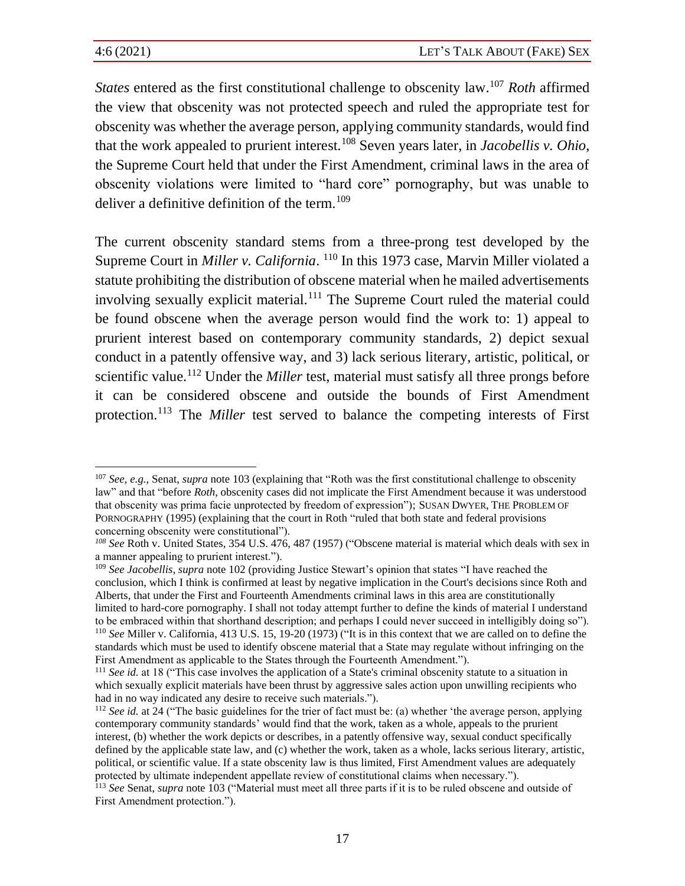*States* entered as the first constitutional challenge to obscenity law.[107] *Roth* affirmed the view that obscenity was not protected speech and ruled the appropriate test for obscenity was whether the average person, applying community standards, would find that the work appealed to prurient interest.[108] Seven years later, in *Jacobellis v. Ohio*, the Supreme Court held that under the First Amendment, criminal laws in the area of obscenity violations were limited to "hard core" pornography, but was unable to deliver a definitive definition of the term.[109]

The current obscenity standard stems from a three-prong test developed by the Supreme Court in *Miller v. California*.[110] In this 1973 case, Marvin Miller violated a statute prohibiting the distribution of obscene material when he mailed advertisements involving sexually explicit material.[111] The Supreme Court ruled the material could be found obscene when the average person would find the work to: 1) appeal to prurient interest based on contemporary community standards, 2) depict sexual conduct in a patently offensive way, and 3) lack serious literary, artistic, political, or scientific value.[112] Under the *Miller* test, material must satisfy all three prongs before it can be considered obscene and outside the bounds of First Amendment protection.[113] The *Miller* test served to balance the competing interests of First

---

[107] *See, e.g.*, Senat, *supra* note 103 (explaining that "Roth was the first constitutional challenge to obscenity law" and that "before *Roth*, obscenity cases did not implicate the First Amendment because it was understood that obscenity was prima facie unprotected by freedom of expression"); SUSAN DWYER, THE PROBLEM OF PORNOGRAPHY (1995) (explaining that the court in Roth "ruled that both state and federal provisions concerning obscenity were constitutional").

[108] *See* Roth v. United States, 354 U.S. 476, 487 (1957) ("Obscene material is material which deals with sex in a manner appealing to prurient interest.").

[109] *See Jacobellis*, *supra* note 102 (providing Justice Stewart's opinion that states "I have reached the conclusion, which I think is confirmed at least by negative implication in the Court's decisions since Roth and Alberts, that under the First and Fourteenth Amendments criminal laws in this area are constitutionally limited to hard-core pornography. I shall not today attempt further to define the kinds of material I understand to be embraced within that shorthand description; and perhaps I could never succeed in intelligibly doing so").

[110] *See* Miller v. California, 413 U.S. 15, 19-20 (1973) ("It is in this context that we are called on to define the standards which must be used to identify obscene material that a State may regulate without infringing on the First Amendment as applicable to the States through the Fourteenth Amendment.").

[111] *See id.* at 18 ("This case involves the application of a State's criminal obscenity statute to a situation in which sexually explicit materials have been thrust by aggressive sales action upon unwilling recipients who had in no way indicated any desire to receive such materials.").

[112] *See id.* at 24 ("The basic guidelines for the trier of fact must be: (a) whether 'the average person, applying contemporary community standards' would find that the work, taken as a whole, appeals to the prurient interest, (b) whether the work depicts or describes, in a patently offensive way, sexual conduct specifically defined by the applicable state law, and (c) whether the work, taken as a whole, lacks serious literary, artistic, political, or scientific value. If a state obscenity law is thus limited, First Amendment values are adequately protected by ultimate independent appellate review of constitutional claims when necessary.").

[113] *See* Senat, *supra* note 103 ("Material must meet all three parts if it is to be ruled obscene and outside of First Amendment protection.").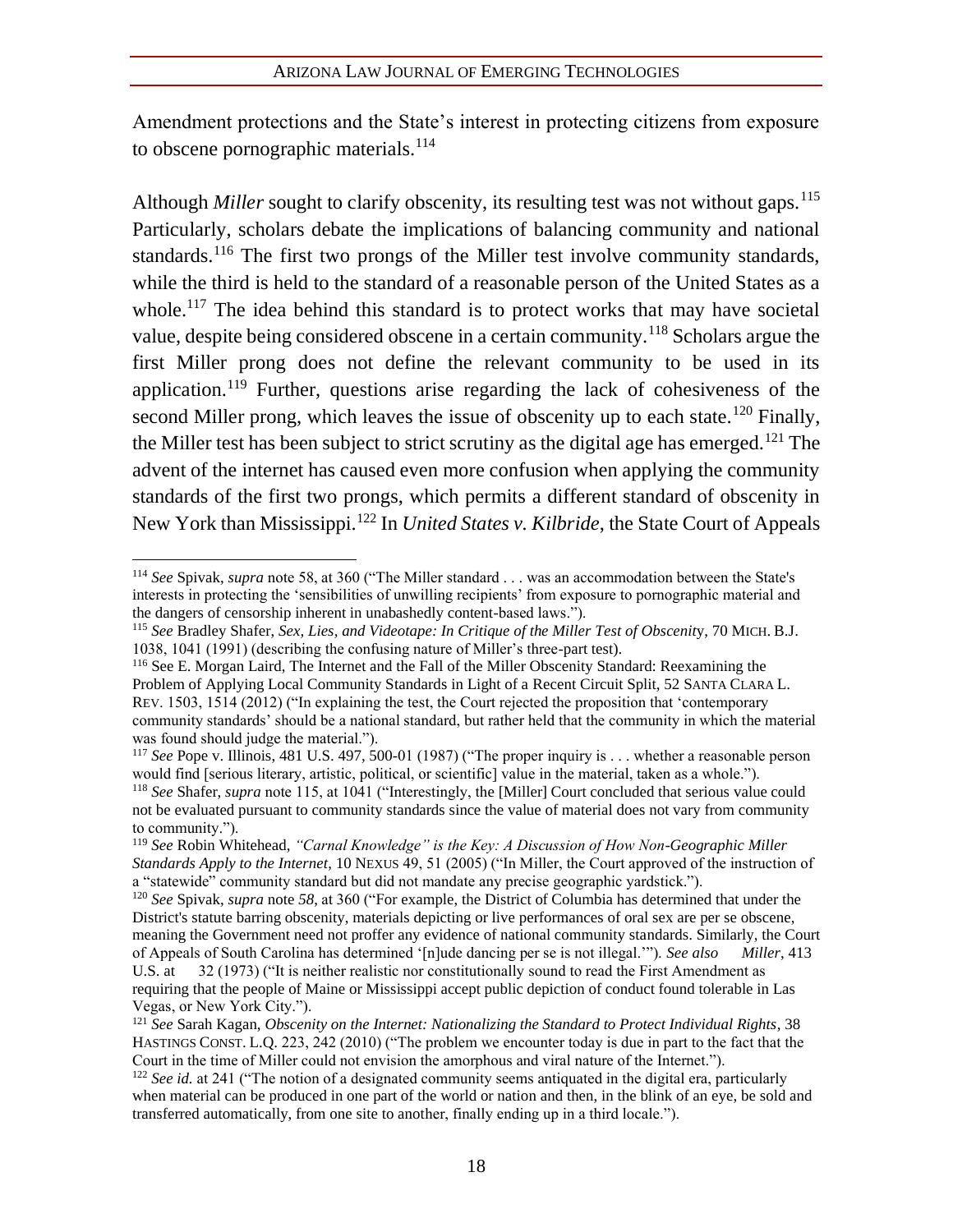Amendment protections and the State's interest in protecting citizens from exposure to obscene pornographic materials.[114]

Although *Miller* sought to clarify obscenity, its resulting test was not without gaps.[115] Particularly, scholars debate the implications of balancing community and national standards.[116] The first two prongs of the Miller test involve community standards, while the third is held to the standard of a reasonable person of the United States as a whole.[117] The idea behind this standard is to protect works that may have societal value, despite being considered obscene in a certain community.[118] Scholars argue the first Miller prong does not define the relevant community to be used in its application.[119] Further, questions arise regarding the lack of cohesiveness of the second Miller prong, which leaves the issue of obscenity up to each state.[120] Finally, the Miller test has been subject to strict scrutiny as the digital age has emerged.[121] The advent of the internet has caused even more confusion when applying the community standards of the first two prongs, which permits a different standard of obscenity in New York than Mississippi.[122] In *United States v. Kilbride*, the State Court of Appeals

---

[114] *See* Spivak, *supra* note 58, at 360 ("The Miller standard . . . was an accommodation between the State's interests in protecting the 'sensibilities of unwilling recipients' from exposure to pornographic material and the dangers of censorship inherent in unabashedly content-based laws.").

[115] *See* Bradley Shafer, *Sex, Lies, and Videotape: In Critique of the Miller Test of Obscenity*, 70 MICH. B.J. 1038, 1041 (1991) (describing the confusing nature of Miller's three-part test).

[116] See E. Morgan Laird, The Internet and the Fall of the Miller Obscenity Standard: Reexamining the Problem of Applying Local Community Standards in Light of a Recent Circuit Split, 52 SANTA CLARA L. REV. 1503, 1514 (2012) ("In explaining the test, the Court rejected the proposition that 'contemporary community standards' should be a national standard, but rather held that the community in which the material was found should judge the material.").

[117] *See* Pope v. Illinois, 481 U.S. 497, 500-01 (1987) ("The proper inquiry is . . . whether a reasonable person would find [serious literary, artistic, political, or scientific] value in the material, taken as a whole.").

[118] *See* Shafer, *supra* note 115, at 1041 ("Interestingly, the [Miller] Court concluded that serious value could not be evaluated pursuant to community standards since the value of material does not vary from community to community.").

[119] *See* Robin Whitehead, *"Carnal Knowledge" is the Key: A Discussion of How Non-Geographic Miller Standards Apply to the Internet*, 10 NEXUS 49, 51 (2005) ("In Miller, the Court approved of the instruction of a "statewide" community standard but did not mandate any precise geographic yardstick.").

[120] *See* Spivak, *supra* note *58*, at 360 ("For example, the District of Columbia has determined that under the District's statute barring obscenity, materials depicting or live performances of oral sex are per se obscene, meaning the Government need not proffer any evidence of national community standards. Similarly, the Court of Appeals of South Carolina has determined '[n]ude dancing per se is not illegal.'"). *See also* *Miller*, 413 U.S. at 32 (1973) ("It is neither realistic nor constitutionally sound to read the First Amendment as requiring that the people of Maine or Mississippi accept public depiction of conduct found tolerable in Las Vegas, or New York City.").

[121] *See* Sarah Kagan, *Obscenity on the Internet: Nationalizing the Standard to Protect Individual Rights*, 38 HASTINGS CONST. L.Q. 223, 242 (2010) ("The problem we encounter today is due in part to the fact that the Court in the time of Miller could not envision the amorphous and viral nature of the Internet.").

[122] *See id.* at 241 ("The notion of a designated community seems antiquated in the digital era, particularly when material can be produced in one part of the world or nation and then, in the blink of an eye, be sold and transferred automatically, from one site to another, finally ending up in a third locale.").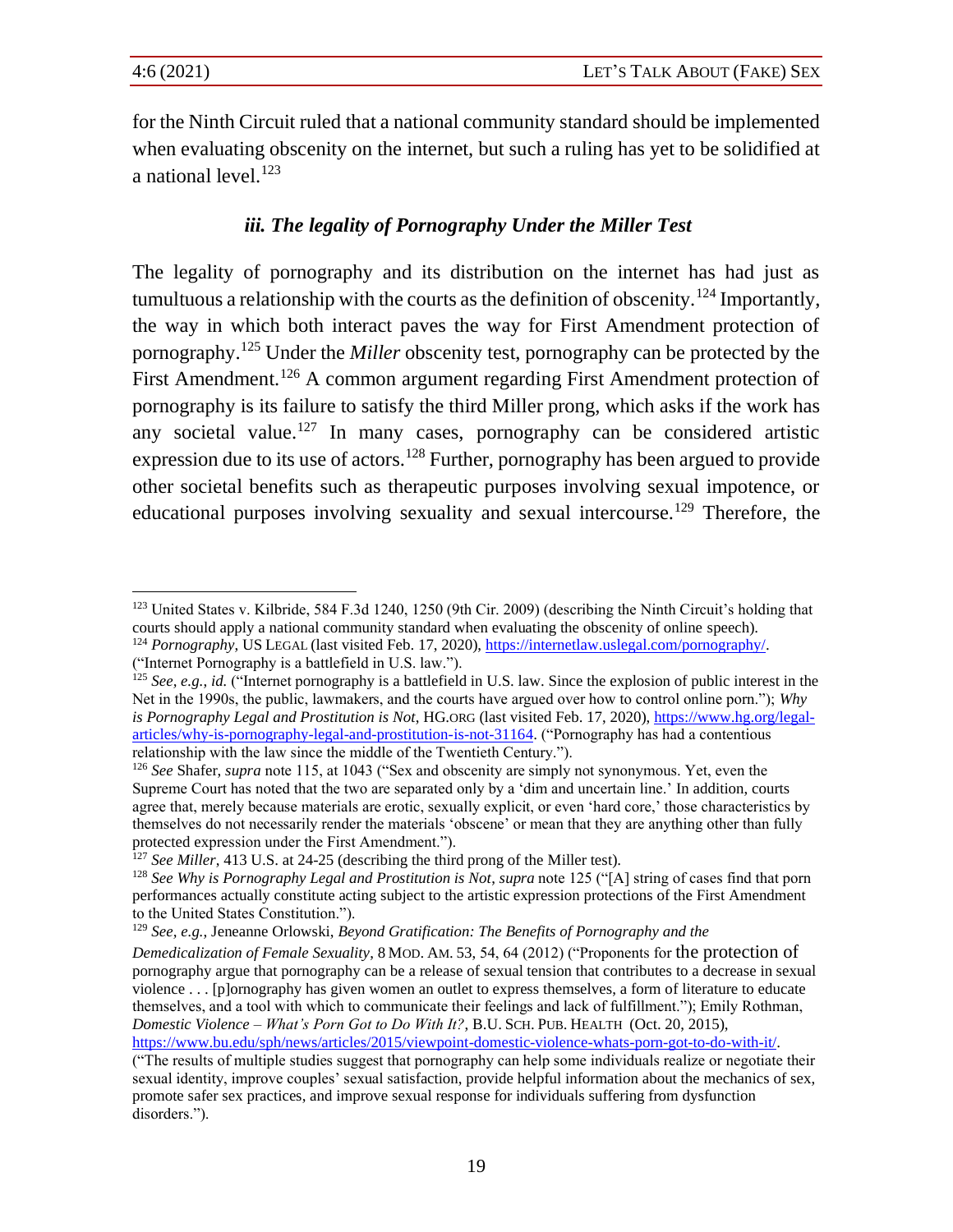for the Ninth Circuit ruled that a national community standard should be implemented when evaluating obscenity on the internet, but such a ruling has yet to be solidified at a national level.[123]

### *iii. The legality of Pornography Under the Miller Test*

The legality of pornography and its distribution on the internet has had just as tumultuous a relationship with the courts as the definition of obscenity.[124] Importantly, the way in which both interact paves the way for First Amendment protection of pornography.[125] Under the *Miller* obscenity test, pornography can be protected by the First Amendment.[126] A common argument regarding First Amendment protection of pornography is its failure to satisfy the third Miller prong, which asks if the work has any societal value.[127] In many cases, pornography can be considered artistic expression due to its use of actors.[128] Further, pornography has been argued to provide other societal benefits such as therapeutic purposes involving sexual impotence, or educational purposes involving sexuality and sexual intercourse.[129] Therefore, the

---

[123] United States v. Kilbride, 584 F.3d 1240, 1250 (9th Cir. 2009) (describing the Ninth Circuit's holding that courts should apply a national community standard when evaluating the obscenity of online speech).

[124] *Pornography*, US LEGAL (last visited Feb. 17, 2020), https://internetlaw.uslegal.com/pornography/. ("Internet Pornography is a battlefield in U.S. law.").

[125] *See, e.g.*, *id.* ("Internet pornography is a battlefield in U.S. law. Since the explosion of public interest in the Net in the 1990s, the public, lawmakers, and the courts have argued over how to control online porn."); *Why is Pornography Legal and Prostitution is Not*, HG.ORG (last visited Feb. 17, 2020), https://www.hg.org/legal-articles/why-is-pornography-legal-and-prostitution-is-not-31164. ("Pornography has had a contentious relationship with the law since the middle of the Twentieth Century.").

[126] *See* Shafer, *supra* note 115, at 1043 ("Sex and obscenity are simply not synonymous. Yet, even the Supreme Court has noted that the two are separated only by a 'dim and uncertain line.' In addition, courts agree that, merely because materials are erotic, sexually explicit, or even 'hard core,' those characteristics by themselves do not necessarily render the materials 'obscene' or mean that they are anything other than fully protected expression under the First Amendment.").

[127] *See Miller*, 413 U.S. at 24-25 (describing the third prong of the Miller test).

[128] *See Why is Pornography Legal and Prostitution is Not*, *supra* note 125 ("[A] string of cases find that porn performances actually constitute acting subject to the artistic expression protections of the First Amendment to the United States Constitution.").

[129] *See, e.g.*, Jeneanne Orlowski, *Beyond Gratification: The Benefits of Pornography and the Demedicalization of Female Sexuality*, 8 MOD. AM. 53, 54, 64 (2012) ("Proponents for the protection of pornography argue that pornography can be a release of sexual tension that contributes to a decrease in sexual violence . . . [p]ornography has given women an outlet to express themselves, a form of literature to educate themselves, and a tool with which to communicate their feelings and lack of fulfillment."); Emily Rothman, *Domestic Violence – What's Porn Got to Do With It?*, B.U. SCH. PUB. HEALTH (Oct. 20, 2015), https://www.bu.edu/sph/news/articles/2015/viewpoint-domestic-violence-whats-porn-got-to-do-with-it/. ("The results of multiple studies suggest that pornography can help some individuals realize or negotiate their sexual identity, improve couples' sexual satisfaction, provide helpful information about the mechanics of sex, promote safer sex practices, and improve sexual response for individuals suffering from dysfunction disorders.").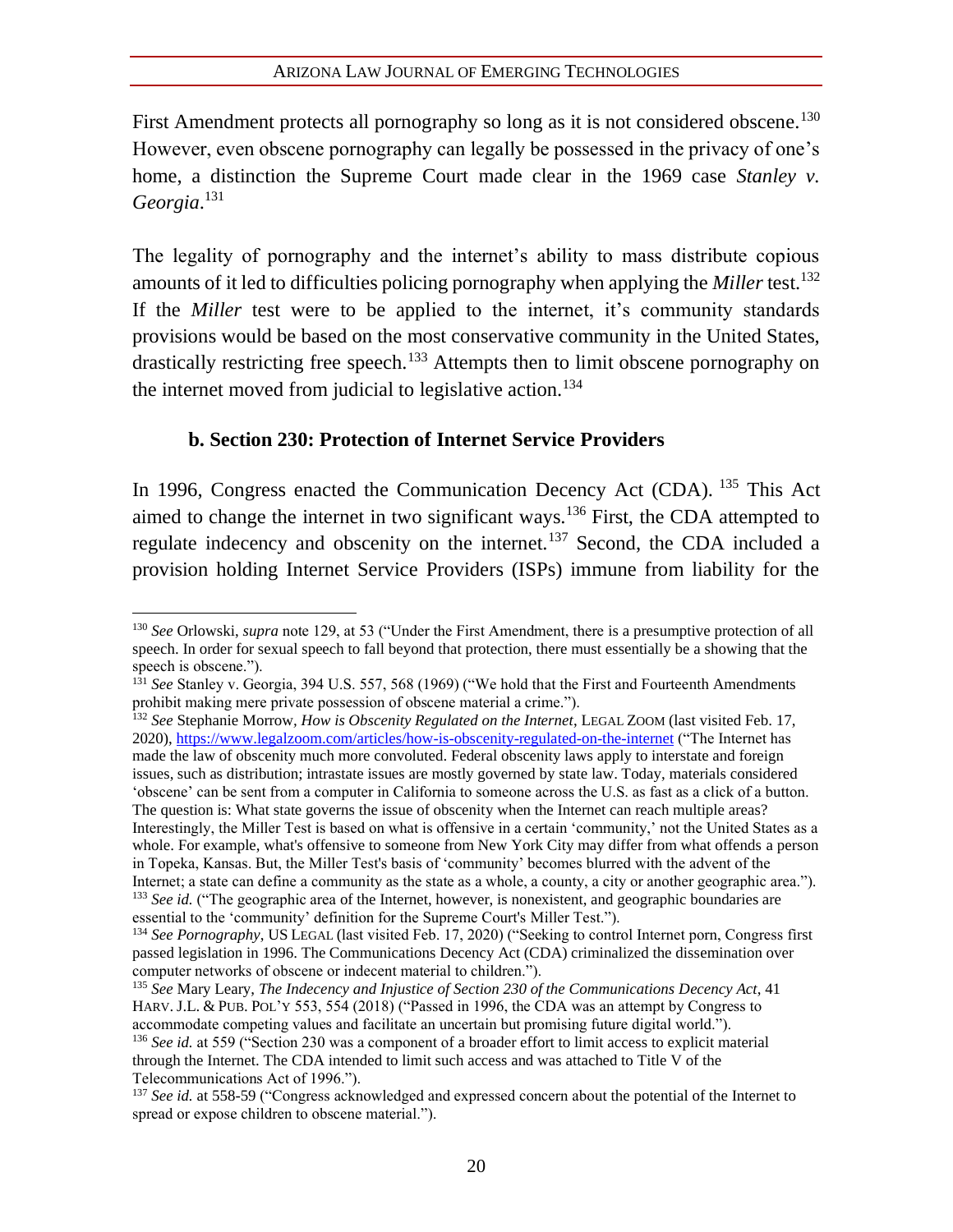First Amendment protects all pornography so long as it is not considered obscene.[130] However, even obscene pornography can legally be possessed in the privacy of one's home, a distinction the Supreme Court made clear in the 1969 case *Stanley v. Georgia*.[131]

The legality of pornography and the internet's ability to mass distribute copious amounts of it led to difficulties policing pornography when applying the *Miller* test.[132] If the *Miller* test were to be applied to the internet, it's community standards provisions would be based on the most conservative community in the United States, drastically restricting free speech.[133] Attempts then to limit obscene pornography on the internet moved from judicial to legislative action.[134]

### b. Section 230: Protection of Internet Service Providers

In 1996, Congress enacted the Communication Decency Act (CDA).[135] This Act aimed to change the internet in two significant ways.[136] First, the CDA attempted to regulate indecency and obscenity on the internet.[137] Second, the CDA included a provision holding Internet Service Providers (ISPs) immune from liability for the

---

[130] *See* Orlowski, *supra* note 129, at 53 ("Under the First Amendment, there is a presumptive protection of all speech. In order for sexual speech to fall beyond that protection, there must essentially be a showing that the speech is obscene.").

[131] *See* Stanley v. Georgia, 394 U.S. 557, 568 (1969) ("We hold that the First and Fourteenth Amendments prohibit making mere private possession of obscene material a crime.").

[132] *See* Stephanie Morrow, *How is Obscenity Regulated on the Internet*, LEGAL ZOOM (last visited Feb. 17, 2020), https://www.legalzoom.com/articles/how-is-obscenity-regulated-on-the-internet ("The Internet has made the law of obscenity much more convoluted. Federal obscenity laws apply to interstate and foreign issues, such as distribution; intrastate issues are mostly governed by state law. Today, materials considered 'obscene' can be sent from a computer in California to someone across the U.S. as fast as a click of a button. The question is: What state governs the issue of obscenity when the Internet can reach multiple areas? Interestingly, the Miller Test is based on what is offensive in a certain 'community,' not the United States as a whole. For example, what's offensive to someone from New York City may differ from what offends a person in Topeka, Kansas. But, the Miller Test's basis of 'community' becomes blurred with the advent of the Internet; a state can define a community as the state as a whole, a county, a city or another geographic area.").

[133] *See id.* ("The geographic area of the Internet, however, is nonexistent, and geographic boundaries are essential to the 'community' definition for the Supreme Court's Miller Test.").

[134] *See Pornography*, US LEGAL (last visited Feb. 17, 2020) ("Seeking to control Internet porn, Congress first passed legislation in 1996. The Communications Decency Act (CDA) criminalized the dissemination over computer networks of obscene or indecent material to children.").

[135] *See* Mary Leary, *The Indecency and Injustice of Section 230 of the Communications Decency Act*, 41 HARV. J.L. & PUB. POL'Y 553, 554 (2018) ("Passed in 1996, the CDA was an attempt by Congress to accommodate competing values and facilitate an uncertain but promising future digital world.").

[136] *See id.* at 559 ("Section 230 was a component of a broader effort to limit access to explicit material through the Internet. The CDA intended to limit such access and was attached to Title V of the Telecommunications Act of 1996.").

[137] *See id.* at 558-59 ("Congress acknowledged and expressed concern about the potential of the Internet to spread or expose children to obscene material.").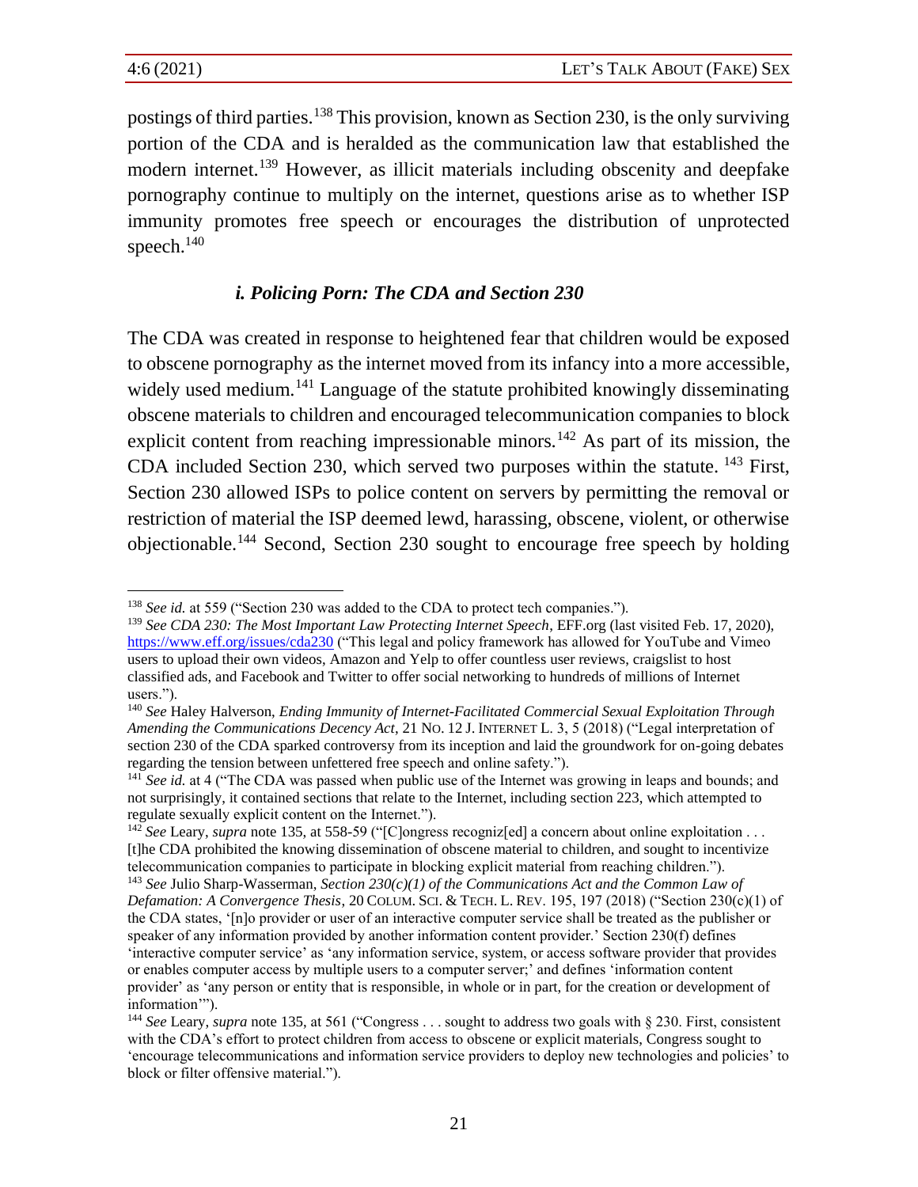postings of third parties.[138] This provision, known as Section 230, is the only surviving portion of the CDA and is heralded as the communication law that established the modern internet.[139] However, as illicit materials including obscenity and deepfake pornography continue to multiply on the internet, questions arise as to whether ISP immunity promotes free speech or encourages the distribution of unprotected speech.[140]

### *i. Policing Porn: The CDA and Section 230*

The CDA was created in response to heightened fear that children would be exposed to obscene pornography as the internet moved from its infancy into a more accessible, widely used medium.[141] Language of the statute prohibited knowingly disseminating obscene materials to children and encouraged telecommunication companies to block explicit content from reaching impressionable minors.[142] As part of its mission, the CDA included Section 230, which served two purposes within the statute.[143] First, Section 230 allowed ISPs to police content on servers by permitting the removal or restriction of material the ISP deemed lewd, harassing, obscene, violent, or otherwise objectionable.[144] Second, Section 230 sought to encourage free speech by holding

---

[138] *See id.* at 559 ("Section 230 was added to the CDA to protect tech companies.").

[139] *See CDA 230: The Most Important Law Protecting Internet Speech*, EFF.org (last visited Feb. 17, 2020), https://www.eff.org/issues/cda230 ("This legal and policy framework has allowed for YouTube and Vimeo users to upload their own videos, Amazon and Yelp to offer countless user reviews, craigslist to host classified ads, and Facebook and Twitter to offer social networking to hundreds of millions of Internet users.").

[140] *See* Haley Halverson, *Ending Immunity of Internet-Facilitated Commercial Sexual Exploitation Through Amending the Communications Decency Act*, 21 NO. 12 J. INTERNET L. 3, 5 (2018) ("Legal interpretation of section 230 of the CDA sparked controversy from its inception and laid the groundwork for on-going debates regarding the tension between unfettered free speech and online safety.").

[141] *See id.* at 4 ("The CDA was passed when public use of the Internet was growing in leaps and bounds; and not surprisingly, it contained sections that relate to the Internet, including section 223, which attempted to regulate sexually explicit content on the Internet.").

[142] *See* Leary, *supra* note 135, at 558-59 ("[C]ongress recogniz[ed] a concern about online exploitation . . . [t]he CDA prohibited the knowing dissemination of obscene material to children, and sought to incentivize telecommunication companies to participate in blocking explicit material from reaching children.").

[143] *See* Julio Sharp-Wasserman, *Section 230(c)(1) of the Communications Act and the Common Law of Defamation: A Convergence Thesis*, 20 COLUM. SCI. & TECH. L. REV. 195, 197 (2018) ("Section 230(c)(1) of the CDA states, '[n]o provider or user of an interactive computer service shall be treated as the publisher or speaker of any information provided by another information content provider.' Section 230(f) defines 'interactive computer service' as 'any information service, system, or access software provider that provides or enables computer access by multiple users to a computer server;' and defines 'information content provider' as 'any person or entity that is responsible, in whole or in part, for the creation or development of information'").

[144] *See* Leary, *supra* note 135, at 561 ("Congress . . . sought to address two goals with § 230. First, consistent with the CDA's effort to protect children from access to obscene or explicit materials, Congress sought to 'encourage telecommunications and information service providers to deploy new technologies and policies' to block or filter offensive material.").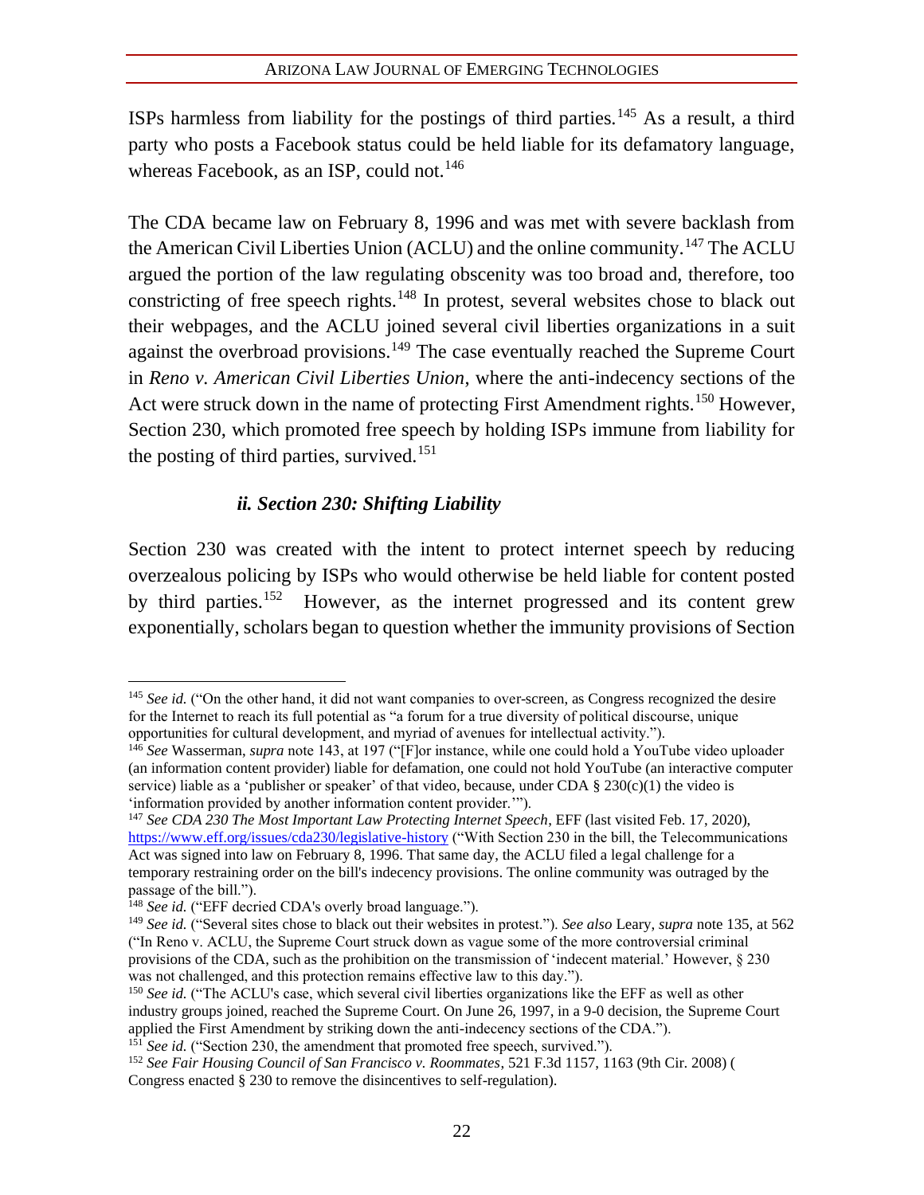ISPs harmless from liability for the postings of third parties.[145] As a result, a third party who posts a Facebook status could be held liable for its defamatory language, whereas Facebook, as an ISP, could not.[146]

The CDA became law on February 8, 1996 and was met with severe backlash from the American Civil Liberties Union (ACLU) and the online community.[147] The ACLU argued the portion of the law regulating obscenity was too broad and, therefore, too constricting of free speech rights.[148] In protest, several websites chose to black out their webpages, and the ACLU joined several civil liberties organizations in a suit against the overbroad provisions.[149] The case eventually reached the Supreme Court in *Reno v. American Civil Liberties Union*, where the anti-indecency sections of the Act were struck down in the name of protecting First Amendment rights.[150] However, Section 230, which promoted free speech by holding ISPs immune from liability for the posting of third parties, survived.[151]

### *ii. Section 230: Shifting Liability*

Section 230 was created with the intent to protect internet speech by reducing overzealous policing by ISPs who would otherwise be held liable for content posted by third parties.[152] However, as the internet progressed and its content grew exponentially, scholars began to question whether the immunity provisions of Section

---

[145] *See id.* ("On the other hand, it did not want companies to over-screen, as Congress recognized the desire for the Internet to reach its full potential as "a forum for a true diversity of political discourse, unique opportunities for cultural development, and myriad of avenues for intellectual activity.").

[146] *See* Wasserman, *supra* note 143, at 197 ("[F]or instance, while one could hold a YouTube video uploader (an information content provider) liable for defamation, one could not hold YouTube (an interactive computer service) liable as a 'publisher or speaker' of that video, because, under CDA § 230(c)(1) the video is 'information provided by another information content provider.'").

[147] *See CDA 230 The Most Important Law Protecting Internet Speech*, EFF (last visited Feb. 17, 2020), https://www.eff.org/issues/cda230/legislative-history ("With Section 230 in the bill, the Telecommunications Act was signed into law on February 8, 1996. That same day, the ACLU filed a legal challenge for a temporary restraining order on the bill's indecency provisions. The online community was outraged by the passage of the bill.").

[148] *See id.* ("EFF decried CDA's overly broad language.").

[149] *See id.* ("Several sites chose to black out their websites in protest."). *See also* Leary, *supra* note 135, at 562 ("In Reno v. ACLU, the Supreme Court struck down as vague some of the more controversial criminal provisions of the CDA, such as the prohibition on the transmission of 'indecent material.' However, § 230 was not challenged, and this protection remains effective law to this day.").

[150] *See id.* ("The ACLU's case, which several civil liberties organizations like the EFF as well as other industry groups joined, reached the Supreme Court. On June 26, 1997, in a 9-0 decision, the Supreme Court applied the First Amendment by striking down the anti-indecency sections of the CDA.").

[151] *See id.* ("Section 230, the amendment that promoted free speech, survived.").

[152] *See Fair Housing Council of San Francisco v. Roommates*, 521 F.3d 1157, 1163 (9th Cir. 2008) ( Congress enacted § 230 to remove the disincentives to self-regulation).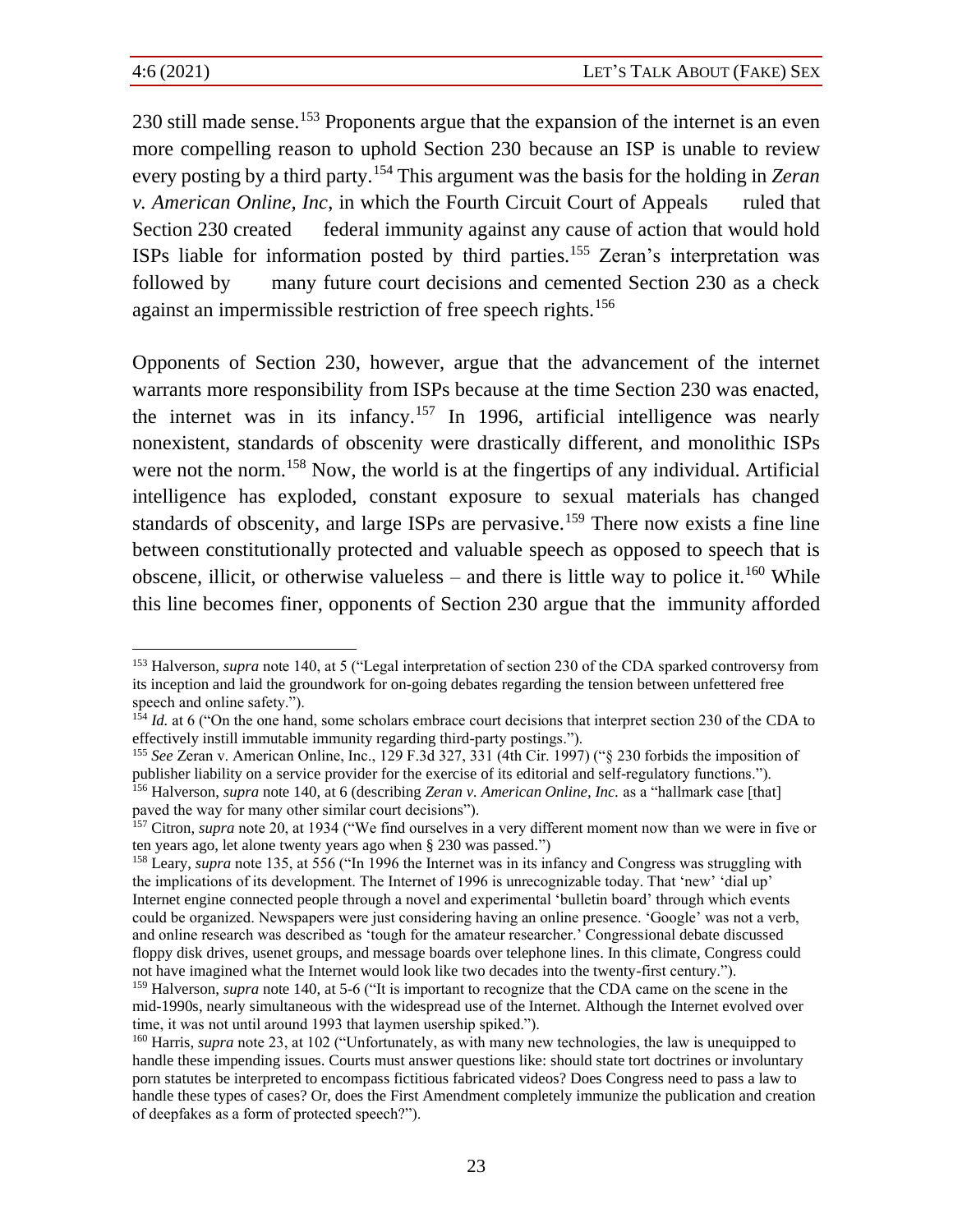230 still made sense.[153] Proponents argue that the expansion of the internet is an even more compelling reason to uphold Section 230 because an ISP is unable to review every posting by a third party.[154] This argument was the basis for the holding in *Zeran v. American Online, Inc*, in which the Fourth Circuit Court of Appeals ruled that Section 230 created federal immunity against any cause of action that would hold ISPs liable for information posted by third parties.[155] Zeran's interpretation was followed by many future court decisions and cemented Section 230 as a check against an impermissible restriction of free speech rights.[156]

Opponents of Section 230, however, argue that the advancement of the internet warrants more responsibility from ISPs because at the time Section 230 was enacted, the internet was in its infancy.[157] In 1996, artificial intelligence was nearly nonexistent, standards of obscenity were drastically different, and monolithic ISPs were not the norm.[158] Now, the world is at the fingertips of any individual. Artificial intelligence has exploded, constant exposure to sexual materials has changed standards of obscenity, and large ISPs are pervasive.[159] There now exists a fine line between constitutionally protected and valuable speech as opposed to speech that is obscene, illicit, or otherwise valueless – and there is little way to police it.[160] While this line becomes finer, opponents of Section 230 argue that the immunity afforded

---

[153] Halverson, *supra* note 140, at 5 ("Legal interpretation of section 230 of the CDA sparked controversy from its inception and laid the groundwork for on-going debates regarding the tension between unfettered free speech and online safety.").

[154] *Id.* at 6 ("On the one hand, some scholars embrace court decisions that interpret section 230 of the CDA to effectively instill immutable immunity regarding third-party postings.").

[155] *See* Zeran v. American Online, Inc., 129 F.3d 327, 331 (4th Cir. 1997) ("§ 230 forbids the imposition of publisher liability on a service provider for the exercise of its editorial and self-regulatory functions.").

[156] Halverson, *supra* note 140, at 6 (describing *Zeran v. American Online, Inc.* as a "hallmark case [that] paved the way for many other similar court decisions").

[157] Citron, *supra* note 20, at 1934 ("We find ourselves in a very different moment now than we were in five or ten years ago, let alone twenty years ago when § 230 was passed.")

[158] Leary, *supra* note 135, at 556 ("In 1996 the Internet was in its infancy and Congress was struggling with the implications of its development. The Internet of 1996 is unrecognizable today. That 'new' 'dial up' Internet engine connected people through a novel and experimental 'bulletin board' through which events could be organized. Newspapers were just considering having an online presence. 'Google' was not a verb, and online research was described as 'tough for the amateur researcher.' Congressional debate discussed floppy disk drives, usenet groups, and message boards over telephone lines. In this climate, Congress could not have imagined what the Internet would look like two decades into the twenty-first century.").

[159] Halverson, *supra* note 140, at 5-6 ("It is important to recognize that the CDA came on the scene in the mid-1990s, nearly simultaneous with the widespread use of the Internet. Although the Internet evolved over time, it was not until around 1993 that laymen usership spiked.").

[160] Harris, *supra* note 23, at 102 ("Unfortunately, as with many new technologies, the law is unequipped to handle these impending issues. Courts must answer questions like: should state tort doctrines or involuntary porn statutes be interpreted to encompass fictitious fabricated videos? Does Congress need to pass a law to handle these types of cases? Or, does the First Amendment completely immunize the publication and creation of deepfakes as a form of protected speech?").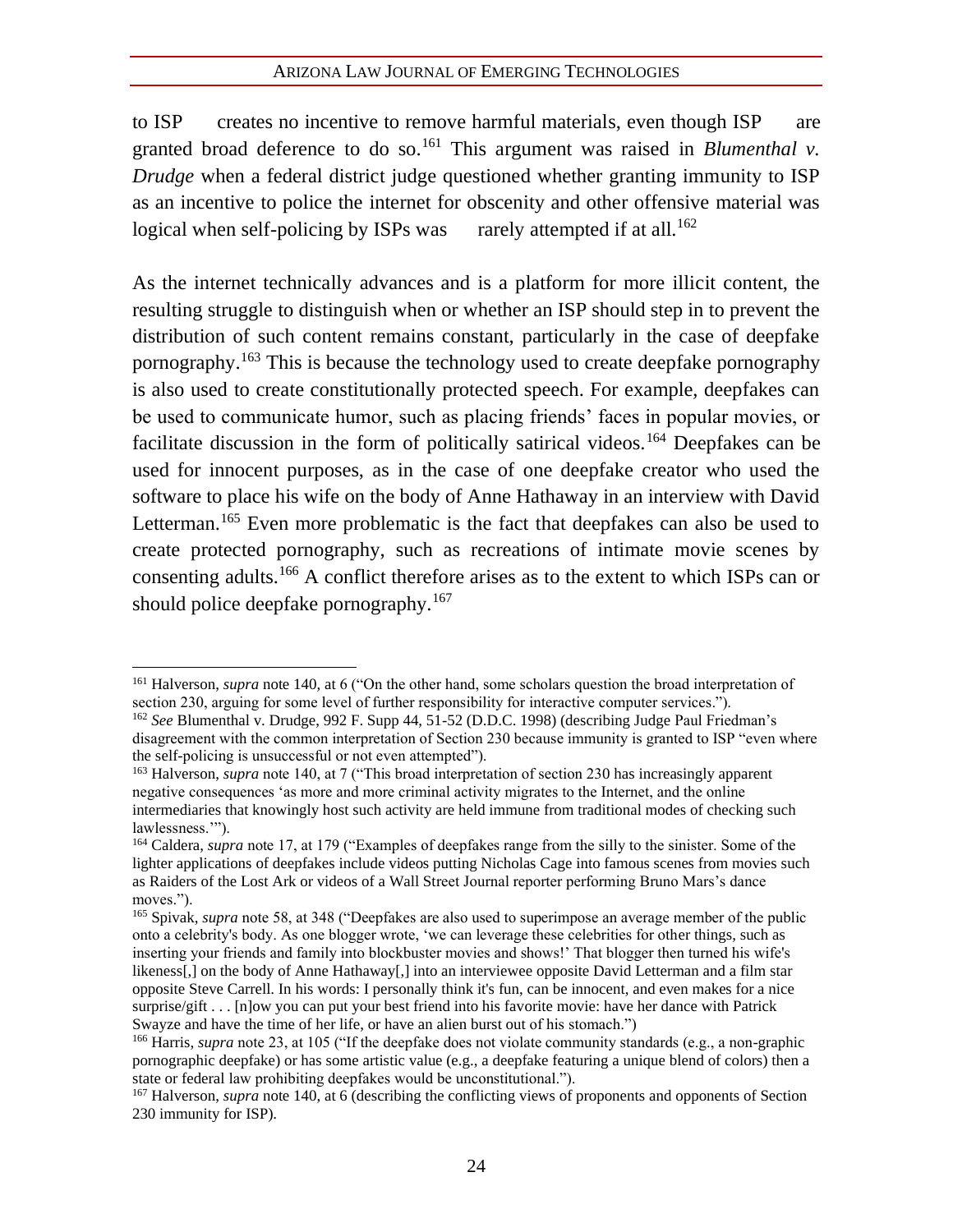to ISP creates no incentive to remove harmful materials, even though ISP are granted broad deference to do so.[161] This argument was raised in *Blumenthal v. Drudge* when a federal district judge questioned whether granting immunity to ISP as an incentive to police the internet for obscenity and other offensive material was logical when self-policing by ISPs was rarely attempted if at all.[162]

As the internet technically advances and is a platform for more illicit content, the resulting struggle to distinguish when or whether an ISP should step in to prevent the distribution of such content remains constant, particularly in the case of deepfake pornography.[163] This is because the technology used to create deepfake pornography is also used to create constitutionally protected speech. For example, deepfakes can be used to communicate humor, such as placing friends' faces in popular movies, or facilitate discussion in the form of politically satirical videos.[164] Deepfakes can be used for innocent purposes, as in the case of one deepfake creator who used the software to place his wife on the body of Anne Hathaway in an interview with David Letterman.[165] Even more problematic is the fact that deepfakes can also be used to create protected pornography, such as recreations of intimate movie scenes by consenting adults.[166] A conflict therefore arises as to the extent to which ISPs can or should police deepfake pornography.[167]

---

[161] Halverson, *supra* note 140, at 6 ("On the other hand, some scholars question the broad interpretation of section 230, arguing for some level of further responsibility for interactive computer services.").

[162] *See* Blumenthal v. Drudge, 992 F. Supp 44, 51-52 (D.D.C. 1998) (describing Judge Paul Friedman's disagreement with the common interpretation of Section 230 because immunity is granted to ISP "even where the self-policing is unsuccessful or not even attempted").

[163] Halverson, *supra* note 140, at 7 ("This broad interpretation of section 230 has increasingly apparent negative consequences 'as more and more criminal activity migrates to the Internet, and the online intermediaries that knowingly host such activity are held immune from traditional modes of checking such lawlessness.'").

[164] Caldera, *supra* note 17, at 179 ("Examples of deepfakes range from the silly to the sinister. Some of the lighter applications of deepfakes include videos putting Nicholas Cage into famous scenes from movies such as Raiders of the Lost Ark or videos of a Wall Street Journal reporter performing Bruno Mars's dance moves.").

[165] Spivak, *supra* note 58, at 348 ("Deepfakes are also used to superimpose an average member of the public onto a celebrity's body. As one blogger wrote, 'we can leverage these celebrities for other things, such as inserting your friends and family into blockbuster movies and shows!' That blogger then turned his wife's likeness[,] on the body of Anne Hathaway[,] into an interviewee opposite David Letterman and a film star opposite Steve Carrell. In his words: I personally think it's fun, can be innocent, and even makes for a nice surprise/gift . . . [n]ow you can put your best friend into his favorite movie: have her dance with Patrick Swayze and have the time of her life, or have an alien burst out of his stomach.")

[166] Harris, *supra* note 23, at 105 ("If the deepfake does not violate community standards (e.g., a non-graphic pornographic deepfake) or has some artistic value (e.g., a deepfake featuring a unique blend of colors) then a state or federal law prohibiting deepfakes would be unconstitutional.").

[167] Halverson, *supra* note 140, at 6 (describing the conflicting views of proponents and opponents of Section 230 immunity for ISP).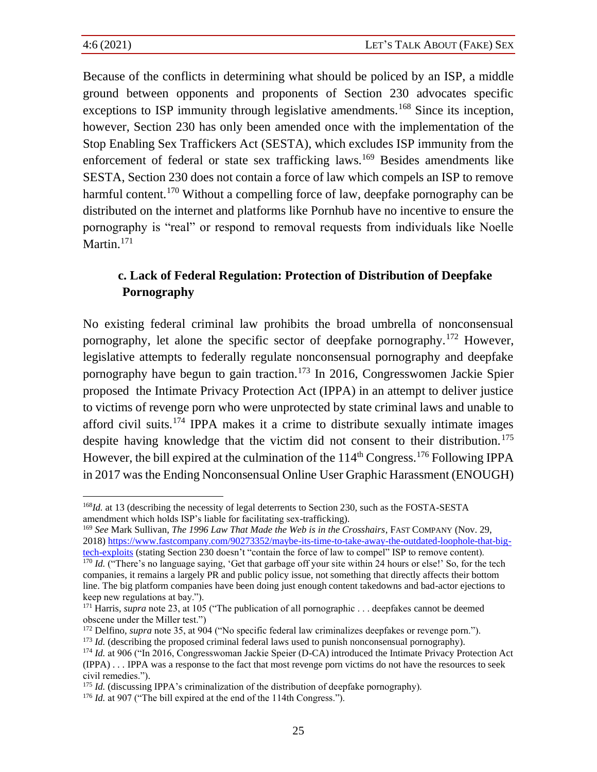Because of the conflicts in determining what should be policed by an ISP, a middle ground between opponents and proponents of Section 230 advocates specific exceptions to ISP immunity through legislative amendments.[168] Since its inception, however, Section 230 has only been amended once with the implementation of the Stop Enabling Sex Traffickers Act (SESTA), which excludes ISP immunity from the enforcement of federal or state sex trafficking laws.[169] Besides amendments like SESTA, Section 230 does not contain a force of law which compels an ISP to remove harmful content.[170] Without a compelling force of law, deepfake pornography can be distributed on the internet and platforms like Pornhub have no incentive to ensure the pornography is "real" or respond to removal requests from individuals like Noelle Martin.[171]

### c. Lack of Federal Regulation: Protection of Distribution of Deepfake Pornography

No existing federal criminal law prohibits the broad umbrella of nonconsensual pornography, let alone the specific sector of deepfake pornography.[172] However, legislative attempts to federally regulate nonconsensual pornography and deepfake pornography have begun to gain traction.[173] In 2016, Congresswomen Jackie Spier proposed the Intimate Privacy Protection Act (IPPA) in an attempt to deliver justice to victims of revenge porn who were unprotected by state criminal laws and unable to afford civil suits.[174] IPPA makes it a crime to distribute sexually intimate images despite having knowledge that the victim did not consent to their distribution.[175] However, the bill expired at the culmination of the 114th Congress.[176] Following IPPA in 2017 was the Ending Nonconsensual Online User Graphic Harassment (ENOUGH)

---

[168] *Id.* at 13 (describing the necessity of legal deterrents to Section 230, such as the FOSTA-SESTA amendment which holds ISP's liable for facilitating sex-trafficking).

[169] *See* Mark Sullivan, *The 1996 Law That Made the Web is in the Crosshairs*, FAST COMPANY (Nov. 29, 2018) https://www.fastcompany.com/90273352/maybe-its-time-to-take-away-the-outdated-loophole-that-big-tech-exploits (stating Section 230 doesn't "contain the force of law to compel" ISP to remove content).

[170] *Id.* ("There's no language saying, 'Get that garbage off your site within 24 hours or else!' So, for the tech companies, it remains a largely PR and public policy issue, not something that directly affects their bottom line. The big platform companies have been doing just enough content takedowns and bad-actor ejections to keep new regulations at bay.").

[171] Harris, *supra* note 23, at 105 ("The publication of all pornographic . . . deepfakes cannot be deemed obscene under the Miller test.")

[172] Delfino, *supra* note 35, at 904 ("No specific federal law criminalizes deepfakes or revenge porn.").

[173] *Id.* (describing the proposed criminal federal laws used to punish nonconsensual pornography).

[174] *Id.* at 906 ("In 2016, Congresswoman Jackie Speier (D-CA) introduced the Intimate Privacy Protection Act (IPPA) . . . IPPA was a response to the fact that most revenge porn victims do not have the resources to seek civil remedies.").

[175] *Id.* (discussing IPPA's criminalization of the distribution of deepfake pornography).

[176] *Id.* at 907 ("The bill expired at the end of the 114th Congress.").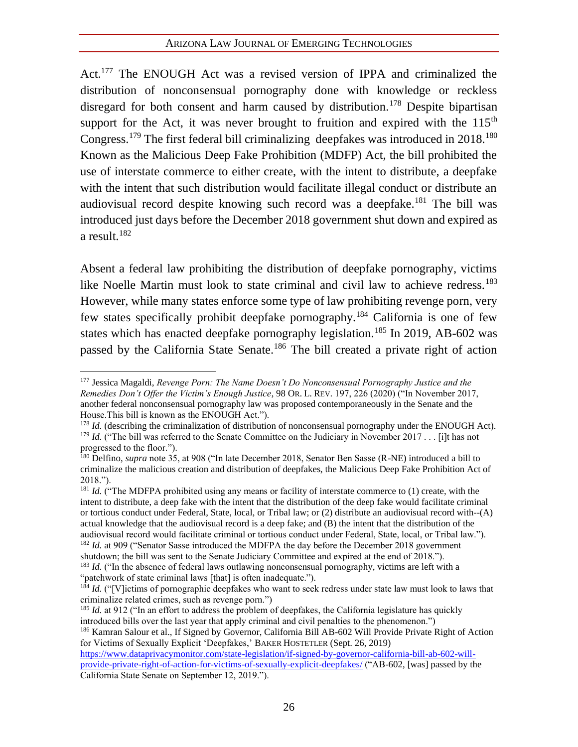Act.[177] The ENOUGH Act was a revised version of IPPA and criminalized the distribution of nonconsensual pornography done with knowledge or reckless disregard for both consent and harm caused by distribution.[178] Despite bipartisan support for the Act, it was never brought to fruition and expired with the 115th Congress.[179] The first federal bill criminalizing deepfakes was introduced in 2018.[180] Known as the Malicious Deep Fake Prohibition (MDFP) Act, the bill prohibited the use of interstate commerce to either create, with the intent to distribute, a deepfake with the intent that such distribution would facilitate illegal conduct or distribute an audiovisual record despite knowing such record was a deepfake.[181] The bill was introduced just days before the December 2018 government shut down and expired as a result.[182]

Absent a federal law prohibiting the distribution of deepfake pornography, victims like Noelle Martin must look to state criminal and civil law to achieve redress.[183] However, while many states enforce some type of law prohibiting revenge porn, very few states specifically prohibit deepfake pornography.[184] California is one of few states which has enacted deepfake pornography legislation.[185] In 2019, AB-602 was passed by the California State Senate.[186] The bill created a private right of action

---

[177] Jessica Magaldi, *Revenge Porn: The Name Doesn't Do Nonconsensual Pornography Justice and the Remedies Don't Offer the Victim's Enough Justice*, 98 OR. L. REV. 197, 226 (2020) ("In November 2017, another federal nonconsensual pornography law was proposed contemporaneously in the Senate and the House.This bill is known as the ENOUGH Act.").

[178] *Id.* (describing the criminalization of distribution of nonconsensual pornography under the ENOUGH Act).

[179] *Id.* ("The bill was referred to the Senate Committee on the Judiciary in November 2017 . . . [i]t has not progressed to the floor.").

[180] Delfino, *supra* note 35, at 908 ("In late December 2018, Senator Ben Sasse (R-NE) introduced a bill to criminalize the malicious creation and distribution of deepfakes, the Malicious Deep Fake Prohibition Act of 2018.").

[181] *Id.* ("The MDFPA prohibited using any means or facility of interstate commerce to (1) create, with the intent to distribute, a deep fake with the intent that the distribution of the deep fake would facilitate criminal or tortious conduct under Federal, State, local, or Tribal law; or (2) distribute an audiovisual record with--(A) actual knowledge that the audiovisual record is a deep fake; and (B) the intent that the distribution of the audiovisual record would facilitate criminal or tortious conduct under Federal, State, local, or Tribal law.").

[182] *Id.* at 909 ("Senator Sasse introduced the MDFPA the day before the December 2018 government shutdown; the bill was sent to the Senate Judiciary Committee and expired at the end of 2018.").

[183] *Id.* ("In the absence of federal laws outlawing nonconsensual pornography, victims are left with a "patchwork of state criminal laws [that] is often inadequate.").

[184] *Id.* ("[V]ictims of pornographic deepfakes who want to seek redress under state law must look to laws that criminalize related crimes, such as revenge porn.")

[185] *Id.* at 912 ("In an effort to address the problem of deepfakes, the California legislature has quickly introduced bills over the last year that apply criminal and civil penalties to the phenomenon.")

[186] Kamran Salour et al., If Signed by Governor, California Bill AB-602 Will Provide Private Right of Action for Victims of Sexually Explicit 'Deepfakes,' BAKER HOSTETLER (Sept. 26, 2019) https://www.dataprivacymonitor.com/state-legislation/if-signed-by-governor-california-bill-ab-602-will-provide-private-right-of-action-for-victims-of-sexually-explicit-deepfakes/ ("AB-602, [was] passed by the California State Senate on September 12, 2019.").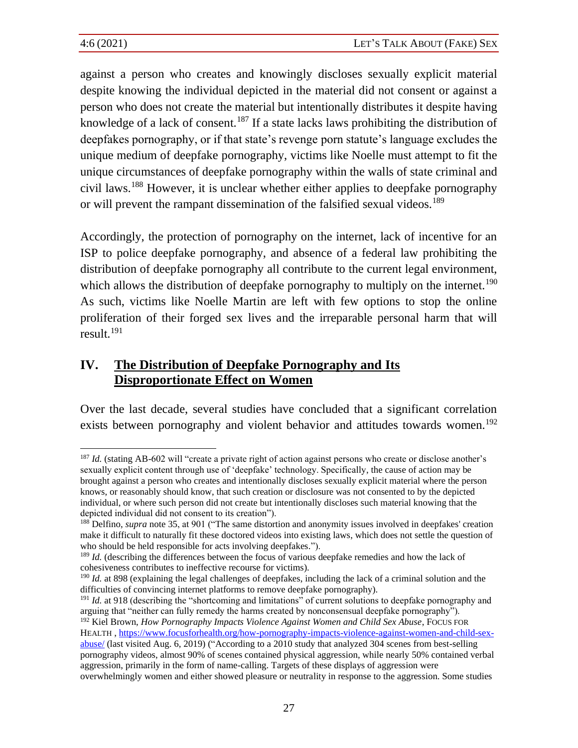against a person who creates and knowingly discloses sexually explicit material despite knowing the individual depicted in the material did not consent or against a person who does not create the material but intentionally distributes it despite having knowledge of a lack of consent.[187] If a state lacks laws prohibiting the distribution of deepfakes pornography, or if that state's revenge porn statute's language excludes the unique medium of deepfake pornography, victims like Noelle must attempt to fit the unique circumstances of deepfake pornography within the walls of state criminal and civil laws.[188] However, it is unclear whether either applies to deepfake pornography or will prevent the rampant dissemination of the falsified sexual videos.[189]

Accordingly, the protection of pornography on the internet, lack of incentive for an ISP to police deepfake pornography, and absence of a federal law prohibiting the distribution of deepfake pornography all contribute to the current legal environment, which allows the distribution of deepfake pornography to multiply on the internet.[190] As such, victims like Noelle Martin are left with few options to stop the online proliferation of their forged sex lives and the irreparable personal harm that will result.[191]

## IV. The Distribution of Deepfake Pornography and Its Disproportionate Effect on Women

Over the last decade, several studies have concluded that a significant correlation exists between pornography and violent behavior and attitudes towards women.[192]

---

[187] *Id.* (stating AB-602 will "create a private right of action against persons who create or disclose another's sexually explicit content through use of 'deepfake' technology. Specifically, the cause of action may be brought against a person who creates and intentionally discloses sexually explicit material where the person knows, or reasonably should know, that such creation or disclosure was not consented to by the depicted individual, or where such person did not create but intentionally discloses such material knowing that the depicted individual did not consent to its creation").

[188] Delfino, *supra* note 35, at 901 ("The same distortion and anonymity issues involved in deepfakes' creation make it difficult to naturally fit these doctored videos into existing laws, which does not settle the question of who should be held responsible for acts involving deepfakes.").

[189] *Id.* (describing the differences between the focus of various deepfake remedies and how the lack of cohesiveness contributes to ineffective recourse for victims).

[190] *Id.* at 898 (explaining the legal challenges of deepfakes, including the lack of a criminal solution and the difficulties of convincing internet platforms to remove deepfake pornography).

[191] *Id.* at 918 (describing the "shortcoming and limitations" of current solutions to deepfake pornography and arguing that "neither can fully remedy the harms created by nonconsensual deepfake pornography").

[192] Kiel Brown, *How Pornography Impacts Violence Against Women and Child Sex Abuse*, FOCUS FOR HEALTH , https://www.focusforhealth.org/how-pornography-impacts-violence-against-women-and-child-sex-abuse/ (last visited Aug. 6, 2019) ("According to a 2010 study that analyzed 304 scenes from best-selling pornography videos, almost 90% of scenes contained physical aggression, while nearly 50% contained verbal aggression, primarily in the form of name-calling. Targets of these displays of aggression were overwhelmingly women and either showed pleasure or neutrality in response to the aggression. Some studies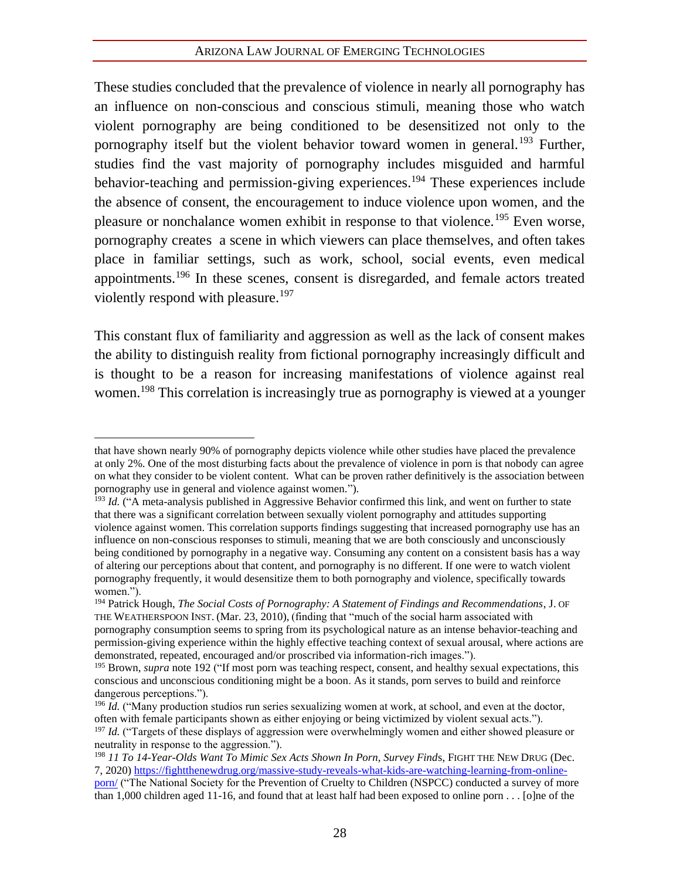These studies concluded that the prevalence of violence in nearly all pornography has an influence on non-conscious and conscious stimuli, meaning those who watch violent pornography are being conditioned to be desensitized not only to the pornography itself but the violent behavior toward women in general.[193] Further, studies find the vast majority of pornography includes misguided and harmful behavior-teaching and permission-giving experiences.[194] These experiences include the absence of consent, the encouragement to induce violence upon women, and the pleasure or nonchalance women exhibit in response to that violence.[195] Even worse, pornography creates a scene in which viewers can place themselves, and often takes place in familiar settings, such as work, school, social events, even medical appointments.[196] In these scenes, consent is disregarded, and female actors treated violently respond with pleasure.[197]

This constant flux of familiarity and aggression as well as the lack of consent makes the ability to distinguish reality from fictional pornography increasingly difficult and is thought to be a reason for increasing manifestations of violence against real women.[198] This correlation is increasingly true as pornography is viewed at a younger

---

that have shown nearly 90% of pornography depicts violence while other studies have placed the prevalence at only 2%. One of the most disturbing facts about the prevalence of violence in porn is that nobody can agree on what they consider to be violent content. What can be proven rather definitively is the association between pornography use in general and violence against women.").

[193] *Id.* ("A meta-analysis published in Aggressive Behavior confirmed this link, and went on further to state that there was a significant correlation between sexually violent pornography and attitudes supporting violence against women. This correlation supports findings suggesting that increased pornography use has an influence on non-conscious responses to stimuli, meaning that we are both consciously and unconsciously being conditioned by pornography in a negative way. Consuming any content on a consistent basis has a way of altering our perceptions about that content, and pornography is no different. If one were to watch violent pornography frequently, it would desensitize them to both pornography and violence, specifically towards women.").

[194] Patrick Hough, *The Social Costs of Pornography: A Statement of Findings and Recommendations*, J. OF THE WEATHERSPOON INST. (Mar. 23, 2010), (finding that "much of the social harm associated with pornography consumption seems to spring from its psychological nature as an intense behavior-teaching and permission-giving experience within the highly effective teaching context of sexual arousal, where actions are demonstrated, repeated, encouraged and/or proscribed via information-rich images.").

[195] Brown, *supra* note 192 ("If most porn was teaching respect, consent, and healthy sexual expectations, this conscious and unconscious conditioning might be a boon. As it stands, porn serves to build and reinforce dangerous perceptions.").

[196] *Id.* ("Many production studios run series sexualizing women at work, at school, and even at the doctor, often with female participants shown as either enjoying or being victimized by violent sexual acts.").

[197] *Id.* ("Targets of these displays of aggression were overwhelmingly women and either showed pleasure or neutrality in response to the aggression.").

[198] *11 To 14-Year-Olds Want To Mimic Sex Acts Shown In Porn, Survey Finds*, FIGHT THE NEW DRUG (Dec. 7, 2020) https://fightthenewdrug.org/massive-study-reveals-what-kids-are-watching-learning-from-online-porn/ ("The National Society for the Prevention of Cruelty to Children (NSPCC) conducted a survey of more than 1,000 children aged 11-16, and found that at least half had been exposed to online porn . . . [o]ne of the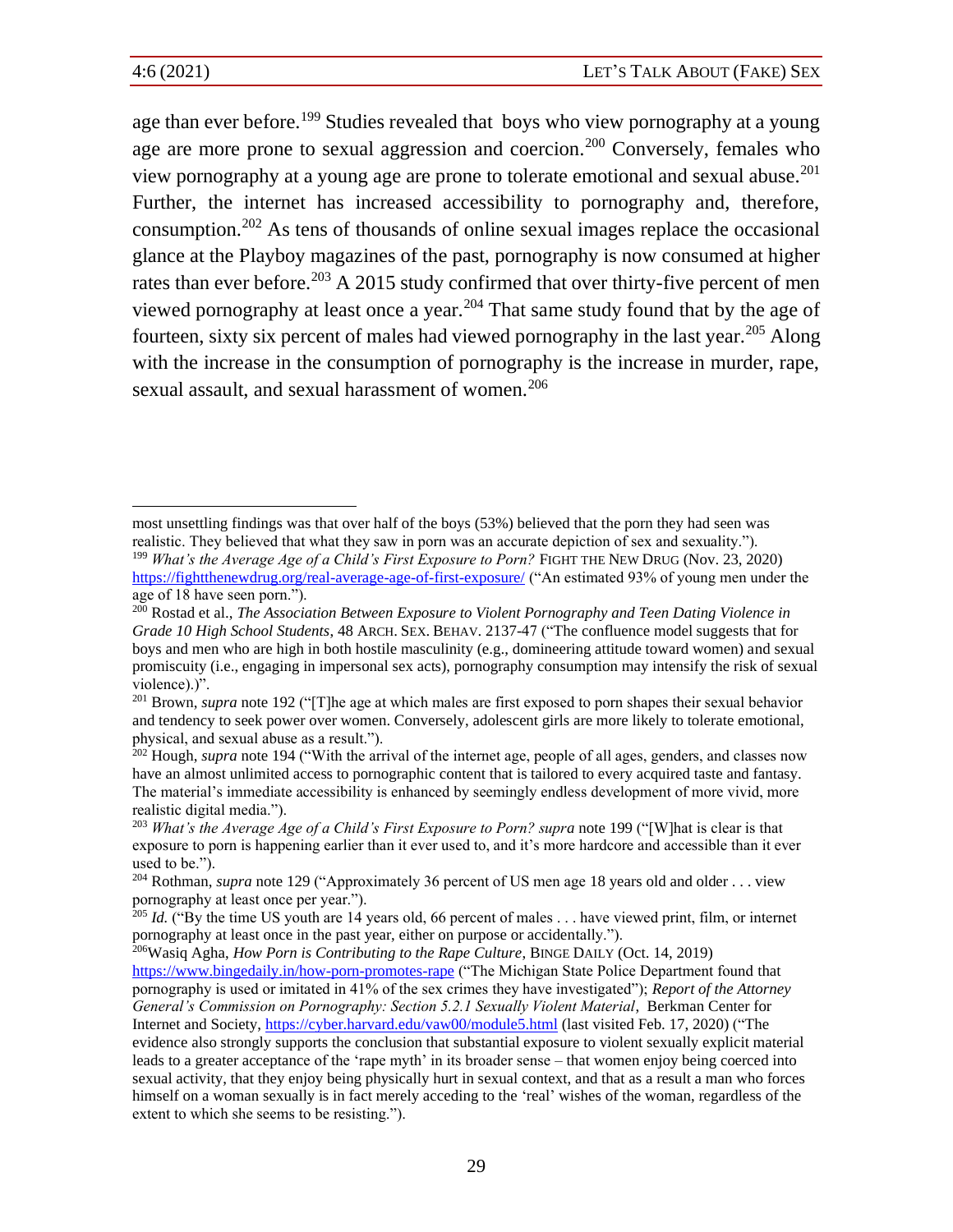age than ever before.[199] Studies revealed that boys who view pornography at a young age are more prone to sexual aggression and coercion.[200] Conversely, females who view pornography at a young age are prone to tolerate emotional and sexual abuse.[201] Further, the internet has increased accessibility to pornography and, therefore, consumption.[202] As tens of thousands of online sexual images replace the occasional glance at the Playboy magazines of the past, pornography is now consumed at higher rates than ever before.[203] A 2015 study confirmed that over thirty-five percent of men viewed pornography at least once a year.[204] That same study found that by the age of fourteen, sixty six percent of males had viewed pornography in the last year.[205] Along with the increase in the consumption of pornography is the increase in murder, rape, sexual assault, and sexual harassment of women.[206]

---

most unsettling findings was that over half of the boys (53%) believed that the porn they had seen was realistic. They believed that what they saw in porn was an accurate depiction of sex and sexuality.").

[199] *What's the Average Age of a Child's First Exposure to Porn?* FIGHT THE NEW DRUG (Nov. 23, 2020) https://fightthenewdrug.org/real-average-age-of-first-exposure/ ("An estimated 93% of young men under the age of 18 have seen porn.").

[200] Rostad et al., *The Association Between Exposure to Violent Pornography and Teen Dating Violence in Grade 10 High School Students*, 48 ARCH. SEX. BEHAV. 2137-47 ("The confluence model suggests that for boys and men who are high in both hostile masculinity (e.g., domineering attitude toward women) and sexual promiscuity (i.e., engaging in impersonal sex acts), pornography consumption may intensify the risk of sexual violence).)".

[201] Brown, *supra* note 192 ("[T]he age at which males are first exposed to porn shapes their sexual behavior and tendency to seek power over women. Conversely, adolescent girls are more likely to tolerate emotional, physical, and sexual abuse as a result.").

[202] Hough, *supra* note 194 ("With the arrival of the internet age, people of all ages, genders, and classes now have an almost unlimited access to pornographic content that is tailored to every acquired taste and fantasy. The material's immediate accessibility is enhanced by seemingly endless development of more vivid, more realistic digital media.").

[203] *What's the Average Age of a Child's First Exposure to Porn? supra* note 199 ("[W]hat is clear is that exposure to porn is happening earlier than it ever used to, and it's more hardcore and accessible than it ever used to be.").

[204] Rothman, *supra* note 129 ("Approximately 36 percent of US men age 18 years old and older . . . view pornography at least once per year.").

[205] *Id.* ("By the time US youth are 14 years old, 66 percent of males . . . have viewed print, film, or internet pornography at least once in the past year, either on purpose or accidentally.").

[206] Wasiq Agha, *How Porn is Contributing to the Rape Culture*, BINGE DAILY (Oct. 14, 2019) https://www.bingedaily.in/how-porn-promotes-rape ("The Michigan State Police Department found that pornography is used or imitated in 41% of the sex crimes they have investigated"); *Report of the Attorney General's Commission on Pornography: Section 5.2.1 Sexually Violent Material*, Berkman Center for Internet and Society, https://cyber.harvard.edu/vaw00/module5.html (last visited Feb. 17, 2020) ("The evidence also strongly supports the conclusion that substantial exposure to violent sexually explicit material leads to a greater acceptance of the 'rape myth' in its broader sense – that women enjoy being coerced into sexual activity, that they enjoy being physically hurt in sexual context, and that as a result a man who forces himself on a woman sexually is in fact merely acceding to the 'real' wishes of the woman, regardless of the extent to which she seems to be resisting.").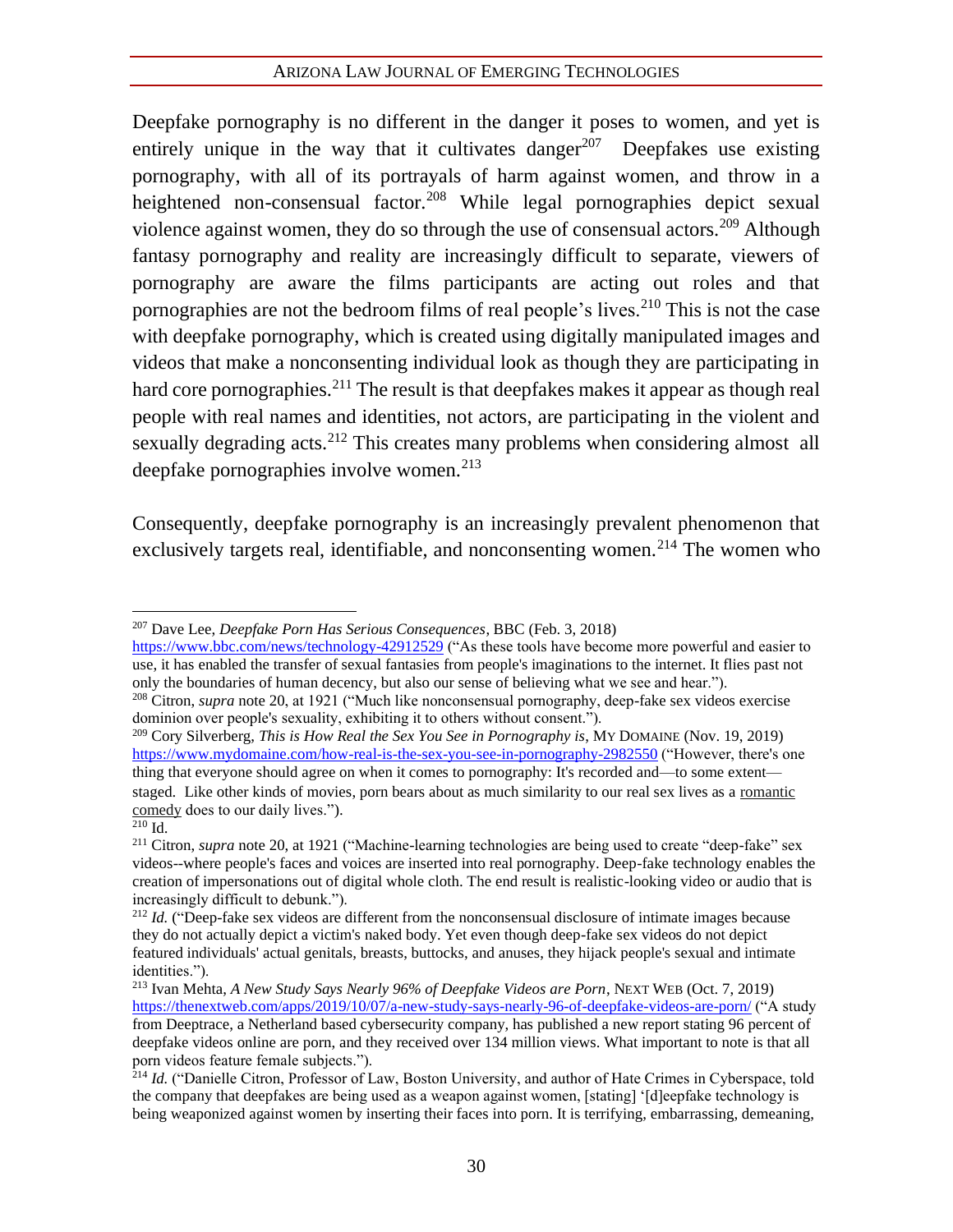Deepfake pornography is no different in the danger it poses to women, and yet is entirely unique in the way that it cultivates danger[207] Deepfakes use existing pornography, with all of its portrayals of harm against women, and throw in a heightened non-consensual factor.[208] While legal pornographies depict sexual violence against women, they do so through the use of consensual actors.[209] Although fantasy pornography and reality are increasingly difficult to separate, viewers of pornography are aware the films participants are acting out roles and that pornographies are not the bedroom films of real people's lives.[210] This is not the case with deepfake pornography, which is created using digitally manipulated images and videos that make a nonconsenting individual look as though they are participating in hard core pornographies.[211] The result is that deepfakes makes it appear as though real people with real names and identities, not actors, are participating in the violent and sexually degrading acts.[212] This creates many problems when considering almost all deepfake pornographies involve women.[213]

Consequently, deepfake pornography is an increasingly prevalent phenomenon that exclusively targets real, identifiable, and nonconsenting women.[214] The women who

---

[207] Dave Lee, *Deepfake Porn Has Serious Consequences*, BBC (Feb. 3, 2018) https://www.bbc.com/news/technology-42912529 ("As these tools have become more powerful and easier to use, it has enabled the transfer of sexual fantasies from people's imaginations to the internet. It flies past not only the boundaries of human decency, but also our sense of believing what we see and hear.").

[208] Citron, *supra* note 20, at 1921 ("Much like nonconsensual pornography, deep-fake sex videos exercise dominion over people's sexuality, exhibiting it to others without consent.").

[209] Cory Silverberg, *This is How Real the Sex You See in Pornography is*, MY DOMAINE (Nov. 19, 2019) https://www.mydomaine.com/how-real-is-the-sex-you-see-in-pornography-2982550 ("However, there's one thing that everyone should agree on when it comes to pornography: It's recorded and—to some extent—staged. Like other kinds of movies, porn bears about as much similarity to our real sex lives as a romantic comedy does to our daily lives.").

[210] Id.

[211] Citron, *supra* note 20, at 1921 ("Machine-learning technologies are being used to create "deep-fake" sex videos--where people's faces and voices are inserted into real pornography. Deep-fake technology enables the creation of impersonations out of digital whole cloth. The end result is realistic-looking video or audio that is increasingly difficult to debunk.").

[212] *Id.* ("Deep-fake sex videos are different from the nonconsensual disclosure of intimate images because they do not actually depict a victim's naked body. Yet even though deep-fake sex videos do not depict featured individuals' actual genitals, breasts, buttocks, and anuses, they hijack people's sexual and intimate identities.").

[213] Ivan Mehta, *A New Study Says Nearly 96% of Deepfake Videos are Porn*, NEXT WEB (Oct. 7, 2019) https://thenextweb.com/apps/2019/10/07/a-new-study-says-nearly-96-of-deepfake-videos-are-porn/ ("A study from Deeptrace, a Netherland based cybersecurity company, has published a new report stating 96 percent of deepfake videos online are porn, and they received over 134 million views. What important to note is that all porn videos feature female subjects.").

[214] *Id.* ("Danielle Citron, Professor of Law, Boston University, and author of Hate Crimes in Cyberspace, told the company that deepfakes are being used as a weapon against women, [stating] '[d]eepfake technology is being weaponized against women by inserting their faces into porn. It is terrifying, embarrassing, demeaning,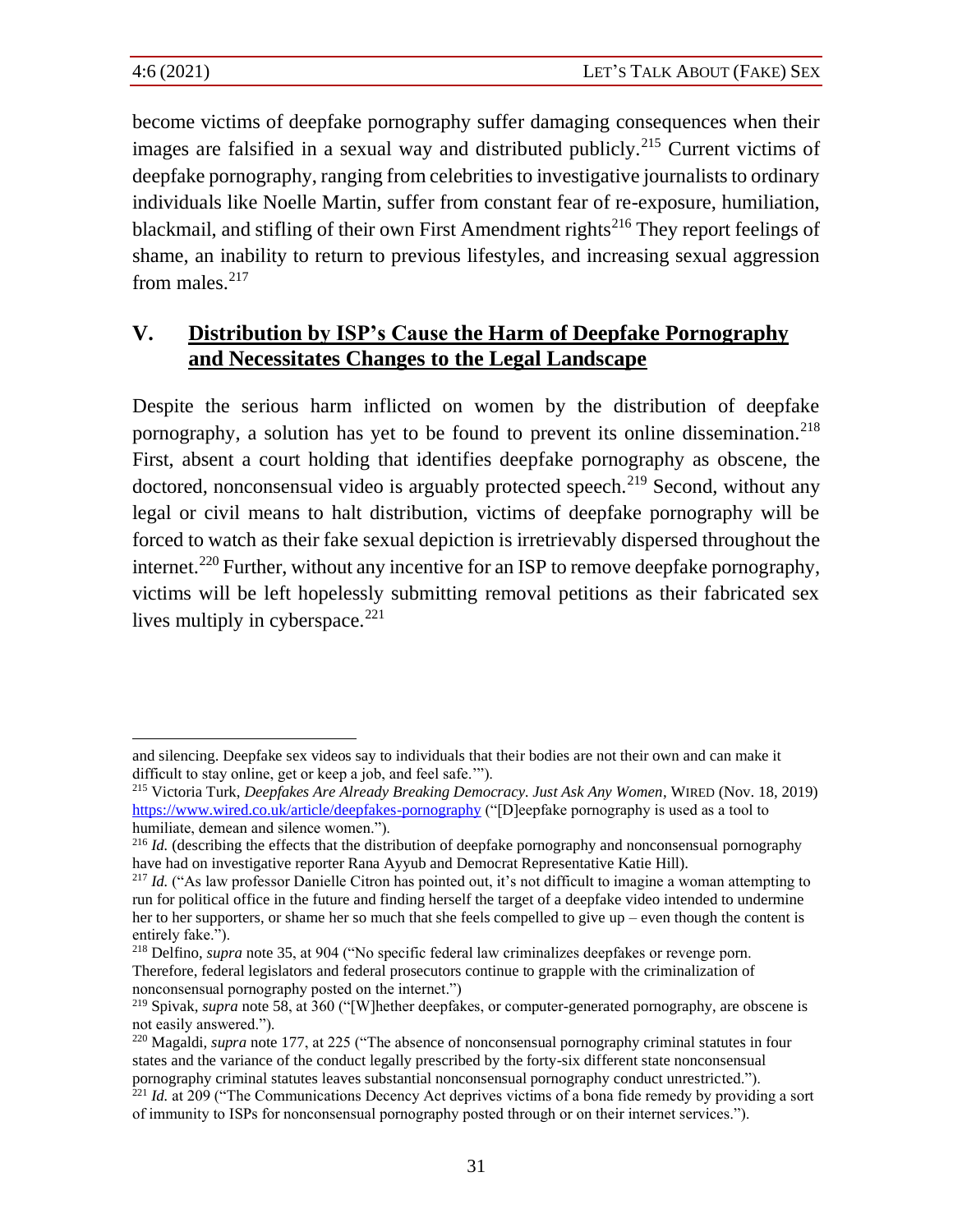become victims of deepfake pornography suffer damaging consequences when their images are falsified in a sexual way and distributed publicly.[215] Current victims of deepfake pornography, ranging from celebrities to investigative journalists to ordinary individuals like Noelle Martin, suffer from constant fear of re-exposure, humiliation, blackmail, and stifling of their own First Amendment rights[216] They report feelings of shame, an inability to return to previous lifestyles, and increasing sexual aggression from males.[217]

## V. <u>Distribution by ISP's Cause the Harm of Deepfake Pornography and Necessitates Changes to the Legal Landscape</u>

Despite the serious harm inflicted on women by the distribution of deepfake pornography, a solution has yet to be found to prevent its online dissemination.[218] First, absent a court holding that identifies deepfake pornography as obscene, the doctored, nonconsensual video is arguably protected speech.[219] Second, without any legal or civil means to halt distribution, victims of deepfake pornography will be forced to watch as their fake sexual depiction is irretrievably dispersed throughout the internet.[220] Further, without any incentive for an ISP to remove deepfake pornography, victims will be left hopelessly submitting removal petitions as their fabricated sex lives multiply in cyberspace.[221]

---

and silencing. Deepfake sex videos say to individuals that their bodies are not their own and can make it difficult to stay online, get or keep a job, and feel safe.'").

[215] Victoria Turk, *Deepfakes Are Already Breaking Democracy. Just Ask Any Women*, WIRED (Nov. 18, 2019) https://www.wired.co.uk/article/deepfakes-pornography ("[D]eepfake pornography is used as a tool to humiliate, demean and silence women.").

[216] *Id.* (describing the effects that the distribution of deepfake pornography and nonconsensual pornography have had on investigative reporter Rana Ayyub and Democrat Representative Katie Hill).

[217] *Id.* ("As law professor Danielle Citron has pointed out, it's not difficult to imagine a woman attempting to run for political office in the future and finding herself the target of a deepfake video intended to undermine her to her supporters, or shame her so much that she feels compelled to give up – even though the content is entirely fake.").

[218] Delfino, *supra* note 35, at 904 ("No specific federal law criminalizes deepfakes or revenge porn. Therefore, federal legislators and federal prosecutors continue to grapple with the criminalization of nonconsensual pornography posted on the internet.")

[219] Spivak, *supra* note 58, at 360 ("[W]hether deepfakes, or computer-generated pornography, are obscene is not easily answered.").

[220] Magaldi, *supra* note 177, at 225 ("The absence of nonconsensual pornography criminal statutes in four states and the variance of the conduct legally prescribed by the forty-six different state nonconsensual pornography criminal statutes leaves substantial nonconsensual pornography conduct unrestricted.").

[221] *Id.* at 209 ("The Communications Decency Act deprives victims of a bona fide remedy by providing a sort of immunity to ISPs for nonconsensual pornography posted through or on their internet services.").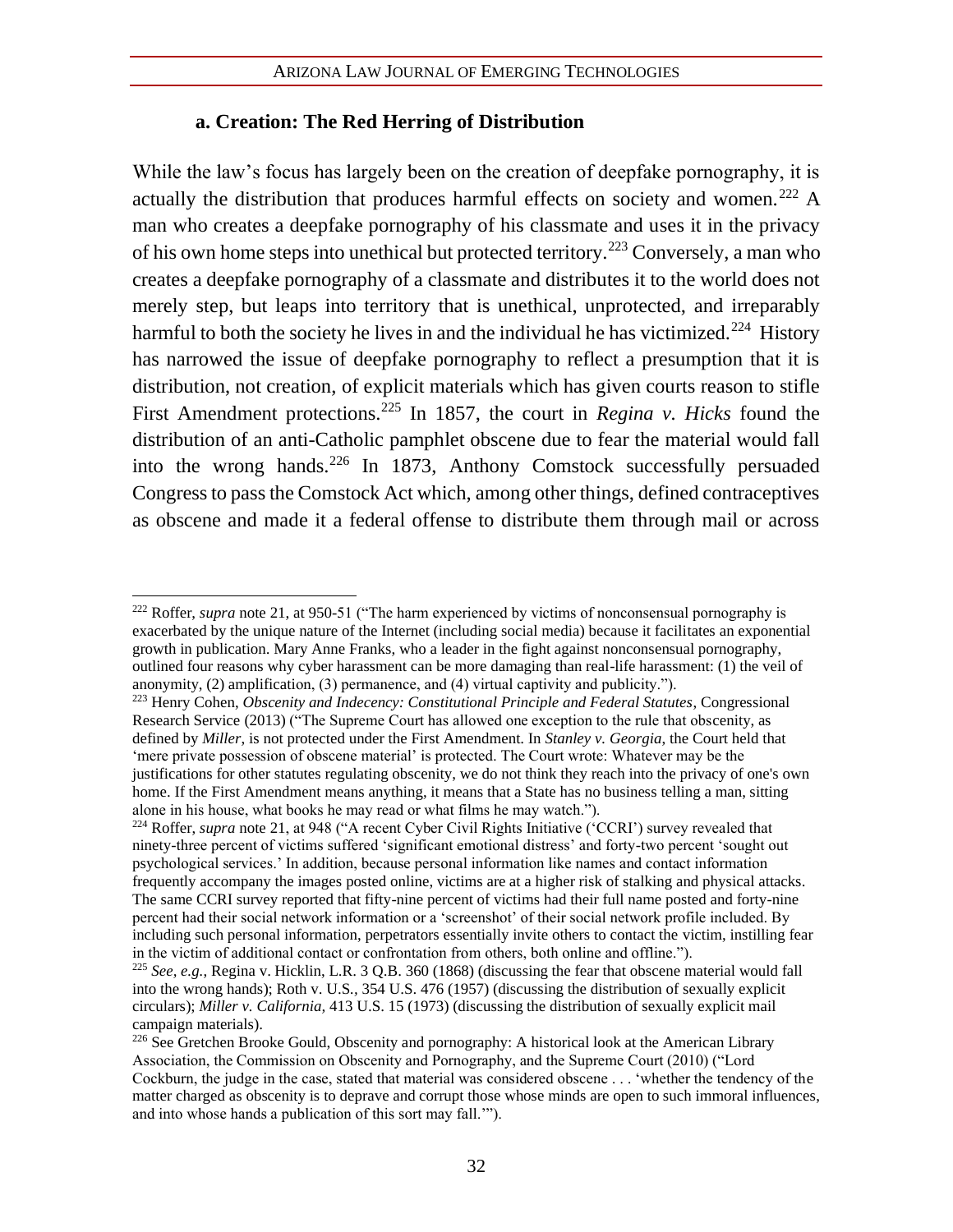### a. Creation: The Red Herring of Distribution

While the law's focus has largely been on the creation of deepfake pornography, it is actually the distribution that produces harmful effects on society and women.[222] A man who creates a deepfake pornography of his classmate and uses it in the privacy of his own home steps into unethical but protected territory.[223] Conversely, a man who creates a deepfake pornography of a classmate and distributes it to the world does not merely step, but leaps into territory that is unethical, unprotected, and irreparably harmful to both the society he lives in and the individual he has victimized.[224] History has narrowed the issue of deepfake pornography to reflect a presumption that it is distribution, not creation, of explicit materials which has given courts reason to stifle First Amendment protections.[225] In 1857, the court in *Regina v. Hicks* found the distribution of an anti-Catholic pamphlet obscene due to fear the material would fall into the wrong hands.[226] In 1873, Anthony Comstock successfully persuaded Congress to pass the Comstock Act which, among other things, defined contraceptives as obscene and made it a federal offense to distribute them through mail or across

---

[222] Roffer, *supra* note 21, at 950-51 ("The harm experienced by victims of nonconsensual pornography is exacerbated by the unique nature of the Internet (including social media) because it facilitates an exponential growth in publication. Mary Anne Franks, who a leader in the fight against nonconsensual pornography, outlined four reasons why cyber harassment can be more damaging than real-life harassment: (1) the veil of anonymity, (2) amplification, (3) permanence, and (4) virtual captivity and publicity.").

[223] Henry Cohen, *Obscenity and Indecency: Constitutional Principle and Federal Statutes*, Congressional Research Service (2013) ("The Supreme Court has allowed one exception to the rule that obscenity, as defined by *Miller*, is not protected under the First Amendment. In *Stanley v. Georgia*, the Court held that 'mere private possession of obscene material' is protected. The Court wrote: Whatever may be the justifications for other statutes regulating obscenity, we do not think they reach into the privacy of one's own home. If the First Amendment means anything, it means that a State has no business telling a man, sitting alone in his house, what books he may read or what films he may watch.").

[224] Roffer, *supra* note 21, at 948 ("A recent Cyber Civil Rights Initiative ('CCRI') survey revealed that ninety-three percent of victims suffered 'significant emotional distress' and forty-two percent 'sought out psychological services.' In addition, because personal information like names and contact information frequently accompany the images posted online, victims are at a higher risk of stalking and physical attacks. The same CCRI survey reported that fifty-nine percent of victims had their full name posted and forty-nine percent had their social network information or a 'screenshot' of their social network profile included. By including such personal information, perpetrators essentially invite others to contact the victim, instilling fear in the victim of additional contact or confrontation from others, both online and offline.").

[225] *See, e.g.*, Regina v. Hicklin, L.R. 3 Q.B. 360 (1868) (discussing the fear that obscene material would fall into the wrong hands); Roth v. U.S., 354 U.S. 476 (1957) (discussing the distribution of sexually explicit circulars); *Miller v. California*, 413 U.S. 15 (1973) (discussing the distribution of sexually explicit mail campaign materials).

[226] See Gretchen Brooke Gould, Obscenity and pornography: A historical look at the American Library Association, the Commission on Obscenity and Pornography, and the Supreme Court (2010) ("Lord Cockburn, the judge in the case, stated that material was considered obscene . . . 'whether the tendency of the matter charged as obscenity is to deprave and corrupt those whose minds are open to such immoral influences, and into whose hands a publication of this sort may fall.'").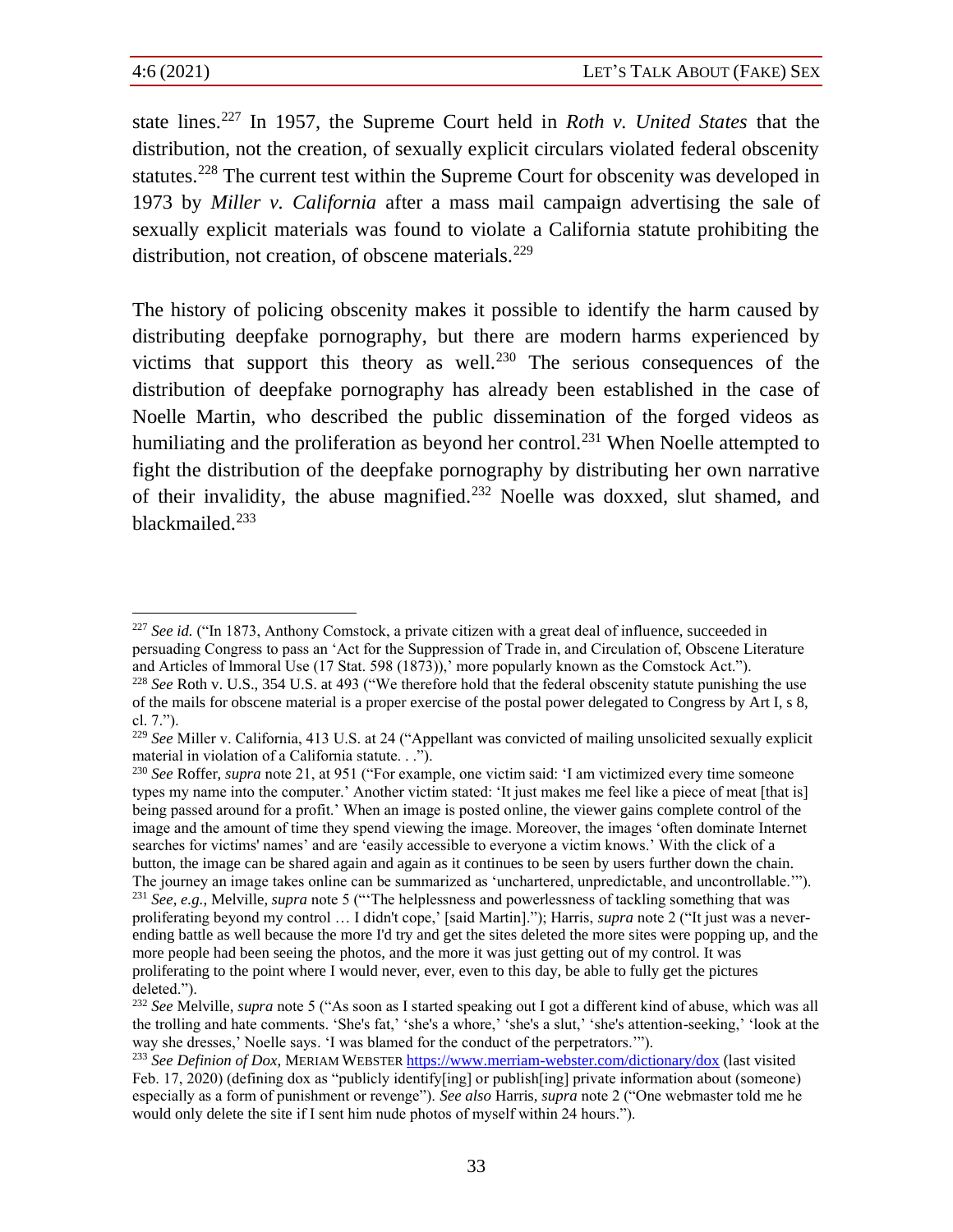state lines.[227] In 1957, the Supreme Court held in *Roth v. United States* that the distribution, not the creation, of sexually explicit circulars violated federal obscenity statutes.[228] The current test within the Supreme Court for obscenity was developed in 1973 by *Miller v. California* after a mass mail campaign advertising the sale of sexually explicit materials was found to violate a California statute prohibiting the distribution, not creation, of obscene materials.[229]

The history of policing obscenity makes it possible to identify the harm caused by distributing deepfake pornography, but there are modern harms experienced by victims that support this theory as well.[230] The serious consequences of the distribution of deepfake pornography has already been established in the case of Noelle Martin, who described the public dissemination of the forged videos as humiliating and the proliferation as beyond her control.[231] When Noelle attempted to fight the distribution of the deepfake pornography by distributing her own narrative of their invalidity, the abuse magnified.[232] Noelle was doxxed, slut shamed, and blackmailed.[233]

---

[227] *See id.* ("In 1873, Anthony Comstock, a private citizen with a great deal of influence, succeeded in persuading Congress to pass an 'Act for the Suppression of Trade in, and Circulation of, Obscene Literature and Articles of lmmoral Use (17 Stat. 598 (1873)),' more popularly known as the Comstock Act.").

[228] *See* Roth v. U.S., 354 U.S. at 493 ("We therefore hold that the federal obscenity statute punishing the use of the mails for obscene material is a proper exercise of the postal power delegated to Congress by Art I, s 8, cl. 7.").

[229] *See* Miller v. California, 413 U.S. at 24 ("Appellant was convicted of mailing unsolicited sexually explicit material in violation of a California statute. . .").

[230] *See* Roffer, *supra* note 21, at 951 ("For example, one victim said: 'I am victimized every time someone types my name into the computer.' Another victim stated: 'It just makes me feel like a piece of meat [that is] being passed around for a profit.' When an image is posted online, the viewer gains complete control of the image and the amount of time they spend viewing the image. Moreover, the images 'often dominate Internet searches for victims' names' and are 'easily accessible to everyone a victim knows.' With the click of a button, the image can be shared again and again as it continues to be seen by users further down the chain. The journey an image takes online can be summarized as 'unchartered, unpredictable, and uncontrollable.'").

[231] *See, e.g.,* Melville, *supra* note 5 ("'The helplessness and powerlessness of tackling something that was proliferating beyond my control … I didn't cope,' [said Martin]."); Harris, *supra* note 2 ("It just was a never-ending battle as well because the more I'd try and get the sites deleted the more sites were popping up, and the more people had been seeing the photos, and the more it was just getting out of my control. It was proliferating to the point where I would never, ever, even to this day, be able to fully get the pictures deleted.").

[232] *See* Melville, *supra* note 5 ("As soon as I started speaking out I got a different kind of abuse, which was all the trolling and hate comments. 'She's fat,' 'she's a whore,' 'she's a slut,' 'she's attention-seeking,' 'look at the way she dresses,' Noelle says. 'I was blamed for the conduct of the perpetrators.'").

[233] *See Definion of Dox,* MERIAM WEBSTER https://www.merriam-webster.com/dictionary/dox (last visited Feb. 17, 2020) (defining dox as "publicly identify[ing] or publish[ing] private information about (someone) especially as a form of punishment or revenge"). *See also* Harris, *supra* note 2 ("One webmaster told me he would only delete the site if I sent him nude photos of myself within 24 hours.").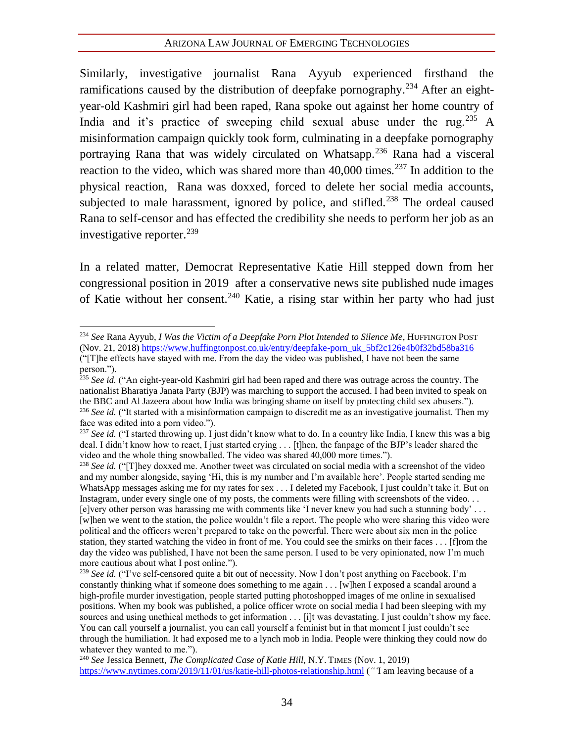Similarly, investigative journalist Rana Ayyub experienced firsthand the ramifications caused by the distribution of deepfake pornography.[234] After an eight-year-old Kashmiri girl had been raped, Rana spoke out against her home country of India and it's practice of sweeping child sexual abuse under the rug.[235] A misinformation campaign quickly took form, culminating in a deepfake pornography portraying Rana that was widely circulated on Whatsapp.[236] Rana had a visceral reaction to the video, which was shared more than 40,000 times.[237] In addition to the physical reaction, Rana was doxxed, forced to delete her social media accounts, subjected to male harassment, ignored by police, and stifled.[238] The ordeal caused Rana to self-censor and has effected the credibility she needs to perform her job as an investigative reporter.[239]

In a related matter, Democrat Representative Katie Hill stepped down from her congressional position in 2019 after a conservative news site published nude images of Katie without her consent.[240] Katie, a rising star within her party who had just

---

[234] *See* Rana Ayyub, *I Was the Victim of a Deepfake Porn Plot Intended to Silence Me*, HUFFINGTON POST (Nov. 21, 2018) https://www.huffingtonpost.co.uk/entry/deepfake-porn_uk_5bf2c126e4b0f32bd58ba316 ("[T]he effects have stayed with me. From the day the video was published, I have not been the same person.").

[235] *See id.* ("An eight-year-old Kashmiri girl had been raped and there was outrage across the country. The nationalist Bharatiya Janata Party (BJP) was marching to support the accused. I had been invited to speak on the BBC and Al Jazeera about how India was bringing shame on itself by protecting child sex abusers.").

[236] *See id.* ("It started with a misinformation campaign to discredit me as an investigative journalist. Then my face was edited into a porn video.").

[237] *See id.* ("I started throwing up. I just didn't know what to do. In a country like India, I knew this was a big deal. I didn't know how to react, I just started crying . . . [t]hen, the fanpage of the BJP's leader shared the video and the whole thing snowballed. The video was shared 40,000 more times.").

[238] *See id.* ("[T]hey doxxed me. Another tweet was circulated on social media with a screenshot of the video and my number alongside, saying 'Hi, this is my number and I'm available here'. People started sending me WhatsApp messages asking me for my rates for sex . . . I deleted my Facebook, I just couldn't take it. But on Instagram, under every single one of my posts, the comments were filling with screenshots of the video. . . [e]very other person was harassing me with comments like 'I never knew you had such a stunning body' . . . [w]hen we went to the station, the police wouldn't file a report. The people who were sharing this video were political and the officers weren't prepared to take on the powerful. There were about six men in the police station, they started watching the video in front of me. You could see the smirks on their faces . . . [f]rom the day the video was published, I have not been the same person. I used to be very opinionated, now I'm much more cautious about what I post online.").

[239] *See id.* ("I've self-censored quite a bit out of necessity. Now I don't post anything on Facebook. I'm constantly thinking what if someone does something to me again . . . [w]hen I exposed a scandal around a high-profile murder investigation, people started putting photoshopped images of me online in sexualised positions. When my book was published, a police officer wrote on social media I had been sleeping with my sources and using unethical methods to get information . . . [i]t was devastating. I just couldn't show my face. You can call yourself a journalist, you can call yourself a feminist but in that moment I just couldn't see through the humiliation. It had exposed me to a lynch mob in India. People were thinking they could now do whatever they wanted to me.").

[240] *See* Jessica Bennett, *The Complicated Case of Katie Hill*, N.Y. TIMES (Nov. 1, 2019) https://www.nytimes.com/2019/11/01/us/katie-hill-photos-relationship.html ("'I am leaving because of a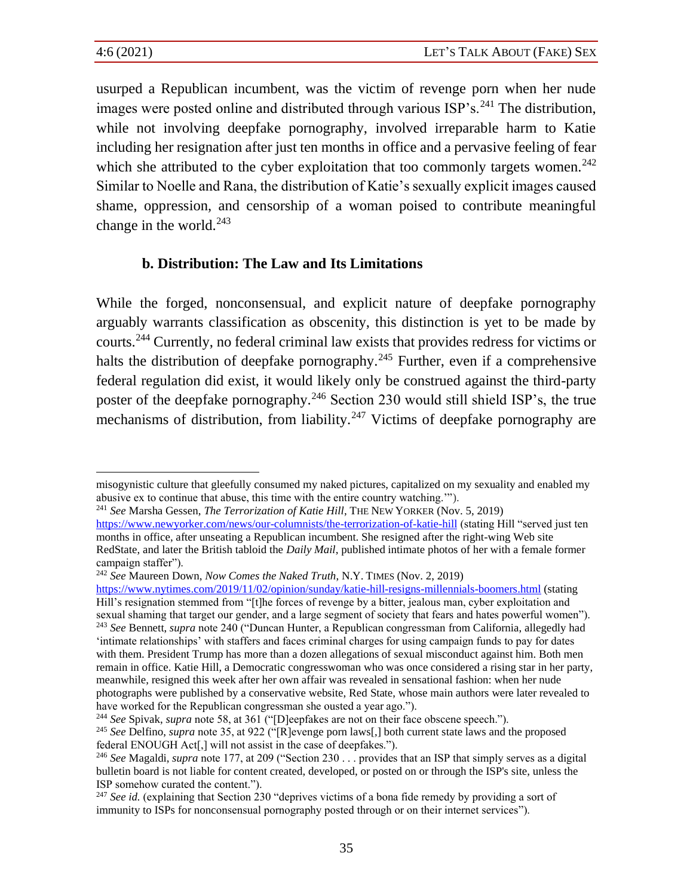usurped a Republican incumbent, was the victim of revenge porn when her nude images were posted online and distributed through various ISP's.[241] The distribution, while not involving deepfake pornography, involved irreparable harm to Katie including her resignation after just ten months in office and a pervasive feeling of fear which she attributed to the cyber exploitation that too commonly targets women.[242] Similar to Noelle and Rana, the distribution of Katie's sexually explicit images caused shame, oppression, and censorship of a woman poised to contribute meaningful change in the world.[243]

### b. Distribution: The Law and Its Limitations

While the forged, nonconsensual, and explicit nature of deepfake pornography arguably warrants classification as obscenity, this distinction is yet to be made by courts.[244] Currently, no federal criminal law exists that provides redress for victims or halts the distribution of deepfake pornography.[245] Further, even if a comprehensive federal regulation did exist, it would likely only be construed against the third-party poster of the deepfake pornography.[246] Section 230 would still shield ISP's, the true mechanisms of distribution, from liability.[247] Victims of deepfake pornography are

---

misogynistic culture that gleefully consumed my naked pictures, capitalized on my sexuality and enabled my abusive ex to continue that abuse, this time with the entire country watching.'").

[241] *See* Marsha Gessen, *The Terrorization of Katie Hill*, THE NEW YORKER (Nov. 5, 2019) https://www.newyorker.com/news/our-columnists/the-terrorization-of-katie-hill (stating Hill "served just ten months in office, after unseating a Republican incumbent. She resigned after the right-wing Web site RedState, and later the British tabloid the *Daily Mail*, published intimate photos of her with a female former campaign staffer").

[242] *See* Maureen Down, *Now Comes the Naked Truth*, N.Y. TIMES (Nov. 2, 2019) https://www.nytimes.com/2019/11/02/opinion/sunday/katie-hill-resigns-millennials-boomers.html (stating Hill's resignation stemmed from "[t]he forces of revenge by a bitter, jealous man, cyber exploitation and sexual shaming that target our gender, and a large segment of society that fears and hates powerful women").

[243] *See* Bennett, *supra* note 240 ("Duncan Hunter, a Republican congressman from California, allegedly had 'intimate relationships' with staffers and faces criminal charges for using campaign funds to pay for dates with them. President Trump has more than a dozen allegations of sexual misconduct against him. Both men remain in office. Katie Hill, a Democratic congresswoman who was once considered a rising star in her party, meanwhile, resigned this week after her own affair was revealed in sensational fashion: when her nude photographs were published by a conservative website, Red State, whose main authors were later revealed to have worked for the Republican congressman she ousted a year ago.").

[244] *See* Spivak, *supra* note 58, at 361 ("[D]eepfakes are not on their face obscene speech.").

[245] *See* Delfino, *supra* note 35, at 922 ("[R]evenge porn laws[,] both current state laws and the proposed federal ENOUGH Act[,] will not assist in the case of deepfakes.").

[246] *See* Magaldi, *supra* note 177, at 209 ("Section 230 . . . provides that an ISP that simply serves as a digital bulletin board is not liable for content created, developed, or posted on or through the ISP's site, unless the ISP somehow curated the content.").

[247] *See id.* (explaining that Section 230 "deprives victims of a bona fide remedy by providing a sort of immunity to ISPs for nonconsensual pornography posted through or on their internet services").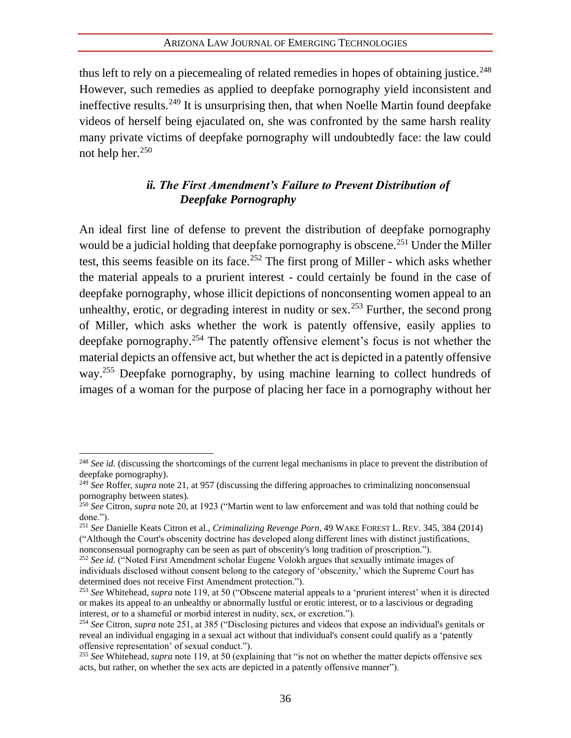thus left to rely on a piecemealing of related remedies in hopes of obtaining justice.[248] However, such remedies as applied to deepfake pornography yield inconsistent and ineffective results.[249] It is unsurprising then, that when Noelle Martin found deepfake videos of herself being ejaculated on, she was confronted by the same harsh reality many private victims of deepfake pornography will undoubtedly face: the law could not help her.[250]

#### *ii. The First Amendment's Failure to Prevent Distribution of Deepfake Pornography*

An ideal first line of defense to prevent the distribution of deepfake pornography would be a judicial holding that deepfake pornography is obscene.[251] Under the Miller test, this seems feasible on its face.[252] The first prong of Miller - which asks whether the material appeals to a prurient interest - could certainly be found in the case of deepfake pornography, whose illicit depictions of nonconsenting women appeal to an unhealthy, erotic, or degrading interest in nudity or sex.[253] Further, the second prong of Miller, which asks whether the work is patently offensive, easily applies to deepfake pornography.[254] The patently offensive element's focus is not whether the material depicts an offensive act, but whether the act is depicted in a patently offensive way.[255] Deepfake pornography, by using machine learning to collect hundreds of images of a woman for the purpose of placing her face in a pornography without her

---

[248] *See id.* (discussing the shortcomings of the current legal mechanisms in place to prevent the distribution of deepfake pornography).

[249] *See* Roffer, *supra* note 21, at 957 (discussing the differing approaches to criminalizing nonconsensual pornography between states).

[250] *See* Citron, *supra* note 20, at 1923 ("Martin went to law enforcement and was told that nothing could be done.").

[251] *See* Danielle Keats Citron et al., *Criminalizing Revenge Porn*, 49 WAKE FOREST L. REV. 345, 384 (2014) ("Although the Court's obscenity doctrine has developed along different lines with distinct justifications, nonconsensual pornography can be seen as part of obscenity's long tradition of proscription.").

[252] *See id.* ("Noted First Amendment scholar Eugene Volokh argues that sexually intimate images of individuals disclosed without consent belong to the category of 'obscenity,' which the Supreme Court has determined does not receive First Amendment protection.").

[253] *See* Whitehead, *supra* note 119, at 50 ("Obscene material appeals to a 'prurient interest' when it is directed or makes its appeal to an unhealthy or abnormally lustful or erotic interest, or to a lascivious or degrading interest, or to a shameful or morbid interest in nudity, sex, or excretion.").

[254] *See* Citron, *supra* note 251, at 385 ("Disclosing pictures and videos that expose an individual's genitals or reveal an individual engaging in a sexual act without that individual's consent could qualify as a 'patently offensive representation' of sexual conduct.").

[255] *See* Whitehead, *supra* note 119, at 50 (explaining that "is not on whether the matter depicts offensive sex acts, but rather, on whether the sex acts are depicted in a patently offensive manner").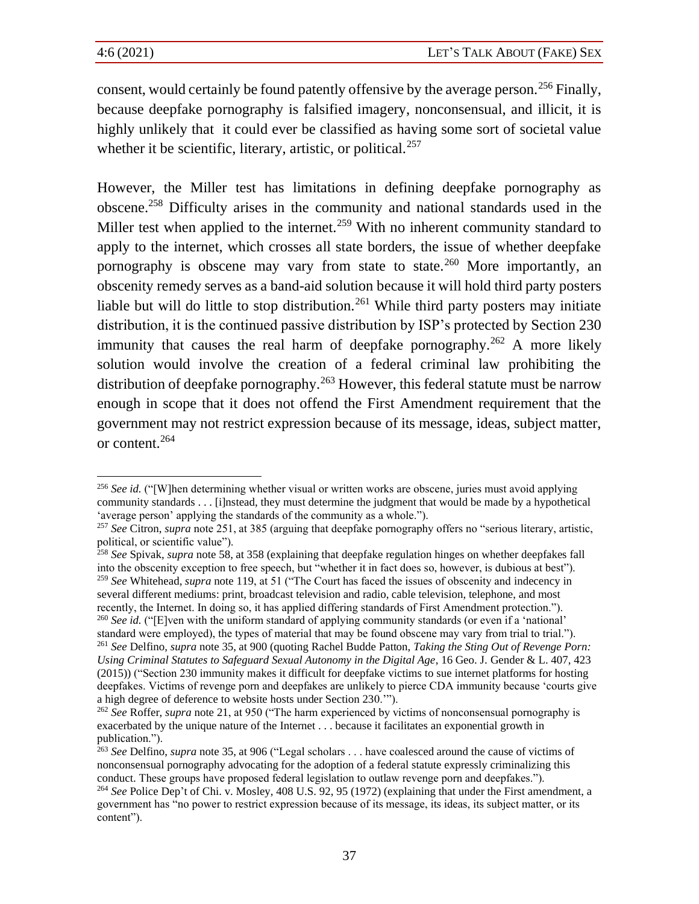consent, would certainly be found patently offensive by the average person.[256] Finally, because deepfake pornography is falsified imagery, nonconsensual, and illicit, it is highly unlikely that it could ever be classified as having some sort of societal value whether it be scientific, literary, artistic, or political.[257]

However, the Miller test has limitations in defining deepfake pornography as obscene.[258] Difficulty arises in the community and national standards used in the Miller test when applied to the internet.[259] With no inherent community standard to apply to the internet, which crosses all state borders, the issue of whether deepfake pornography is obscene may vary from state to state.[260] More importantly, an obscenity remedy serves as a band-aid solution because it will hold third party posters liable but will do little to stop distribution.[261] While third party posters may initiate distribution, it is the continued passive distribution by ISP's protected by Section 230 immunity that causes the real harm of deepfake pornography.[262] A more likely solution would involve the creation of a federal criminal law prohibiting the distribution of deepfake pornography.[263] However, this federal statute must be narrow enough in scope that it does not offend the First Amendment requirement that the government may not restrict expression because of its message, ideas, subject matter, or content.[264]

---

[256] *See id.* ("[W]hen determining whether visual or written works are obscene, juries must avoid applying community standards . . . [i]nstead, they must determine the judgment that would be made by a hypothetical 'average person' applying the standards of the community as a whole.").

[257] *See* Citron, *supra* note 251, at 385 (arguing that deepfake pornography offers no "serious literary, artistic, political, or scientific value").

[258] *See* Spivak, *supra* note 58, at 358 (explaining that deepfake regulation hinges on whether deepfakes fall into the obscenity exception to free speech, but "whether it in fact does so, however, is dubious at best").

[259] *See* Whitehead, *supra* note 119, at 51 ("The Court has faced the issues of obscenity and indecency in several different mediums: print, broadcast television and radio, cable television, telephone, and most recently, the Internet. In doing so, it has applied differing standards of First Amendment protection.").

[260] *See id.* ("[E]ven with the uniform standard of applying community standards (or even if a 'national' standard were employed), the types of material that may be found obscene may vary from trial to trial.").

[261] *See* Delfino, *supra* note 35, at 900 (quoting Rachel Budde Patton, *Taking the Sting Out of Revenge Porn: Using Criminal Statutes to Safeguard Sexual Autonomy in the Digital Age*, 16 Geo. J. Gender & L. 407, 423 (2015)) ("Section 230 immunity makes it difficult for deepfake victims to sue internet platforms for hosting deepfakes. Victims of revenge porn and deepfakes are unlikely to pierce CDA immunity because 'courts give a high degree of deference to website hosts under Section 230.'").

[262] *See* Roffer, *supra* note 21, at 950 ("The harm experienced by victims of nonconsensual pornography is exacerbated by the unique nature of the Internet . . . because it facilitates an exponential growth in publication.").

[263] *See* Delfino, *supra* note 35, at 906 ("Legal scholars . . . have coalesced around the cause of victims of nonconsensual pornography advocating for the adoption of a federal statute expressly criminalizing this conduct. These groups have proposed federal legislation to outlaw revenge porn and deepfakes.").

[264] *See* Police Dep't of Chi. v. Mosley, 408 U.S. 92, 95 (1972) (explaining that under the First amendment, a government has "no power to restrict expression because of its message, its ideas, its subject matter, or its content").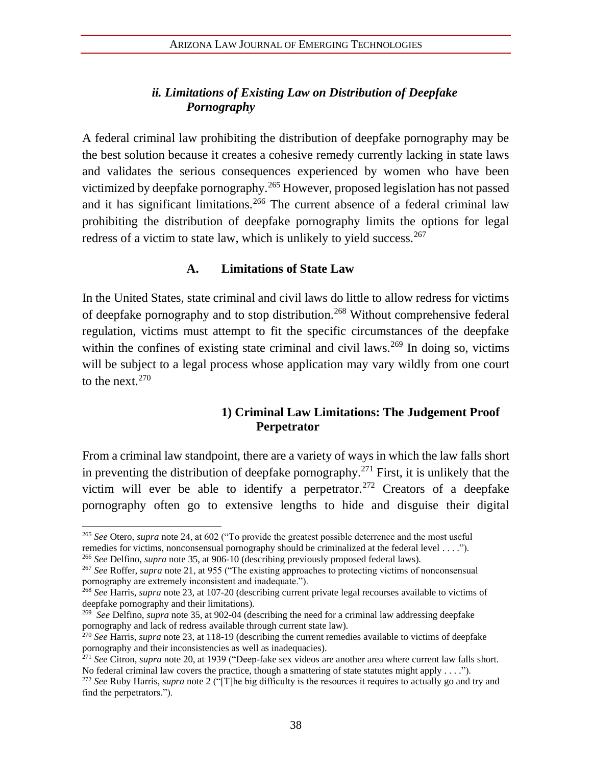### *ii. Limitations of Existing Law on Distribution of Deepfake Pornography*

A federal criminal law prohibiting the distribution of deepfake pornography may be the best solution because it creates a cohesive remedy currently lacking in state laws and validates the serious consequences experienced by women who have been victimized by deepfake pornography.[265] However, proposed legislation has not passed and it has significant limitations.[266] The current absence of a federal criminal law prohibiting the distribution of deepfake pornography limits the options for legal redress of a victim to state law, which is unlikely to yield success.[267]

#### A. Limitations of State Law

In the United States, state criminal and civil laws do little to allow redress for victims of deepfake pornography and to stop distribution.[268] Without comprehensive federal regulation, victims must attempt to fit the specific circumstances of the deepfake within the confines of existing state criminal and civil laws.[269] In doing so, victims will be subject to a legal process whose application may vary wildly from one court to the next.[270]

##### 1) Criminal Law Limitations: The Judgement Proof Perpetrator

From a criminal law standpoint, there are a variety of ways in which the law falls short in preventing the distribution of deepfake pornography.[271] First, it is unlikely that the victim will ever be able to identify a perpetrator.[272] Creators of a deepfake pornography often go to extensive lengths to hide and disguise their digital

---

[265] *See* Otero, *supra* note 24, at 602 ("To provide the greatest possible deterrence and the most useful remedies for victims, nonconsensual pornography should be criminalized at the federal level . . . .").

[266] *See* Delfino, *supra* note 35, at 906-10 (describing previously proposed federal laws).

[267] *See* Roffer, *supra* note 21, at 955 ("The existing approaches to protecting victims of nonconsensual pornography are extremely inconsistent and inadequate.").

[268] *See* Harris, *supra* note 23, at 107-20 (describing current private legal recourses available to victims of deepfake pornography and their limitations).

[269] *See* Delfino, *supra* note 35, at 902-04 (describing the need for a criminal law addressing deepfake pornography and lack of redress available through current state law).

[270] *See* Harris, *supra* note 23, at 118-19 (describing the current remedies available to victims of deepfake pornography and their inconsistencies as well as inadequacies).

[271] *See* Citron, *supra* note 20, at 1939 ("Deep-fake sex videos are another area where current law falls short. No federal criminal law covers the practice, though a smattering of state statutes might apply . . . .").

[272] *See* Ruby Harris, *supra* note 2 ("[T]he big difficulty is the resources it requires to actually go and try and find the perpetrators.").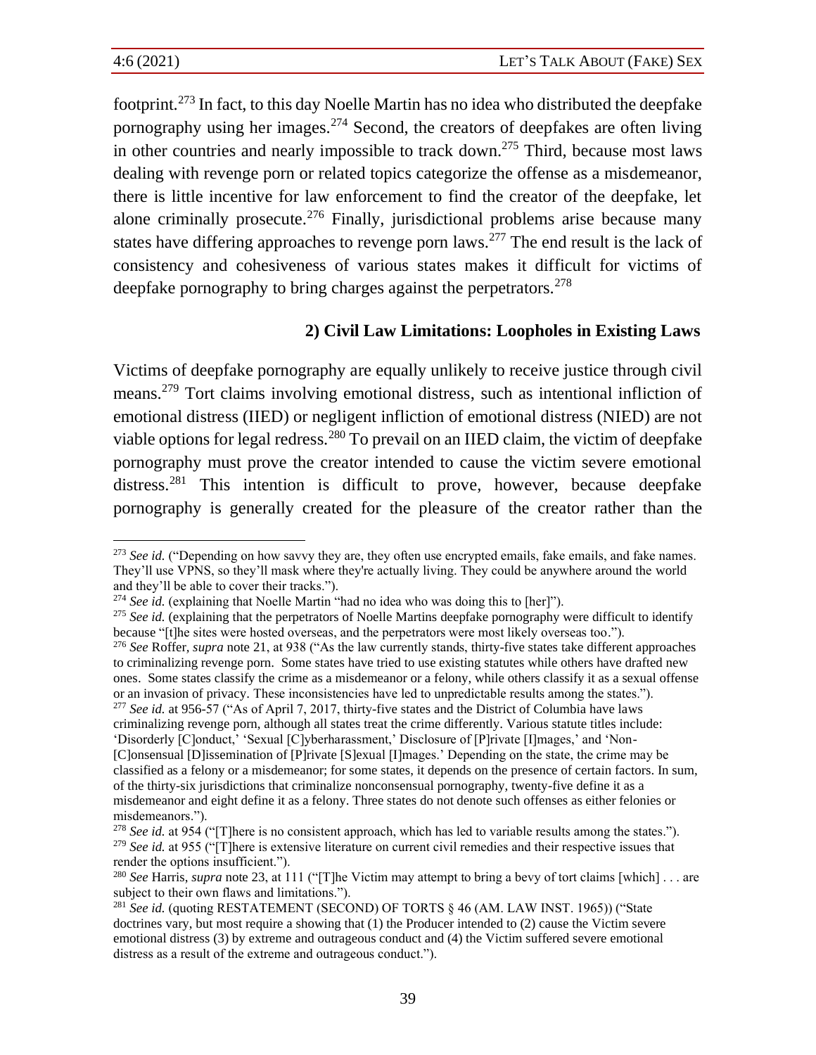footprint.[273] In fact, to this day Noelle Martin has no idea who distributed the deepfake pornography using her images.[274] Second, the creators of deepfakes are often living in other countries and nearly impossible to track down.[275] Third, because most laws dealing with revenge porn or related topics categorize the offense as a misdemeanor, there is little incentive for law enforcement to find the creator of the deepfake, let alone criminally prosecute.[276] Finally, jurisdictional problems arise because many states have differing approaches to revenge porn laws.[277] The end result is the lack of consistency and cohesiveness of various states makes it difficult for victims of deepfake pornography to bring charges against the perpetrators.[278]

### 2) Civil Law Limitations: Loopholes in Existing Laws

Victims of deepfake pornography are equally unlikely to receive justice through civil means.[279] Tort claims involving emotional distress, such as intentional infliction of emotional distress (IIED) or negligent infliction of emotional distress (NIED) are not viable options for legal redress.[280] To prevail on an IIED claim, the victim of deepfake pornography must prove the creator intended to cause the victim severe emotional distress.[281] This intention is difficult to prove, however, because deepfake pornography is generally created for the pleasure of the creator rather than the

---

[273] *See id.* ("Depending on how savvy they are, they often use encrypted emails, fake emails, and fake names. They'll use VPNS, so they'll mask where they're actually living. They could be anywhere around the world and they'll be able to cover their tracks.").

[274] *See id.* (explaining that Noelle Martin "had no idea who was doing this to [her]").

[275] *See id.* (explaining that the perpetrators of Noelle Martins deepfake pornography were difficult to identify because "[t]he sites were hosted overseas, and the perpetrators were most likely overseas too.").

[276] *See* Roffer, *supra* note 21, at 938 ("As the law currently stands, thirty-five states take different approaches to criminalizing revenge porn. Some states have tried to use existing statutes while others have drafted new ones. Some states classify the crime as a misdemeanor or a felony, while others classify it as a sexual offense or an invasion of privacy. These inconsistencies have led to unpredictable results among the states.").

[277] *See id.* at 956-57 ("As of April 7, 2017, thirty-five states and the District of Columbia have laws criminalizing revenge porn, although all states treat the crime differently. Various statute titles include: 'Disorderly [C]onduct,' 'Sexual [C]yberharassment,' Disclosure of [P]rivate [I]mages,' and 'Non-[C]onsensual [D]issemination of [P]rivate [S]exual [I]mages.' Depending on the state, the crime may be classified as a felony or a misdemeanor; for some states, it depends on the presence of certain factors. In sum, of the thirty-six jurisdictions that criminalize nonconsensual pornography, twenty-five define it as a misdemeanor and eight define it as a felony. Three states do not denote such offenses as either felonies or misdemeanors.").

[278] *See id.* at 954 ("[T]here is no consistent approach, which has led to variable results among the states.").

[279] *See id.* at 955 ("[T]here is extensive literature on current civil remedies and their respective issues that render the options insufficient.").

[280] *See* Harris, *supra* note 23, at 111 ("[T]he Victim may attempt to bring a bevy of tort claims [which] . . . are subject to their own flaws and limitations.").

[281] *See id.* (quoting RESTATEMENT (SECOND) OF TORTS § 46 (AM. LAW INST. 1965)) ("State doctrines vary, but most require a showing that (1) the Producer intended to (2) cause the Victim severe emotional distress (3) by extreme and outrageous conduct and (4) the Victim suffered severe emotional distress as a result of the extreme and outrageous conduct.").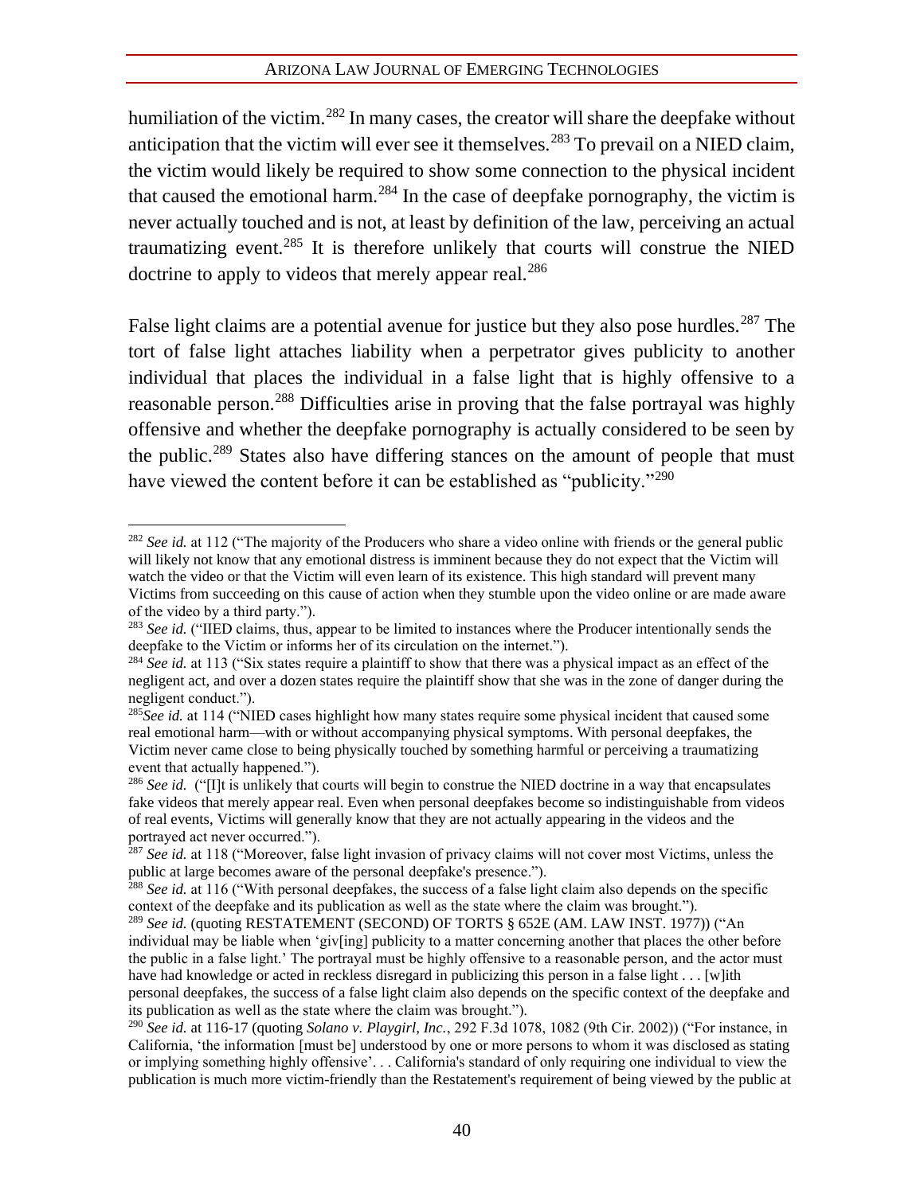humiliation of the victim.[282] In many cases, the creator will share the deepfake without anticipation that the victim will ever see it themselves.[283] To prevail on a NIED claim, the victim would likely be required to show some connection to the physical incident that caused the emotional harm.[284] In the case of deepfake pornography, the victim is never actually touched and is not, at least by definition of the law, perceiving an actual traumatizing event.[285] It is therefore unlikely that courts will construe the NIED doctrine to apply to videos that merely appear real.[286]

False light claims are a potential avenue for justice but they also pose hurdles.[287] The tort of false light attaches liability when a perpetrator gives publicity to another individual that places the individual in a false light that is highly offensive to a reasonable person.[288] Difficulties arise in proving that the false portrayal was highly offensive and whether the deepfake pornography is actually considered to be seen by the public.[289] States also have differing stances on the amount of people that must have viewed the content before it can be established as "publicity."[290]

---

[282] *See id.* at 112 ("The majority of the Producers who share a video online with friends or the general public will likely not know that any emotional distress is imminent because they do not expect that the Victim will watch the video or that the Victim will even learn of its existence. This high standard will prevent many Victims from succeeding on this cause of action when they stumble upon the video online or are made aware of the video by a third party.").

[283] *See id.* ("IIED claims, thus, appear to be limited to instances where the Producer intentionally sends the deepfake to the Victim or informs her of its circulation on the internet.").

[284] *See id.* at 113 ("Six states require a plaintiff to show that there was a physical impact as an effect of the negligent act, and over a dozen states require the plaintiff show that she was in the zone of danger during the negligent conduct.").

[285] *See id.* at 114 ("NIED cases highlight how many states require some physical incident that caused some real emotional harm—with or without accompanying physical symptoms. With personal deepfakes, the Victim never came close to being physically touched by something harmful or perceiving a traumatizing event that actually happened.").

[286] *See id.* ("[I]t is unlikely that courts will begin to construe the NIED doctrine in a way that encapsulates fake videos that merely appear real. Even when personal deepfakes become so indistinguishable from videos of real events, Victims will generally know that they are not actually appearing in the videos and the portrayed act never occurred.").

[287] *See id.* at 118 ("Moreover, false light invasion of privacy claims will not cover most Victims, unless the public at large becomes aware of the personal deepfake's presence.").

[288] *See id.* at 116 ("With personal deepfakes, the success of a false light claim also depends on the specific context of the deepfake and its publication as well as the state where the claim was brought.").

[289] *See id.* (quoting RESTATEMENT (SECOND) OF TORTS § 652E (AM. LAW INST. 1977)) ("An individual may be liable when 'giv[ing] publicity to a matter concerning another that places the other before the public in a false light.' The portrayal must be highly offensive to a reasonable person, and the actor must have had knowledge or acted in reckless disregard in publicizing this person in a false light . . . [w]ith personal deepfakes, the success of a false light claim also depends on the specific context of the deepfake and its publication as well as the state where the claim was brought.").

[290] *See id.* at 116-17 (quoting *Solano v. Playgirl, Inc.*, 292 F.3d 1078, 1082 (9th Cir. 2002)) ("For instance, in California, 'the information [must be] understood by one or more persons to whom it was disclosed as stating or implying something highly offensive'. . . California's standard of only requiring one individual to view the publication is much more victim-friendly than the Restatement's requirement of being viewed by the public at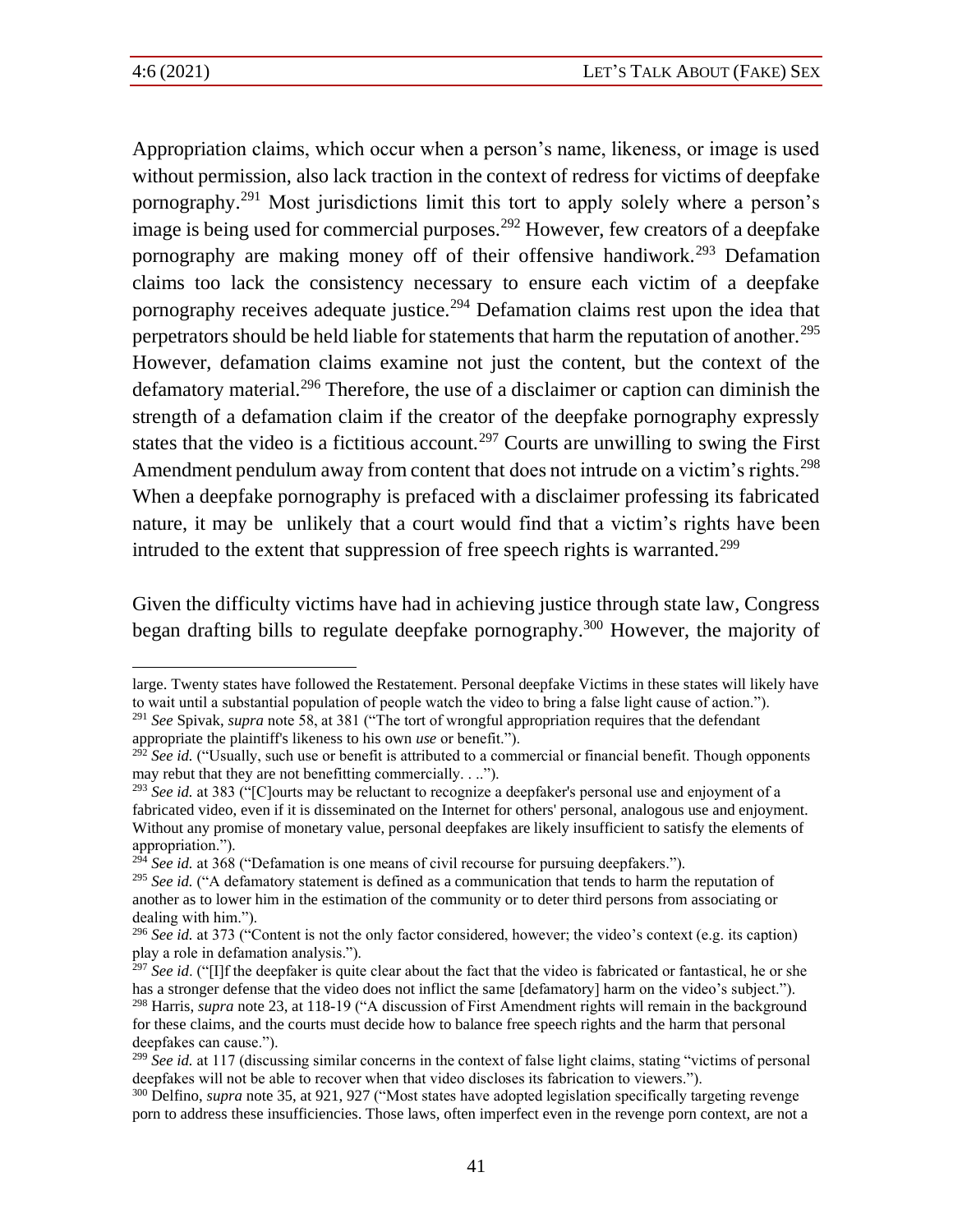Appropriation claims, which occur when a person's name, likeness, or image is used without permission, also lack traction in the context of redress for victims of deepfake pornography.[291] Most jurisdictions limit this tort to apply solely where a person's image is being used for commercial purposes.[292] However, few creators of a deepfake pornography are making money off of their offensive handiwork.[293] Defamation claims too lack the consistency necessary to ensure each victim of a deepfake pornography receives adequate justice.[294] Defamation claims rest upon the idea that perpetrators should be held liable for statements that harm the reputation of another.[295] However, defamation claims examine not just the content, but the context of the defamatory material.[296] Therefore, the use of a disclaimer or caption can diminish the strength of a defamation claim if the creator of the deepfake pornography expressly states that the video is a fictitious account.[297] Courts are unwilling to swing the First Amendment pendulum away from content that does not intrude on a victim's rights.[298] When a deepfake pornography is prefaced with a disclaimer professing its fabricated nature, it may be unlikely that a court would find that a victim's rights have been intruded to the extent that suppression of free speech rights is warranted.[299]

Given the difficulty victims have had in achieving justice through state law, Congress began drafting bills to regulate deepfake pornography.[300] However, the majority of

---

large. Twenty states have followed the Restatement. Personal deepfake Victims in these states will likely have to wait until a substantial population of people watch the video to bring a false light cause of action.").

[291] *See* Spivak, *supra* note 58, at 381 ("The tort of wrongful appropriation requires that the defendant appropriate the plaintiff's likeness to his own *use* or benefit.").

[292] *See id.* ("Usually, such use or benefit is attributed to a commercial or financial benefit. Though opponents may rebut that they are not benefitting commercially. . ..").

[293] *See id.* at 383 ("[C]ourts may be reluctant to recognize a deepfaker's personal use and enjoyment of a fabricated video, even if it is disseminated on the Internet for others' personal, analogous use and enjoyment. Without any promise of monetary value, personal deepfakes are likely insufficient to satisfy the elements of appropriation.").

[294] *See id.* at 368 ("Defamation is one means of civil recourse for pursuing deepfakers.").

[295] *See id.* ("A defamatory statement is defined as a communication that tends to harm the reputation of another as to lower him in the estimation of the community or to deter third persons from associating or dealing with him.").

[296] *See id.* at 373 ("Content is not the only factor considered, however; the video's context (e.g. its caption) play a role in defamation analysis.").

[297] *See id*. ("[I]f the deepfaker is quite clear about the fact that the video is fabricated or fantastical, he or she has a stronger defense that the video does not inflict the same [defamatory] harm on the video's subject.").

[298] Harris, *supra* note 23, at 118-19 ("A discussion of First Amendment rights will remain in the background for these claims, and the courts must decide how to balance free speech rights and the harm that personal deepfakes can cause.").

[299] *See id.* at 117 (discussing similar concerns in the context of false light claims, stating "victims of personal deepfakes will not be able to recover when that video discloses its fabrication to viewers.").

[300] Delfino, *supra* note 35, at 921, 927 ("Most states have adopted legislation specifically targeting revenge porn to address these insufficiencies. Those laws, often imperfect even in the revenge porn context, are not a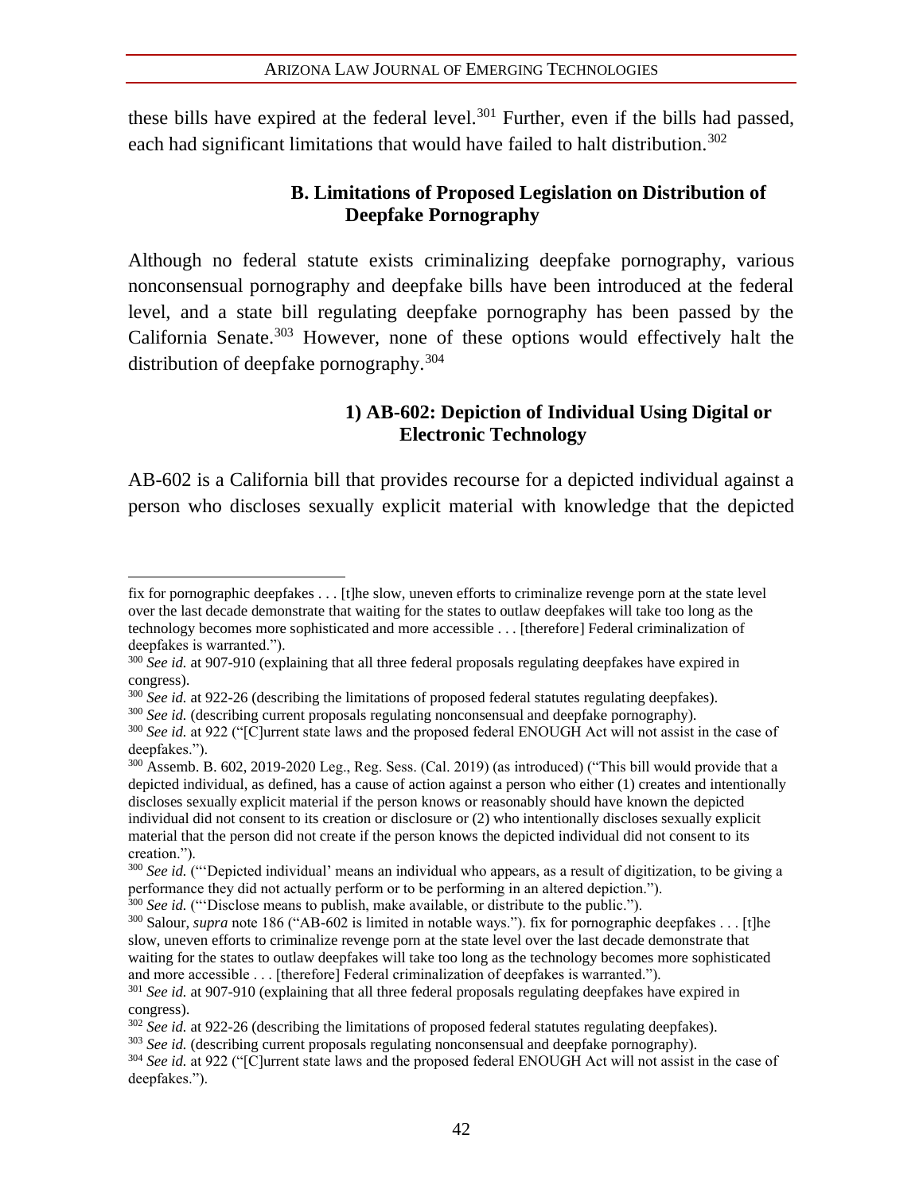these bills have expired at the federal level.[301] Further, even if the bills had passed, each had significant limitations that would have failed to halt distribution.[302]

### B. Limitations of Proposed Legislation on Distribution of Deepfake Pornography

Although no federal statute exists criminalizing deepfake pornography, various nonconsensual pornography and deepfake bills have been introduced at the federal level, and a state bill regulating deepfake pornography has been passed by the California Senate.[303] However, none of these options would effectively halt the distribution of deepfake pornography.[304]

#### 1) AB-602: Depiction of Individual Using Digital or Electronic Technology

AB-602 is a California bill that provides recourse for a depicted individual against a person who discloses sexually explicit material with knowledge that the depicted

---

fix for pornographic deepfakes . . . [t]he slow, uneven efforts to criminalize revenge porn at the state level over the last decade demonstrate that waiting for the states to outlaw deepfakes will take too long as the technology becomes more sophisticated and more accessible . . . [therefore] Federal criminalization of deepfakes is warranted.").

[300] *See id.* at 907-910 (explaining that all three federal proposals regulating deepfakes have expired in congress).

[300] *See id.* at 922-26 (describing the limitations of proposed federal statutes regulating deepfakes).

[300] *See id.* (describing current proposals regulating nonconsensual and deepfake pornography).

[300] *See id.* at 922 ("[C]urrent state laws and the proposed federal ENOUGH Act will not assist in the case of deepfakes.").

[300] Assemb. B. 602, 2019-2020 Leg., Reg. Sess. (Cal. 2019) (as introduced) ("This bill would provide that a depicted individual, as defined, has a cause of action against a person who either (1) creates and intentionally discloses sexually explicit material if the person knows or reasonably should have known the depicted individual did not consent to its creation or disclosure or (2) who intentionally discloses sexually explicit material that the person did not create if the person knows the depicted individual did not consent to its creation.").

[300] *See id.* ("'Depicted individual' means an individual who appears, as a result of digitization, to be giving a performance they did not actually perform or to be performing in an altered depiction.").

[300] *See id.* ("'Disclose means to publish, make available, or distribute to the public.").

[300] Salour, *supra* note 186 ("AB-602 is limited in notable ways."). fix for pornographic deepfakes . . . [t]he slow, uneven efforts to criminalize revenge porn at the state level over the last decade demonstrate that waiting for the states to outlaw deepfakes will take too long as the technology becomes more sophisticated and more accessible . . . [therefore] Federal criminalization of deepfakes is warranted.").

[301] *See id.* at 907-910 (explaining that all three federal proposals regulating deepfakes have expired in congress).

[302] *See id.* at 922-26 (describing the limitations of proposed federal statutes regulating deepfakes).

[303] *See id.* (describing current proposals regulating nonconsensual and deepfake pornography).

[304] *See id.* at 922 ("[C]urrent state laws and the proposed federal ENOUGH Act will not assist in the case of deepfakes.").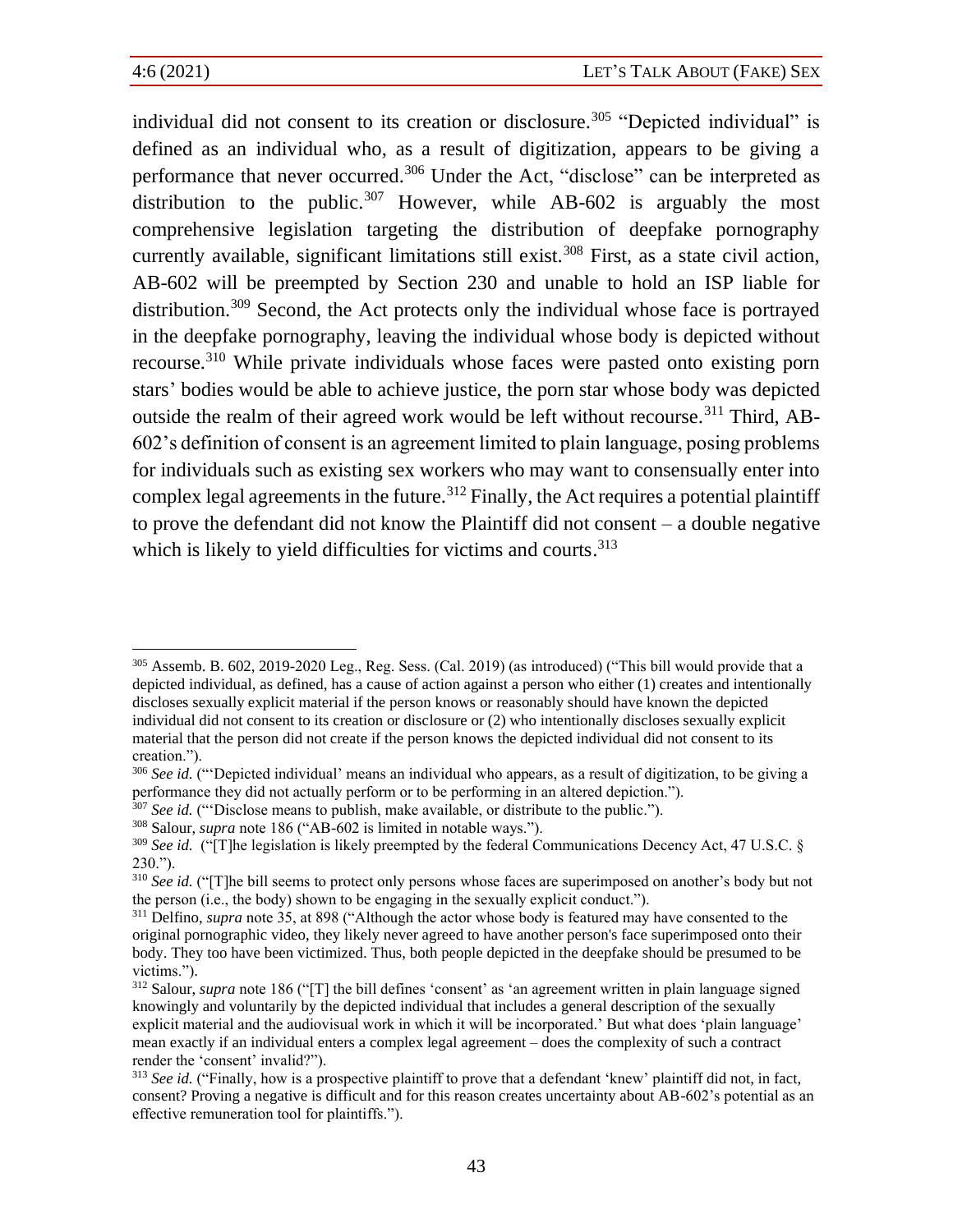individual did not consent to its creation or disclosure.[305] "Depicted individual" is defined as an individual who, as a result of digitization, appears to be giving a performance that never occurred.[306] Under the Act, "disclose" can be interpreted as distribution to the public.[307] However, while AB-602 is arguably the most comprehensive legislation targeting the distribution of deepfake pornography currently available, significant limitations still exist.[308] First, as a state civil action, AB-602 will be preempted by Section 230 and unable to hold an ISP liable for distribution.[309] Second, the Act protects only the individual whose face is portrayed in the deepfake pornography, leaving the individual whose body is depicted without recourse.[310] While private individuals whose faces were pasted onto existing porn stars' bodies would be able to achieve justice, the porn star whose body was depicted outside the realm of their agreed work would be left without recourse.[311] Third, AB-602's definition of consent is an agreement limited to plain language, posing problems for individuals such as existing sex workers who may want to consensually enter into complex legal agreements in the future.[312] Finally, the Act requires a potential plaintiff to prove the defendant did not know the Plaintiff did not consent – a double negative which is likely to yield difficulties for victims and courts.[313]

---

[305] Assemb. B. 602, 2019-2020 Leg., Reg. Sess. (Cal. 2019) (as introduced) ("This bill would provide that a depicted individual, as defined, has a cause of action against a person who either (1) creates and intentionally discloses sexually explicit material if the person knows or reasonably should have known the depicted individual did not consent to its creation or disclosure or (2) who intentionally discloses sexually explicit material that the person did not create if the person knows the depicted individual did not consent to its creation.").

[306] *See id.* ("'Depicted individual' means an individual who appears, as a result of digitization, to be giving a performance they did not actually perform or to be performing in an altered depiction.").

[307] *See id.* ("'Disclose means to publish, make available, or distribute to the public.").

[308] Salour, *supra* note 186 ("AB-602 is limited in notable ways.").

[309] *See id.* ("[T]he legislation is likely preempted by the federal Communications Decency Act, 47 U.S.C. § 230.").

[310] *See id.* ("[T]he bill seems to protect only persons whose faces are superimposed on another's body but not the person (i.e., the body) shown to be engaging in the sexually explicit conduct.").

[311] Delfino, *supra* note 35, at 898 ("Although the actor whose body is featured may have consented to the original pornographic video, they likely never agreed to have another person's face superimposed onto their body. They too have been victimized. Thus, both people depicted in the deepfake should be presumed to be victims.").

[312] Salour, *supra* note 186 ("[T] the bill defines 'consent' as 'an agreement written in plain language signed knowingly and voluntarily by the depicted individual that includes a general description of the sexually explicit material and the audiovisual work in which it will be incorporated.' But what does 'plain language' mean exactly if an individual enters a complex legal agreement – does the complexity of such a contract render the 'consent' invalid?").

[313] *See id.* ("Finally, how is a prospective plaintiff to prove that a defendant 'knew' plaintiff did not, in fact, consent? Proving a negative is difficult and for this reason creates uncertainty about AB-602's potential as an effective remuneration tool for plaintiffs.").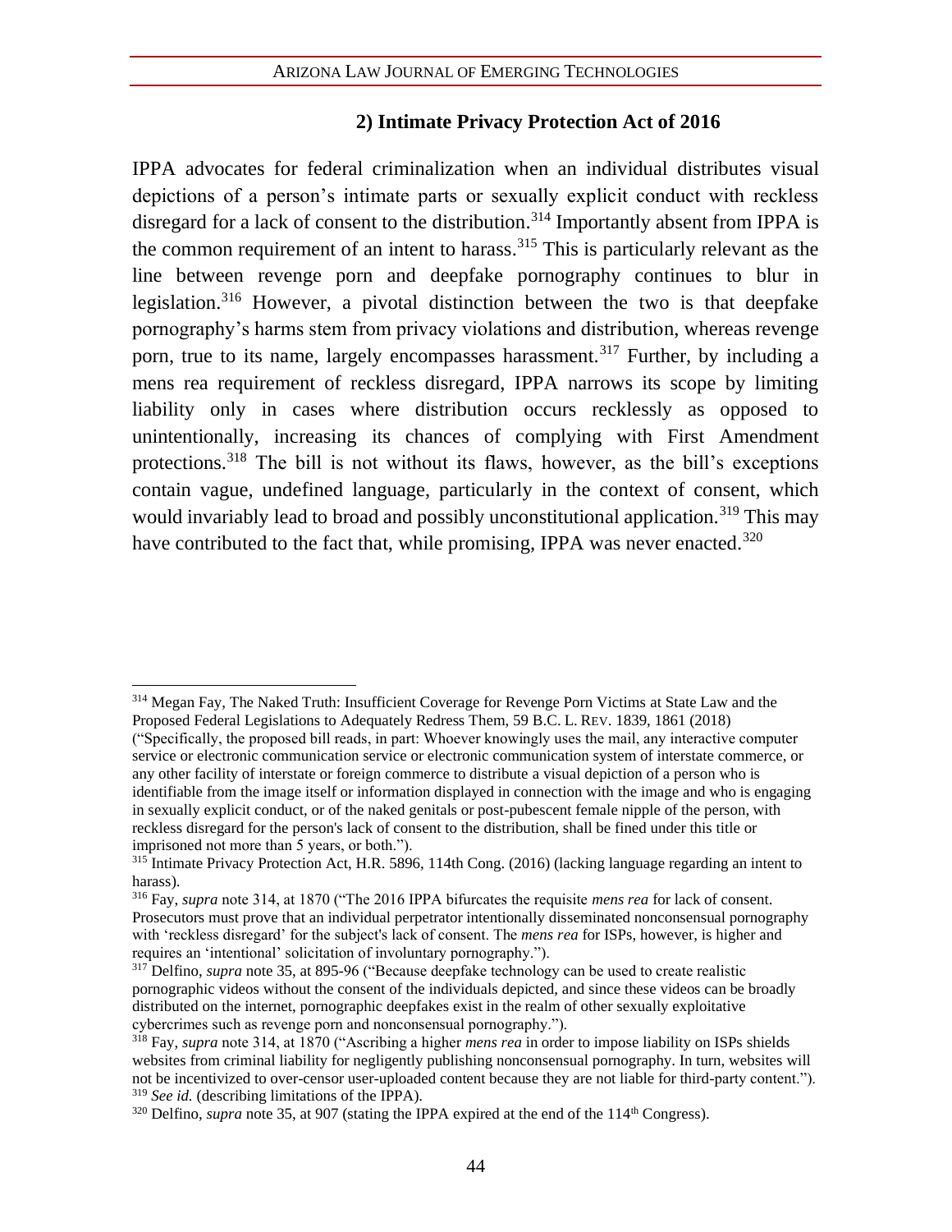### 2) Intimate Privacy Protection Act of 2016

IPPA advocates for federal criminalization when an individual distributes visual depictions of a person's intimate parts or sexually explicit conduct with reckless disregard for a lack of consent to the distribution.[314] Importantly absent from IPPA is the common requirement of an intent to harass.[315] This is particularly relevant as the line between revenge porn and deepfake pornography continues to blur in legislation.[316] However, a pivotal distinction between the two is that deepfake pornography's harms stem from privacy violations and distribution, whereas revenge porn, true to its name, largely encompasses harassment.[317] Further, by including a mens rea requirement of reckless disregard, IPPA narrows its scope by limiting liability only in cases where distribution occurs recklessly as opposed to unintentionally, increasing its chances of complying with First Amendment protections.[318] The bill is not without its flaws, however, as the bill's exceptions contain vague, undefined language, particularly in the context of consent, which would invariably lead to broad and possibly unconstitutional application.[319] This may have contributed to the fact that, while promising, IPPA was never enacted.[320]

---

[314] Megan Fay, The Naked Truth: Insufficient Coverage for Revenge Porn Victims at State Law and the Proposed Federal Legislations to Adequately Redress Them, 59 B.C. L. REV. 1839, 1861 (2018) ("Specifically, the proposed bill reads, in part: Whoever knowingly uses the mail, any interactive computer service or electronic communication service or electronic communication system of interstate commerce, or any other facility of interstate or foreign commerce to distribute a visual depiction of a person who is identifiable from the image itself or information displayed in connection with the image and who is engaging in sexually explicit conduct, or of the naked genitals or post-pubescent female nipple of the person, with reckless disregard for the person's lack of consent to the distribution, shall be fined under this title or imprisoned not more than 5 years, or both.").

[315] Intimate Privacy Protection Act, H.R. 5896, 114th Cong. (2016) (lacking language regarding an intent to harass).

[316] Fay, *supra* note 314, at 1870 ("The 2016 IPPA bifurcates the requisite *mens rea* for lack of consent. Prosecutors must prove that an individual perpetrator intentionally disseminated nonconsensual pornography with 'reckless disregard' for the subject's lack of consent. The *mens rea* for ISPs, however, is higher and requires an 'intentional' solicitation of involuntary pornography.").

[317] Delfino, *supra* note 35, at 895-96 ("Because deepfake technology can be used to create realistic pornographic videos without the consent of the individuals depicted, and since these videos can be broadly distributed on the internet, pornographic deepfakes exist in the realm of other sexually exploitative cybercrimes such as revenge porn and nonconsensual pornography.").

[318] Fay, *supra* note 314, at 1870 ("Ascribing a higher *mens rea* in order to impose liability on ISPs shields websites from criminal liability for negligently publishing nonconsensual pornography. In turn, websites will not be incentivized to over-censor user-uploaded content because they are not liable for third-party content.").

[319] *See id.* (describing limitations of the IPPA).

[320] Delfino, *supra* note 35, at 907 (stating the IPPA expired at the end of the 114th Congress).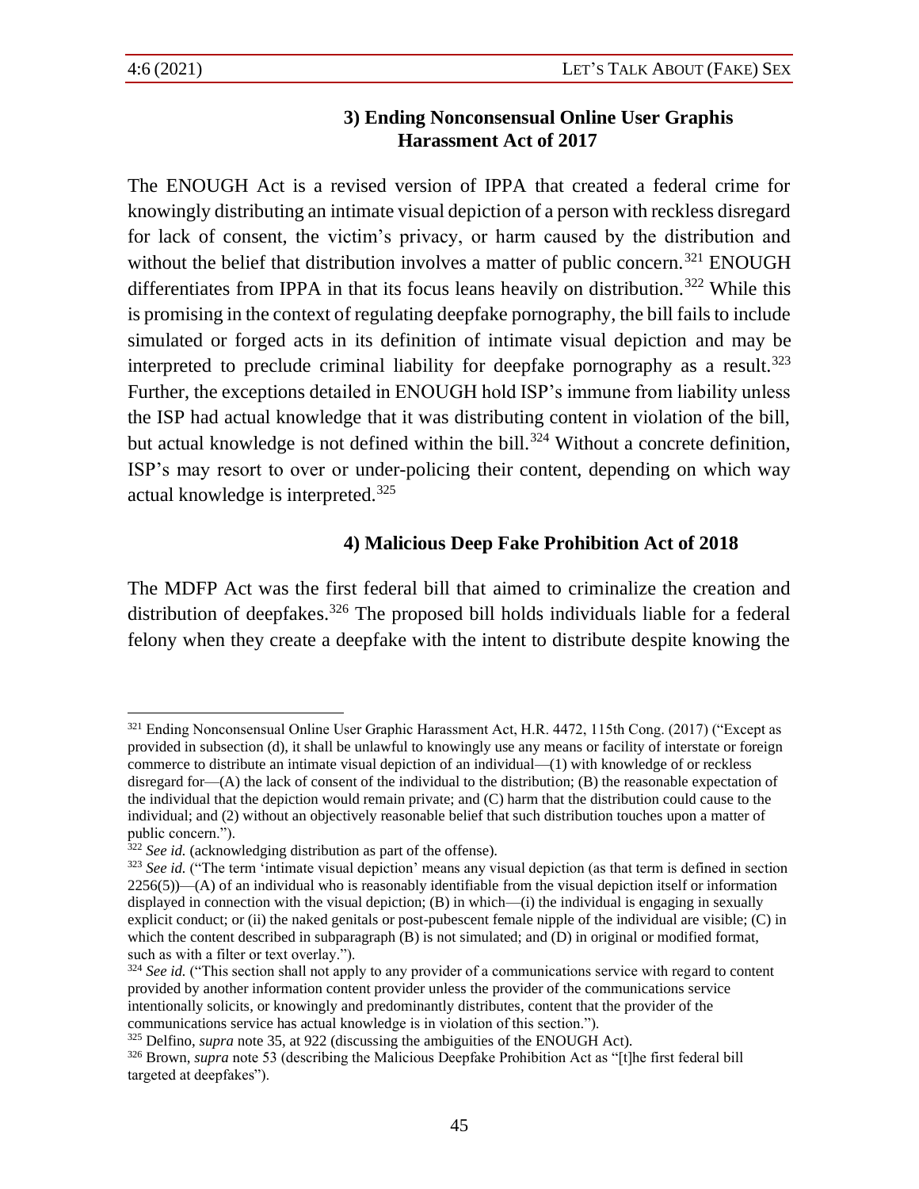### 3) Ending Nonconsensual Online User Graphis Harassment Act of 2017

The ENOUGH Act is a revised version of IPPA that created a federal crime for knowingly distributing an intimate visual depiction of a person with reckless disregard for lack of consent, the victim's privacy, or harm caused by the distribution and without the belief that distribution involves a matter of public concern.[321] ENOUGH differentiates from IPPA in that its focus leans heavily on distribution.[322] While this is promising in the context of regulating deepfake pornography, the bill fails to include simulated or forged acts in its definition of intimate visual depiction and may be interpreted to preclude criminal liability for deepfake pornography as a result.[323] Further, the exceptions detailed in ENOUGH hold ISP's immune from liability unless the ISP had actual knowledge that it was distributing content in violation of the bill, but actual knowledge is not defined within the bill.[324] Without a concrete definition, ISP's may resort to over or under-policing their content, depending on which way actual knowledge is interpreted.[325]

### 4) Malicious Deep Fake Prohibition Act of 2018

The MDFP Act was the first federal bill that aimed to criminalize the creation and distribution of deepfakes.[326] The proposed bill holds individuals liable for a federal felony when they create a deepfake with the intent to distribute despite knowing the

---

[321] Ending Nonconsensual Online User Graphic Harassment Act, H.R. 4472, 115th Cong. (2017) ("Except as provided in subsection (d), it shall be unlawful to knowingly use any means or facility of interstate or foreign commerce to distribute an intimate visual depiction of an individual—(1) with knowledge of or reckless disregard for—(A) the lack of consent of the individual to the distribution; (B) the reasonable expectation of the individual that the depiction would remain private; and (C) harm that the distribution could cause to the individual; and (2) without an objectively reasonable belief that such distribution touches upon a matter of public concern.").

[322] *See id.* (acknowledging distribution as part of the offense).

[323] *See id.* ("The term 'intimate visual depiction' means any visual depiction (as that term is defined in section 2256(5))—(A) of an individual who is reasonably identifiable from the visual depiction itself or information displayed in connection with the visual depiction; (B) in which—(i) the individual is engaging in sexually explicit conduct; or (ii) the naked genitals or post-pubescent female nipple of the individual are visible; (C) in which the content described in subparagraph (B) is not simulated; and (D) in original or modified format, such as with a filter or text overlay.").

[324] *See id.* ("This section shall not apply to any provider of a communications service with regard to content provided by another information content provider unless the provider of the communications service intentionally solicits, or knowingly and predominantly distributes, content that the provider of the communications service has actual knowledge is in violation of this section.").

[325] Delfino, *supra* note 35, at 922 (discussing the ambiguities of the ENOUGH Act).

[326] Brown, *supra* note 53 (describing the Malicious Deepfake Prohibition Act as "[t]he first federal bill targeted at deepfakes").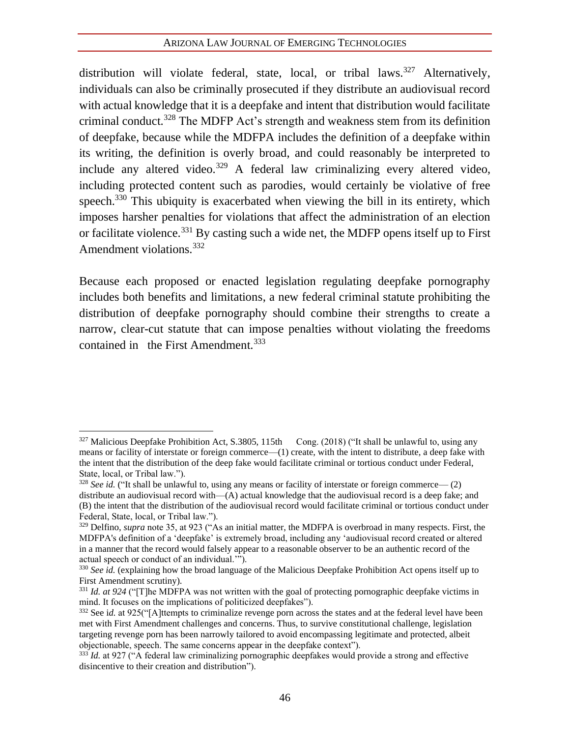distribution will violate federal, state, local, or tribal laws.[327] Alternatively, individuals can also be criminally prosecuted if they distribute an audiovisual record with actual knowledge that it is a deepfake and intent that distribution would facilitate criminal conduct.[328] The MDFP Act's strength and weakness stem from its definition of deepfake, because while the MDFPA includes the definition of a deepfake within its writing, the definition is overly broad, and could reasonably be interpreted to include any altered video.[329] A federal law criminalizing every altered video, including protected content such as parodies, would certainly be violative of free speech.[330] This ubiquity is exacerbated when viewing the bill in its entirety, which imposes harsher penalties for violations that affect the administration of an election or facilitate violence.[331] By casting such a wide net, the MDFP opens itself up to First Amendment violations.[332]

Because each proposed or enacted legislation regulating deepfake pornography includes both benefits and limitations, a new federal criminal statute prohibiting the distribution of deepfake pornography should combine their strengths to create a narrow, clear-cut statute that can impose penalties without violating the freedoms contained in the First Amendment.[333]

---

[327] Malicious Deepfake Prohibition Act, S.3805, 115th Cong. (2018) ("It shall be unlawful to, using any means or facility of interstate or foreign commerce—(1) create, with the intent to distribute, a deep fake with the intent that the distribution of the deep fake would facilitate criminal or tortious conduct under Federal, State, local, or Tribal law.").

[328] *See id.* ("It shall be unlawful to, using any means or facility of interstate or foreign commerce— (2) distribute an audiovisual record with—(A) actual knowledge that the audiovisual record is a deep fake; and (B) the intent that the distribution of the audiovisual record would facilitate criminal or tortious conduct under Federal, State, local, or Tribal law.").

[329] Delfino, *supra* note 35, at 923 ("As an initial matter, the MDFPA is overbroad in many respects. First, the MDFPA's definition of a 'deepfake' is extremely broad, including any 'audiovisual record created or altered in a manner that the record would falsely appear to a reasonable observer to be an authentic record of the actual speech or conduct of an individual.'").

[330] *See id.* (explaining how the broad language of the Malicious Deepfake Prohibition Act opens itself up to First Amendment scrutiny).

[331] *Id. at 924* ("[T]he MDFPA was not written with the goal of protecting pornographic deepfake victims in mind. It focuses on the implications of politicized deepfakes").

[332] See i*d.* at 925("[A]ttempts to criminalize revenge porn across the states and at the federal level have been met with First Amendment challenges and concerns. Thus, to survive constitutional challenge, legislation targeting revenge porn has been narrowly tailored to avoid encompassing legitimate and protected, albeit objectionable, speech. The same concerns appear in the deepfake context").

[333] *Id.* at 927 ("A federal law criminalizing pornographic deepfakes would provide a strong and effective disincentive to their creation and distribution").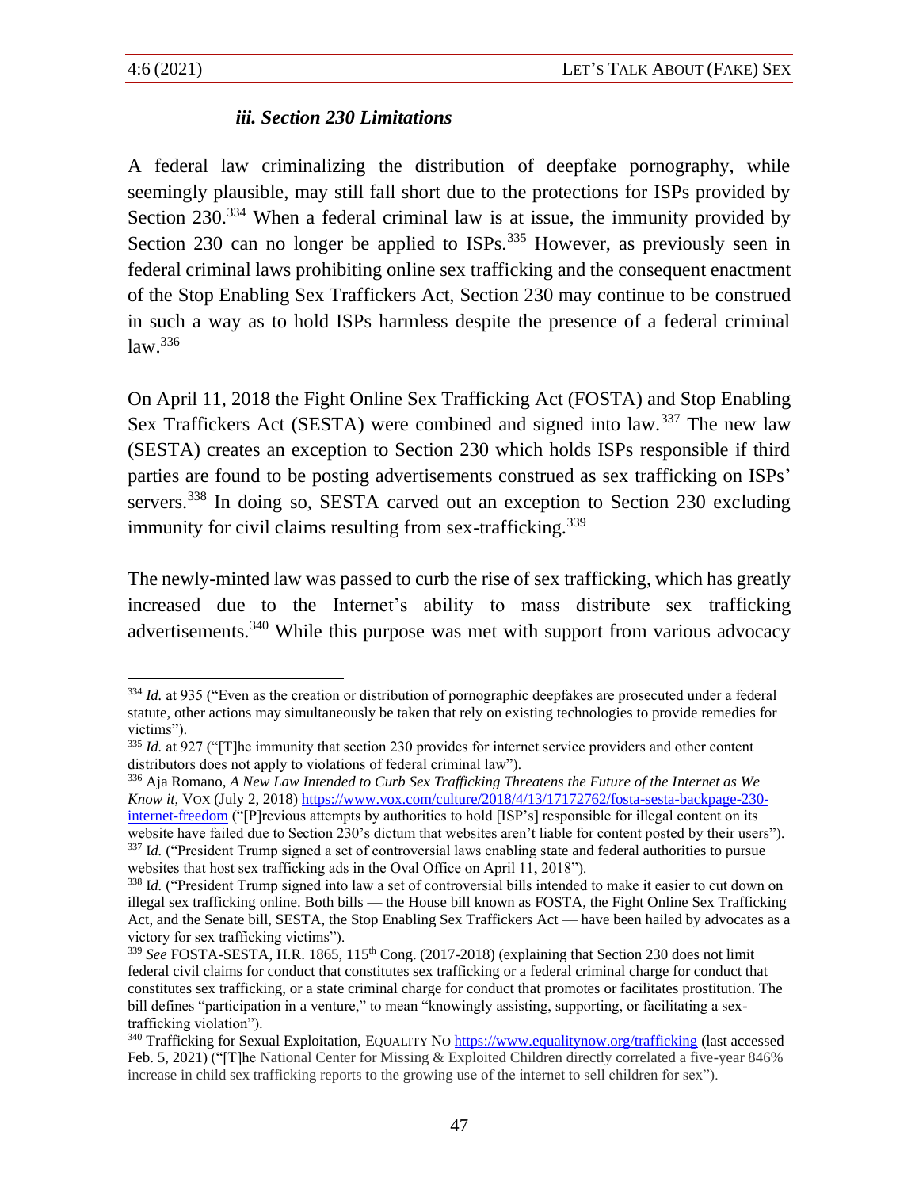### *iii. Section 230 Limitations*

A federal law criminalizing the distribution of deepfake pornography, while seemingly plausible, may still fall short due to the protections for ISPs provided by Section 230.[334] When a federal criminal law is at issue, the immunity provided by Section 230 can no longer be applied to ISPs.[335] However, as previously seen in federal criminal laws prohibiting online sex trafficking and the consequent enactment of the Stop Enabling Sex Traffickers Act, Section 230 may continue to be construed in such a way as to hold ISPs harmless despite the presence of a federal criminal law.[336]

On April 11, 2018 the Fight Online Sex Trafficking Act (FOSTA) and Stop Enabling Sex Traffickers Act (SESTA) were combined and signed into law.[337] The new law (SESTA) creates an exception to Section 230 which holds ISPs responsible if third parties are found to be posting advertisements construed as sex trafficking on ISPs' servers.[338] In doing so, SESTA carved out an exception to Section 230 excluding immunity for civil claims resulting from sex-trafficking.[339]

The newly-minted law was passed to curb the rise of sex trafficking, which has greatly increased due to the Internet's ability to mass distribute sex trafficking advertisements.[340] While this purpose was met with support from various advocacy

---

[334] *Id.* at 935 ("Even as the creation or distribution of pornographic deepfakes are prosecuted under a federal statute, other actions may simultaneously be taken that rely on existing technologies to provide remedies for victims").

[335] *Id.* at 927 ("[T]he immunity that section 230 provides for internet service providers and other content distributors does not apply to violations of federal criminal law").

[336] Aja Romano, *A New Law Intended to Curb Sex Trafficking Threatens the Future of the Internet as We Know it*, VOX (July 2, 2018) https://www.vox.com/culture/2018/4/13/17172762/fosta-sesta-backpage-230-internet-freedom ("[P]revious attempts by authorities to hold [ISP's] responsible for illegal content on its website have failed due to Section 230's dictum that websites aren't liable for content posted by their users").

[337] I*d.* ("President Trump signed a set of controversial laws enabling state and federal authorities to pursue websites that host sex trafficking ads in the Oval Office on April 11, 2018").

[338] I*d.* ("President Trump signed into law a set of controversial bills intended to make it easier to cut down on illegal sex trafficking online. Both bills — the House bill known as FOSTA, the Fight Online Sex Trafficking Act, and the Senate bill, SESTA, the Stop Enabling Sex Traffickers Act — have been hailed by advocates as a victory for sex trafficking victims").

[339] *See* FOSTA-SESTA, H.R. 1865, 115th Cong. (2017-2018) (explaining that Section 230 does not limit federal civil claims for conduct that constitutes sex trafficking or a federal criminal charge for conduct that constitutes sex trafficking, or a state criminal charge for conduct that promotes or facilitates prostitution. The bill defines "participation in a venture," to mean "knowingly assisting, supporting, or facilitating a sex-trafficking violation").

[340] Trafficking for Sexual Exploitation, EQUALITY NO https://www.equalitynow.org/trafficking (last accessed Feb. 5, 2021) ("[T]he National Center for Missing & Exploited Children directly correlated a five-year 846% increase in child sex trafficking reports to the growing use of the internet to sell children for sex").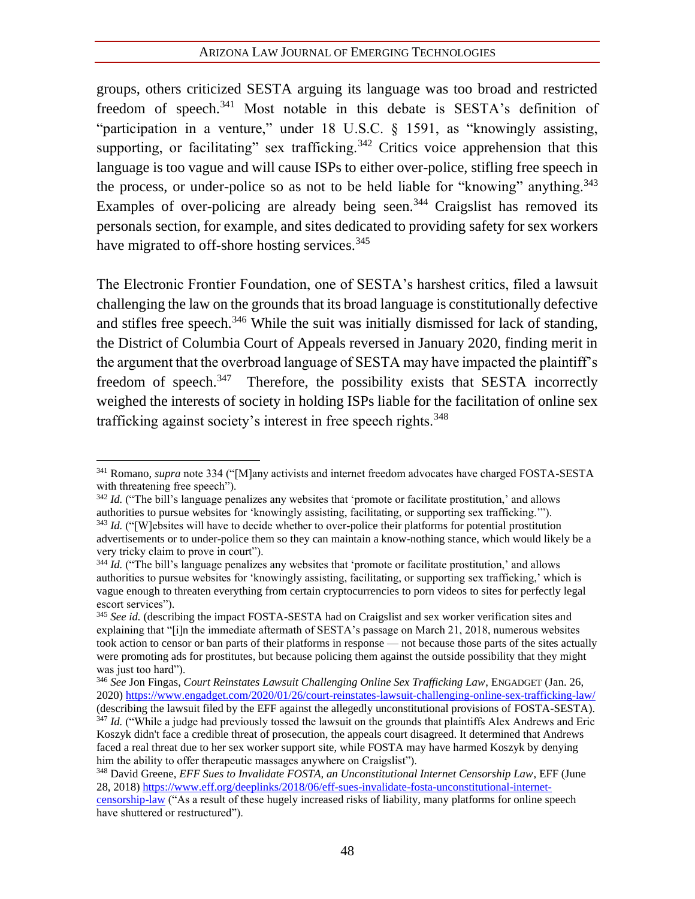groups, others criticized SESTA arguing its language was too broad and restricted freedom of speech.[341] Most notable in this debate is SESTA's definition of "participation in a venture," under 18 U.S.C. § 1591, as "knowingly assisting, supporting, or facilitating" sex trafficking.[342] Critics voice apprehension that this language is too vague and will cause ISPs to either over-police, stifling free speech in the process, or under-police so as not to be held liable for "knowing" anything.[343] Examples of over-policing are already being seen.[344] Craigslist has removed its personals section, for example, and sites dedicated to providing safety for sex workers have migrated to off-shore hosting services.[345]

The Electronic Frontier Foundation, one of SESTA's harshest critics, filed a lawsuit challenging the law on the grounds that its broad language is constitutionally defective and stifles free speech.[346] While the suit was initially dismissed for lack of standing, the District of Columbia Court of Appeals reversed in January 2020, finding merit in the argument that the overbroad language of SESTA may have impacted the plaintiff's freedom of speech.[347] Therefore, the possibility exists that SESTA incorrectly weighed the interests of society in holding ISPs liable for the facilitation of online sex trafficking against society's interest in free speech rights.[348]

---

[341] Romano, *supra* note 334 ("[M]any activists and internet freedom advocates have charged FOSTA-SESTA with threatening free speech").

[342] *Id.* ("The bill's language penalizes any websites that 'promote or facilitate prostitution,' and allows authorities to pursue websites for 'knowingly assisting, facilitating, or supporting sex trafficking.'").

[343] *Id.* ("[W]ebsites will have to decide whether to over-police their platforms for potential prostitution advertisements or to under-police them so they can maintain a know-nothing stance, which would likely be a very tricky claim to prove in court").

[344] *Id.* ("The bill's language penalizes any websites that 'promote or facilitate prostitution,' and allows authorities to pursue websites for 'knowingly assisting, facilitating, or supporting sex trafficking,' which is vague enough to threaten everything from certain cryptocurrencies to porn videos to sites for perfectly legal escort services").

[345] *See id.* (describing the impact FOSTA-SESTA had on Craigslist and sex worker verification sites and explaining that "[i]n the immediate aftermath of SESTA's passage on March 21, 2018, numerous websites took action to censor or ban parts of their platforms in response — not because those parts of the sites actually were promoting ads for prostitutes, but because policing them against the outside possibility that they might was just too hard").

[346] *See* Jon Fingas, *Court Reinstates Lawsuit Challenging Online Sex Trafficking Law*, ENGADGET (Jan. 26, 2020) https://www.engadget.com/2020/01/26/court-reinstates-lawsuit-challenging-online-sex-trafficking-law/ (describing the lawsuit filed by the EFF against the allegedly unconstitutional provisions of FOSTA-SESTA).

[347] *Id.* ("While a judge had previously tossed the lawsuit on the grounds that plaintiffs Alex Andrews and Eric Koszyk didn't face a credible threat of prosecution, the appeals court disagreed. It determined that Andrews faced a real threat due to her sex worker support site, while FOSTA may have harmed Koszyk by denying him the ability to offer therapeutic massages anywhere on Craigslist").

[348] David Greene, *EFF Sues to Invalidate FOSTA, an Unconstitutional Internet Censorship Law*, EFF (June 28, 2018) https://www.eff.org/deeplinks/2018/06/eff-sues-invalidate-fosta-unconstitutional-internet-censorship-law ("As a result of these hugely increased risks of liability, many platforms for online speech have shuttered or restructured").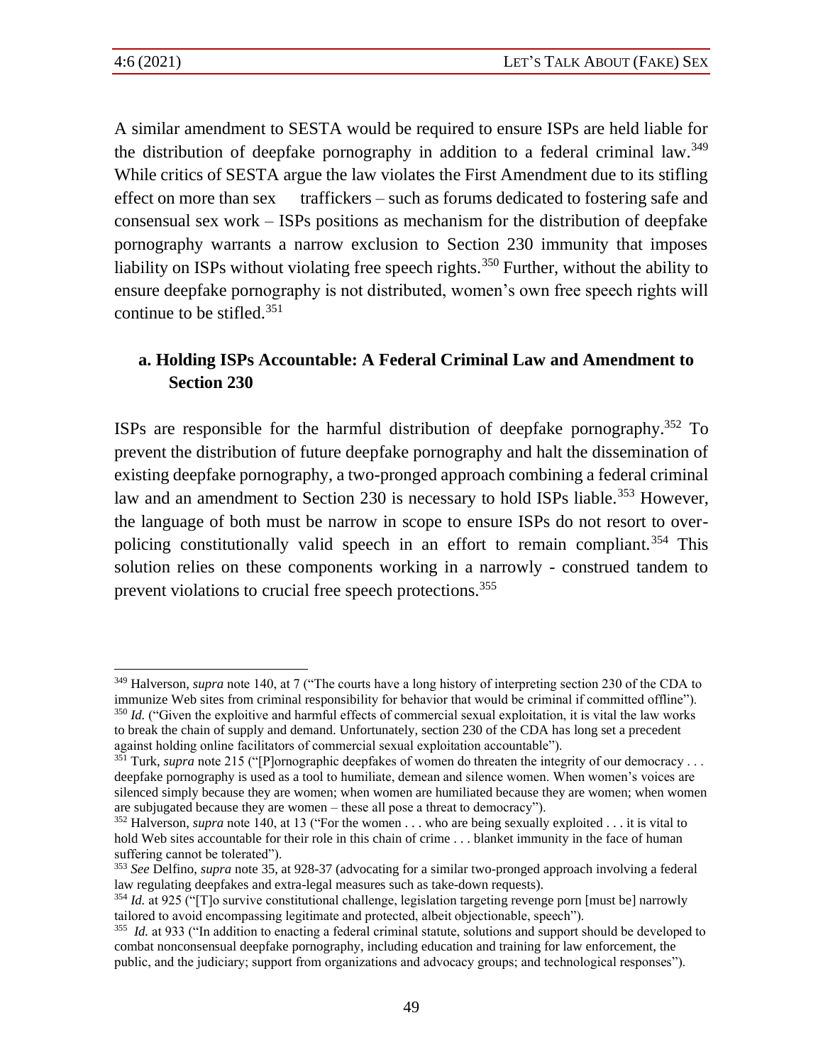A similar amendment to SESTA would be required to ensure ISPs are held liable for the distribution of deepfake pornography in addition to a federal criminal law.[349] While critics of SESTA argue the law violates the First Amendment due to its stifling effect on more than sex traffickers – such as forums dedicated to fostering safe and consensual sex work – ISPs positions as mechanism for the distribution of deepfake pornography warrants a narrow exclusion to Section 230 immunity that imposes liability on ISPs without violating free speech rights.[350] Further, without the ability to ensure deepfake pornography is not distributed, women's own free speech rights will continue to be stifled.[351]

### a. Holding ISPs Accountable: A Federal Criminal Law and Amendment to Section 230

ISPs are responsible for the harmful distribution of deepfake pornography.[352] To prevent the distribution of future deepfake pornography and halt the dissemination of existing deepfake pornography, a two-pronged approach combining a federal criminal law and an amendment to Section 230 is necessary to hold ISPs liable.[353] However, the language of both must be narrow in scope to ensure ISPs do not resort to over-policing constitutionally valid speech in an effort to remain compliant.[354] This solution relies on these components working in a narrowly - construed tandem to prevent violations to crucial free speech protections.[355]

---

[349] Halverson, *supra* note 140, at 7 ("The courts have a long history of interpreting section 230 of the CDA to immunize Web sites from criminal responsibility for behavior that would be criminal if committed offline").

[350] *Id.* ("Given the exploitive and harmful effects of commercial sexual exploitation, it is vital the law works to break the chain of supply and demand. Unfortunately, section 230 of the CDA has long set a precedent against holding online facilitators of commercial sexual exploitation accountable").

[351] Turk, *supra* note 215 ("[P]ornographic deepfakes of women do threaten the integrity of our democracy . . . deepfake pornography is used as a tool to humiliate, demean and silence women. When women's voices are silenced simply because they are women; when women are humiliated because they are women; when women are subjugated because they are women – these all pose a threat to democracy").

[352] Halverson, *supra* note 140, at 13 ("For the women . . . who are being sexually exploited . . . it is vital to hold Web sites accountable for their role in this chain of crime . . . blanket immunity in the face of human suffering cannot be tolerated").

[353] *See* Delfino, *supra* note 35, at 928-37 (advocating for a similar two-pronged approach involving a federal law regulating deepfakes and extra-legal measures such as take-down requests).

[354] *Id.* at 925 ("[T]o survive constitutional challenge, legislation targeting revenge porn [must be] narrowly tailored to avoid encompassing legitimate and protected, albeit objectionable, speech").

[355] *Id.* at 933 ("In addition to enacting a federal criminal statute, solutions and support should be developed to combat nonconsensual deepfake pornography, including education and training for law enforcement, the public, and the judiciary; support from organizations and advocacy groups; and technological responses").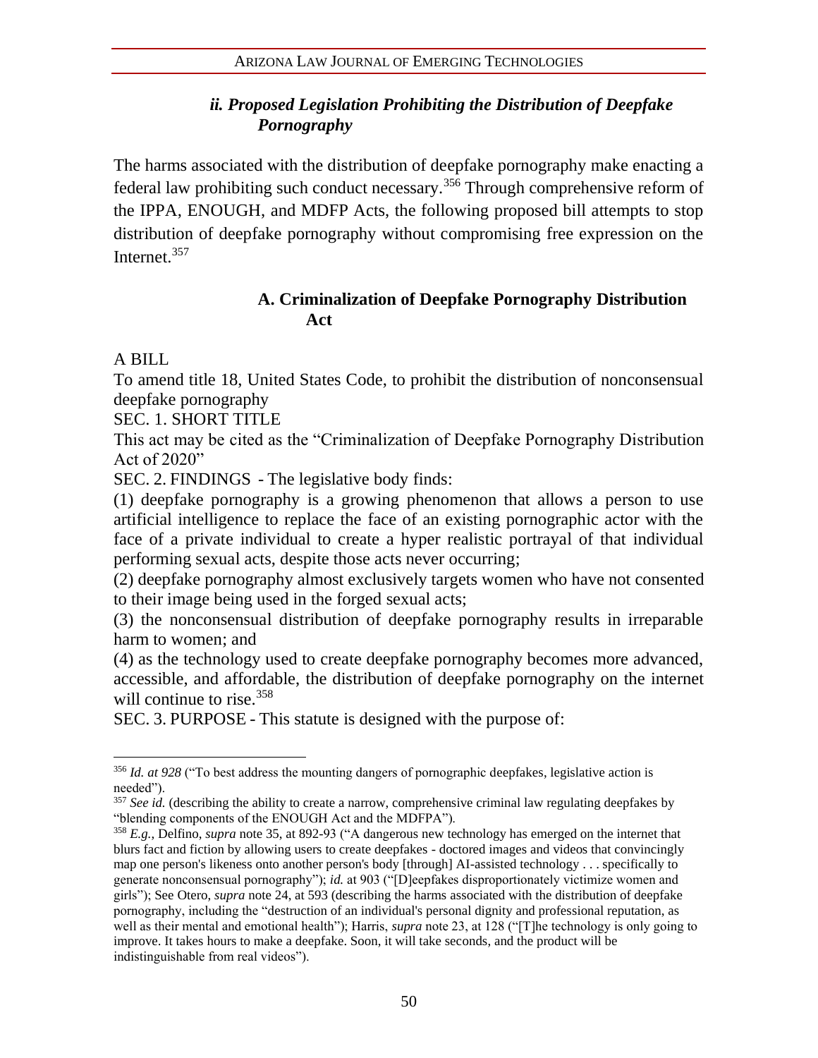### *ii. Proposed Legislation Prohibiting the Distribution of Deepfake Pornography*

The harms associated with the distribution of deepfake pornography make enacting a federal law prohibiting such conduct necessary.[356] Through comprehensive reform of the IPPA, ENOUGH, and MDFP Acts, the following proposed bill attempts to stop distribution of deepfake pornography without compromising free expression on the Internet.[357]

#### A. Criminalization of Deepfake Pornography Distribution Act

A BILL

To amend title 18, United States Code, to prohibit the distribution of nonconsensual deepfake pornography

SEC. 1. SHORT TITLE

This act may be cited as the "Criminalization of Deepfake Pornography Distribution Act of 2020"

SEC. 2. FINDINGS - The legislative body finds:

(1) deepfake pornography is a growing phenomenon that allows a person to use artificial intelligence to replace the face of an existing pornographic actor with the face of a private individual to create a hyper realistic portrayal of that individual performing sexual acts, despite those acts never occurring;

(2) deepfake pornography almost exclusively targets women who have not consented to their image being used in the forged sexual acts;

(3) the nonconsensual distribution of deepfake pornography results in irreparable harm to women; and

(4) as the technology used to create deepfake pornography becomes more advanced, accessible, and affordable, the distribution of deepfake pornography on the internet will continue to rise.[358]

SEC. 3. PURPOSE - This statute is designed with the purpose of:

---

[356] *Id. at 928* ("To best address the mounting dangers of pornographic deepfakes, legislative action is needed").

[357] *See id.* (describing the ability to create a narrow, comprehensive criminal law regulating deepfakes by "blending components of the ENOUGH Act and the MDFPA").

[358] *E.g.*, Delfino, *supra* note 35, at 892-93 ("A dangerous new technology has emerged on the internet that blurs fact and fiction by allowing users to create deepfakes - doctored images and videos that convincingly map one person's likeness onto another person's body [through] AI-assisted technology . . . specifically to generate nonconsensual pornography"); *id.* at 903 ("[D]eepfakes disproportionately victimize women and girls"); See Otero, *supra* note 24, at 593 (describing the harms associated with the distribution of deepfake pornography, including the "destruction of an individual's personal dignity and professional reputation, as well as their mental and emotional health"); Harris, *supra* note 23, at 128 ("[T]he technology is only going to improve. It takes hours to make a deepfake. Soon, it will take seconds, and the product will be indistinguishable from real videos").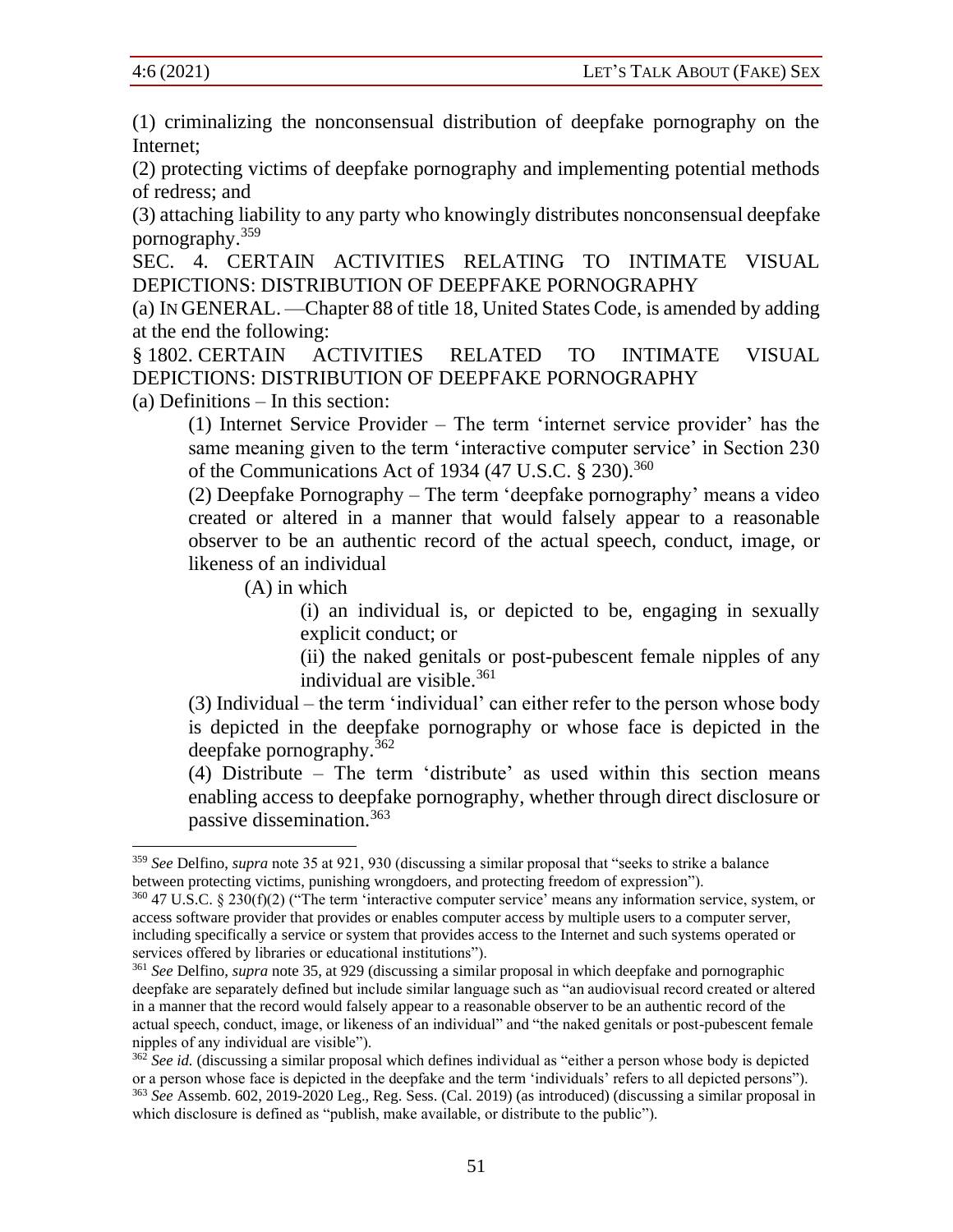(1) criminalizing the nonconsensual distribution of deepfake pornography on the Internet;

(2) protecting victims of deepfake pornography and implementing potential methods of redress; and

(3) attaching liability to any party who knowingly distributes nonconsensual deepfake pornography.[359]

SEC. 4. CERTAIN ACTIVITIES RELATING TO INTIMATE VISUAL DEPICTIONS: DISTRIBUTION OF DEEPFAKE PORNOGRAPHY

(a) IN GENERAL. —Chapter 88 of title 18, United States Code, is amended by adding at the end the following:

§ 1802. CERTAIN ACTIVITIES RELATED TO INTIMATE VISUAL DEPICTIONS: DISTRIBUTION OF DEEPFAKE PORNOGRAPHY

(a) Definitions – In this section:

> (1) Internet Service Provider – The term 'internet service provider' has the same meaning given to the term 'interactive computer service' in Section 230 of the Communications Act of 1934 (47 U.S.C. § 230).[360]
>
> (2) Deepfake Pornography – The term 'deepfake pornography' means a video created or altered in a manner that would falsely appear to a reasonable observer to be an authentic record of the actual speech, conduct, image, or likeness of an individual
>
> > (A) in which
> >
> > > (i) an individual is, or depicted to be, engaging in sexually explicit conduct; or
> > >
> > > (ii) the naked genitals or post-pubescent female nipples of any individual are visible.[361]
>
> (3) Individual – the term 'individual' can either refer to the person whose body is depicted in the deepfake pornography or whose face is depicted in the deepfake pornography.[362]
>
> (4) Distribute – The term 'distribute' as used within this section means enabling access to deepfake pornography, whether through direct disclosure or passive dissemination.[363]

---

[359] *See* Delfino, *supra* note 35 at 921, 930 (discussing a similar proposal that "seeks to strike a balance between protecting victims, punishing wrongdoers, and protecting freedom of expression").

[360] 47 U.S.C. § 230(f)(2) ("The term 'interactive computer service' means any information service, system, or access software provider that provides or enables computer access by multiple users to a computer server, including specifically a service or system that provides access to the Internet and such systems operated or services offered by libraries or educational institutions").

[361] *See* Delfino, *supra* note 35, at 929 (discussing a similar proposal in which deepfake and pornographic deepfake are separately defined but include similar language such as "an audiovisual record created or altered in a manner that the record would falsely appear to a reasonable observer to be an authentic record of the actual speech, conduct, image, or likeness of an individual" and "the naked genitals or post-pubescent female nipples of any individual are visible").

[362] *See id.* (discussing a similar proposal which defines individual as "either a person whose body is depicted or a person whose face is depicted in the deepfake and the term 'individuals' refers to all depicted persons").

[363] *See* Assemb. 602, 2019-2020 Leg., Reg. Sess. (Cal. 2019) (as introduced) (discussing a similar proposal in which disclosure is defined as "publish, make available, or distribute to the public").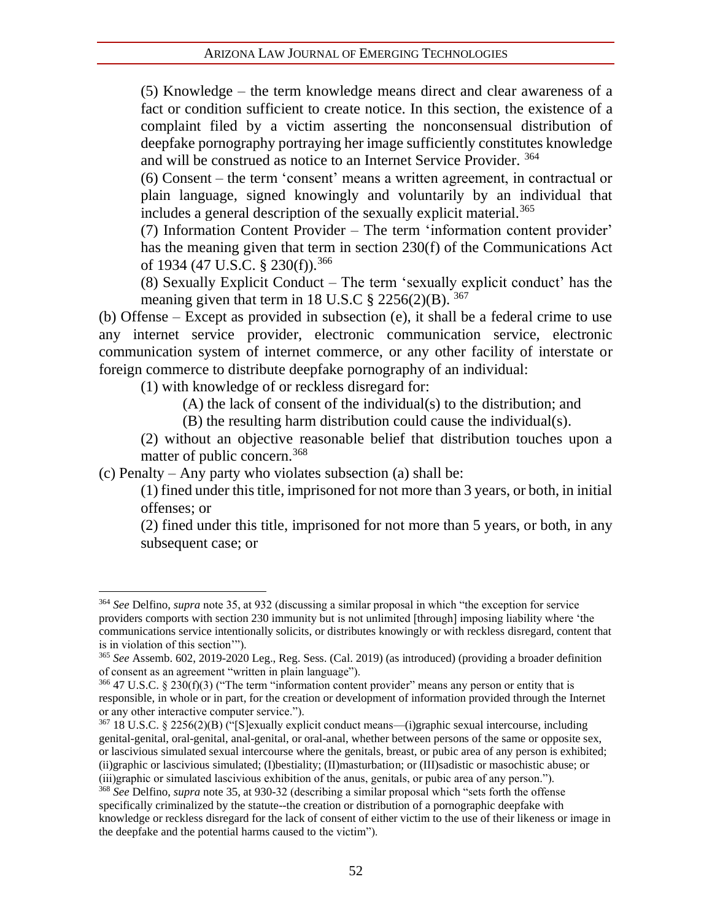(5) Knowledge – the term knowledge means direct and clear awareness of a fact or condition sufficient to create notice. In this section, the existence of a complaint filed by a victim asserting the nonconsensual distribution of deepfake pornography portraying her image sufficiently constitutes knowledge and will be construed as notice to an Internet Service Provider. [364]

(6) Consent – the term 'consent' means a written agreement, in contractual or plain language, signed knowingly and voluntarily by an individual that includes a general description of the sexually explicit material.[365]

(7) Information Content Provider – The term 'information content provider' has the meaning given that term in section 230(f) of the Communications Act of 1934 (47 U.S.C. § 230(f)).[366]

(8) Sexually Explicit Conduct – The term 'sexually explicit conduct' has the meaning given that term in 18 U.S.C § 2256(2)(B). [367]

(b) Offense – Except as provided in subsection (e), it shall be a federal crime to use any internet service provider, electronic communication service, electronic communication system of internet commerce, or any other facility of interstate or foreign commerce to distribute deepfake pornography of an individual:

(1) with knowledge of or reckless disregard for:

(A) the lack of consent of the individual(s) to the distribution; and

(B) the resulting harm distribution could cause the individual(s).

(2) without an objective reasonable belief that distribution touches upon a matter of public concern.[368]

(c) Penalty – Any party who violates subsection (a) shall be:

(1) fined under this title, imprisoned for not more than 3 years, or both, in initial offenses; or

(2) fined under this title, imprisoned for not more than 5 years, or both, in any subsequent case; or

---

[364] *See* Delfino, *supra* note 35, at 932 (discussing a similar proposal in which "the exception for service providers comports with section 230 immunity but is not unlimited [through] imposing liability where 'the communications service intentionally solicits, or distributes knowingly or with reckless disregard, content that is in violation of this section'").

[365] *See* Assemb. 602, 2019-2020 Leg., Reg. Sess. (Cal. 2019) (as introduced) (providing a broader definition of consent as an agreement "written in plain language").

[366] 47 U.S.C. § 230(f)(3) ("The term "information content provider" means any person or entity that is responsible, in whole or in part, for the creation or development of information provided through the Internet or any other interactive computer service.").

[367] 18 U.S.C. § 2256(2)(B) ("[S]exually explicit conduct means—(i)graphic sexual intercourse, including genital-genital, oral-genital, anal-genital, or oral-anal, whether between persons of the same or opposite sex, or lascivious simulated sexual intercourse where the genitals, breast, or pubic area of any person is exhibited; (ii)graphic or lascivious simulated; (I)bestiality; (II)masturbation; or (III)sadistic or masochistic abuse; or (iii)graphic or simulated lascivious exhibition of the anus, genitals, or pubic area of any person.").

[368] *See* Delfino, *supra* note 35, at 930-32 (describing a similar proposal which "sets forth the offense specifically criminalized by the statute--the creation or distribution of a pornographic deepfake with knowledge or reckless disregard for the lack of consent of either victim to the use of their likeness or image in the deepfake and the potential harms caused to the victim").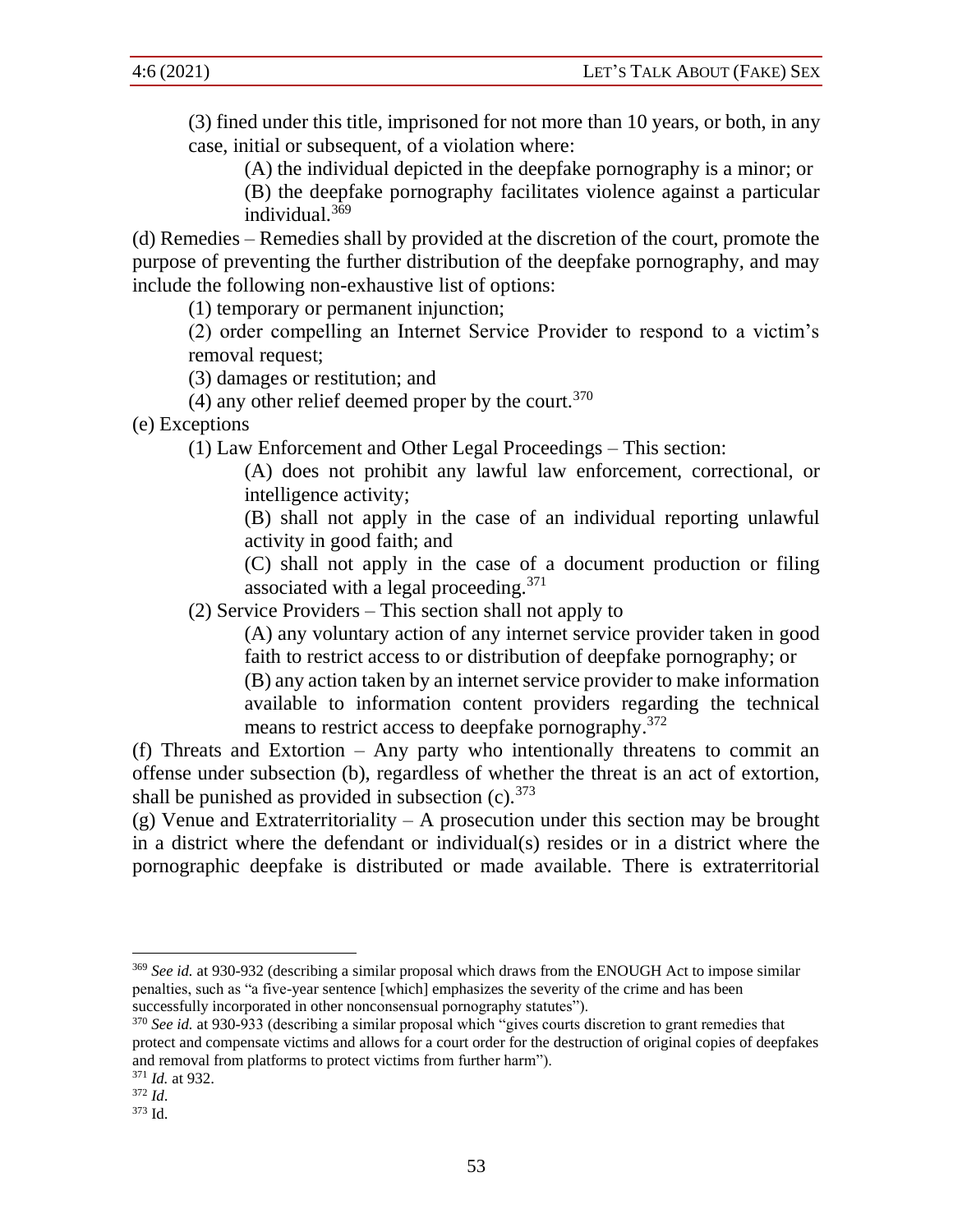(3) fined under this title, imprisoned for not more than 10 years, or both, in any case, initial or subsequent, of a violation where:

(A) the individual depicted in the deepfake pornography is a minor; or

(B) the deepfake pornography facilitates violence against a particular individual.[369]

(d) Remedies – Remedies shall by provided at the discretion of the court, promote the purpose of preventing the further distribution of the deepfake pornography, and may include the following non-exhaustive list of options:

(1) temporary or permanent injunction;

(2) order compelling an Internet Service Provider to respond to a victim's removal request;

(3) damages or restitution; and

(4) any other relief deemed proper by the court.[370]

(e) Exceptions

(1) Law Enforcement and Other Legal Proceedings – This section:

(A) does not prohibit any lawful law enforcement, correctional, or intelligence activity;

(B) shall not apply in the case of an individual reporting unlawful activity in good faith; and

(C) shall not apply in the case of a document production or filing associated with a legal proceeding.[371]

(2) Service Providers – This section shall not apply to

(A) any voluntary action of any internet service provider taken in good faith to restrict access to or distribution of deepfake pornography; or

(B) any action taken by an internet service provider to make information available to information content providers regarding the technical means to restrict access to deepfake pornography.[372]

(f) Threats and Extortion – Any party who intentionally threatens to commit an offense under subsection (b), regardless of whether the threat is an act of extortion, shall be punished as provided in subsection (c).[373]

(g) Venue and Extraterritoriality – A prosecution under this section may be brought in a district where the defendant or individual(s) resides or in a district where the pornographic deepfake is distributed or made available. There is extraterritorial

---

[369] *See id.* at 930-932 (describing a similar proposal which draws from the ENOUGH Act to impose similar penalties, such as "a five-year sentence [which] emphasizes the severity of the crime and has been successfully incorporated in other nonconsensual pornography statutes").

[370] *See id.* at 930-933 (describing a similar proposal which "gives courts discretion to grant remedies that protect and compensate victims and allows for a court order for the destruction of original copies of deepfakes and removal from platforms to protect victims from further harm").

[371] *Id.* at 932.

[372] *Id.*

[373] Id.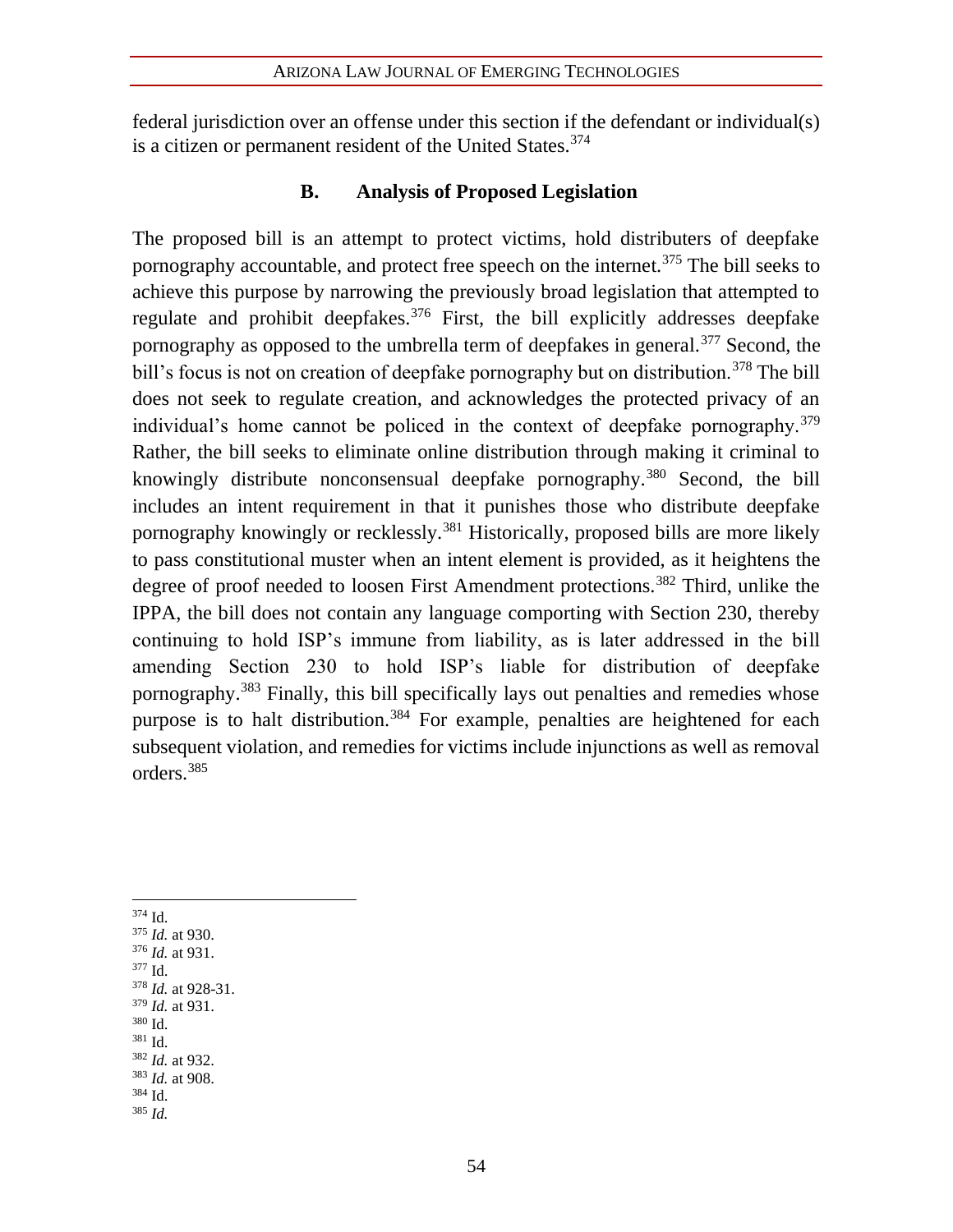federal jurisdiction over an offense under this section if the defendant or individual(s) is a citizen or permanent resident of the United States.[374]

### B. Analysis of Proposed Legislation

The proposed bill is an attempt to protect victims, hold distributers of deepfake pornography accountable, and protect free speech on the internet.[375] The bill seeks to achieve this purpose by narrowing the previously broad legislation that attempted to regulate and prohibit deepfakes.[376] First, the bill explicitly addresses deepfake pornography as opposed to the umbrella term of deepfakes in general.[377] Second, the bill's focus is not on creation of deepfake pornography but on distribution.[378] The bill does not seek to regulate creation, and acknowledges the protected privacy of an individual's home cannot be policed in the context of deepfake pornography.[379] Rather, the bill seeks to eliminate online distribution through making it criminal to knowingly distribute nonconsensual deepfake pornography.[380] Second, the bill includes an intent requirement in that it punishes those who distribute deepfake pornography knowingly or recklessly.[381] Historically, proposed bills are more likely to pass constitutional muster when an intent element is provided, as it heightens the degree of proof needed to loosen First Amendment protections.[382] Third, unlike the IPPA, the bill does not contain any language comporting with Section 230, thereby continuing to hold ISP's immune from liability, as is later addressed in the bill amending Section 230 to hold ISP's liable for distribution of deepfake pornography.[383] Finally, this bill specifically lays out penalties and remedies whose purpose is to halt distribution.[384] For example, penalties are heightened for each subsequent violation, and remedies for victims include injunctions as well as removal orders.[385]

---

[374] Id.
[375] *Id.* at 930.
[376] *Id.* at 931.
[377] Id.
[378] *Id.* at 928-31.
[379] *Id.* at 931.
[380] Id.
[381] Id.
[382] *Id.* at 932.
[383] *Id.* at 908.
[384] Id.
[385] *Id.*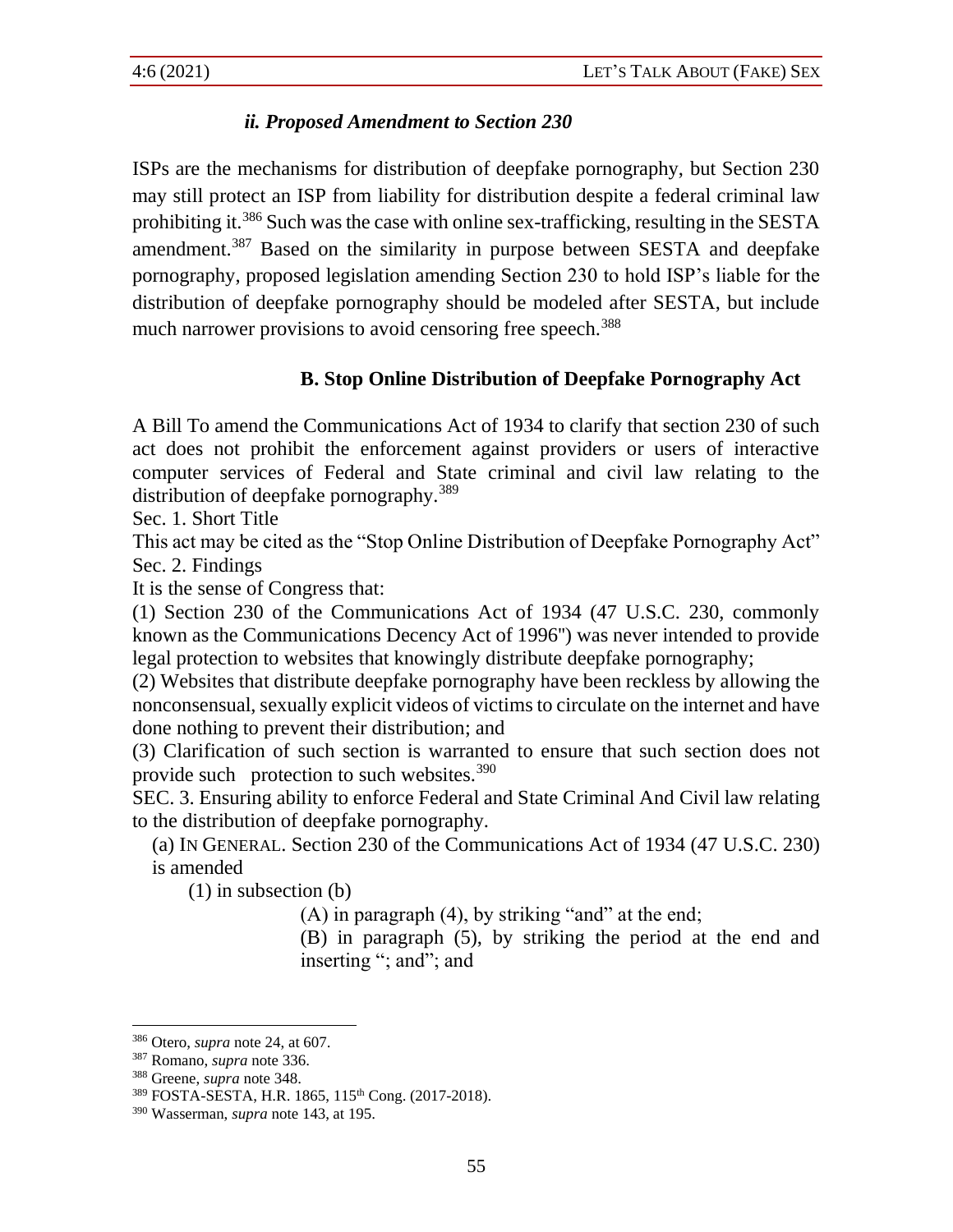### *ii. Proposed Amendment to Section 230*

ISPs are the mechanisms for distribution of deepfake pornography, but Section 230 may still protect an ISP from liability for distribution despite a federal criminal law prohibiting it.[386] Such was the case with online sex-trafficking, resulting in the SESTA amendment.[387] Based on the similarity in purpose between SESTA and deepfake pornography, proposed legislation amending Section 230 to hold ISP's liable for the distribution of deepfake pornography should be modeled after SESTA, but include much narrower provisions to avoid censoring free speech.[388]

## B. Stop Online Distribution of Deepfake Pornography Act

A Bill To amend the Communications Act of 1934 to clarify that section 230 of such act does not prohibit the enforcement against providers or users of interactive computer services of Federal and State criminal and civil law relating to the distribution of deepfake pornography.[389]

Sec. 1. Short Title

This act may be cited as the "Stop Online Distribution of Deepfake Pornography Act"

Sec. 2. Findings

It is the sense of Congress that:

(1) Section 230 of the Communications Act of 1934 (47 U.S.C. 230, commonly known as the Communications Decency Act of 1996") was never intended to provide legal protection to websites that knowingly distribute deepfake pornography;

(2) Websites that distribute deepfake pornography have been reckless by allowing the nonconsensual, sexually explicit videos of victims to circulate on the internet and have done nothing to prevent their distribution; and

(3) Clarification of such section is warranted to ensure that such section does not provide such protection to such websites.[390]

SEC. 3. Ensuring ability to enforce Federal and State Criminal And Civil law relating to the distribution of deepfake pornography.

(a) IN GENERAL. Section 230 of the Communications Act of 1934 (47 U.S.C. 230) is amended

(1) in subsection (b)

(A) in paragraph (4), by striking "and" at the end;

(B) in paragraph (5), by striking the period at the end and inserting "; and"; and

---

[386] Otero, *supra* note 24, at 607.

[387] Romano, *supra* note 336.

[388] Greene, *supra* note 348.

[389] FOSTA-SESTA, H.R. 1865, 115th Cong. (2017-2018).

[390] Wasserman, *supra* note 143, at 195.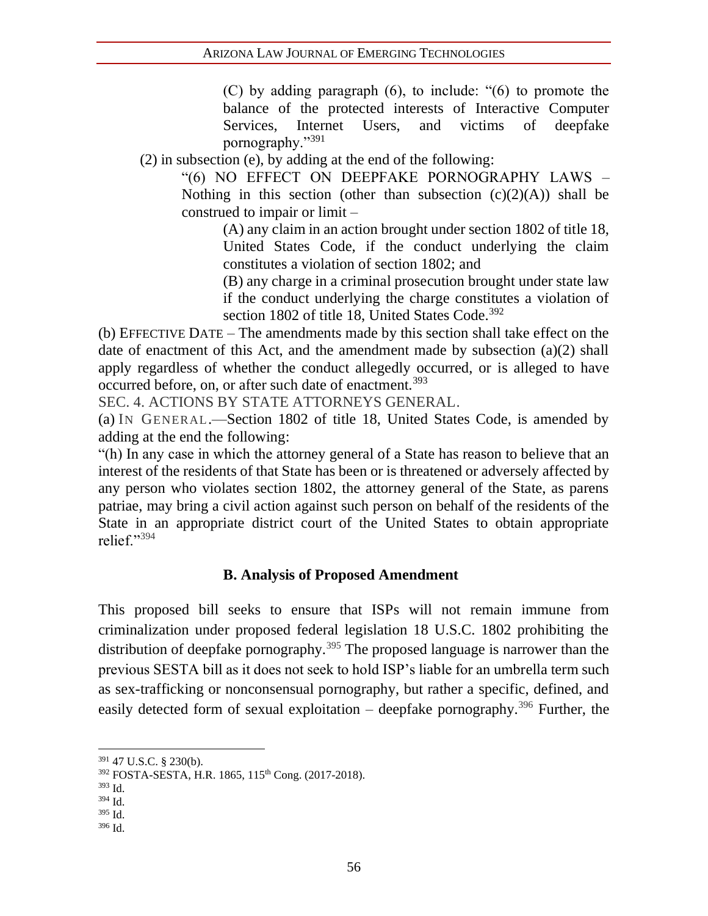(C) by adding paragraph (6), to include: "(6) to promote the balance of the protected interests of Interactive Computer Services, Internet Users, and victims of deepfake pornography."[391]

(2) in subsection (e), by adding at the end of the following:

"(6) NO EFFECT ON DEEPFAKE PORNOGRAPHY LAWS – Nothing in this section (other than subsection (c)(2)(A)) shall be construed to impair or limit –

(A) any claim in an action brought under section 1802 of title 18, United States Code, if the conduct underlying the claim constitutes a violation of section 1802; and

(B) any charge in a criminal prosecution brought under state law if the conduct underlying the charge constitutes a violation of section 1802 of title 18, United States Code.[392]

(b) EFFECTIVE DATE – The amendments made by this section shall take effect on the date of enactment of this Act, and the amendment made by subsection (a)(2) shall apply regardless of whether the conduct allegedly occurred, or is alleged to have occurred before, on, or after such date of enactment.[393]

SEC. 4. ACTIONS BY STATE ATTORNEYS GENERAL.

(a) IN GENERAL.—Section 1802 of title 18, United States Code, is amended by adding at the end the following:

"(h) In any case in which the attorney general of a State has reason to believe that an interest of the residents of that State has been or is threatened or adversely affected by any person who violates section 1802, the attorney general of the State, as parens patriae, may bring a civil action against such person on behalf of the residents of the State in an appropriate district court of the United States to obtain appropriate relief."[394]

### B. Analysis of Proposed Amendment

This proposed bill seeks to ensure that ISPs will not remain immune from criminalization under proposed federal legislation 18 U.S.C. 1802 prohibiting the distribution of deepfake pornography.[395] The proposed language is narrower than the previous SESTA bill as it does not seek to hold ISP's liable for an umbrella term such as sex-trafficking or nonconsensual pornography, but rather a specific, defined, and easily detected form of sexual exploitation – deepfake pornography.[396] Further, the

---

[391] 47 U.S.C. § 230(b).

[392] FOSTA-SESTA, H.R. 1865, 115th Cong. (2017-2018).

[393] Id.

[394] Id.

[395] Id.

[396] Id.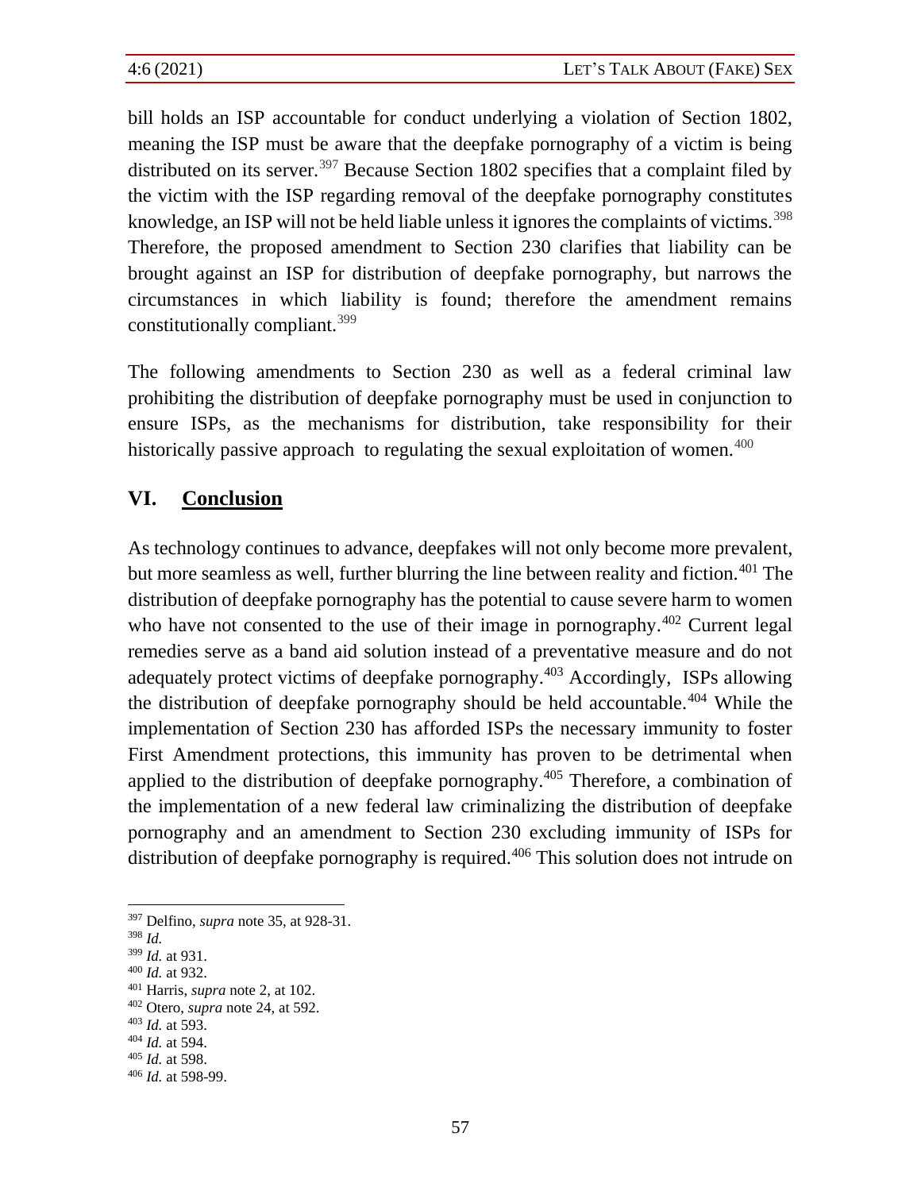bill holds an ISP accountable for conduct underlying a violation of Section 1802, meaning the ISP must be aware that the deepfake pornography of a victim is being distributed on its server.[397] Because Section 1802 specifies that a complaint filed by the victim with the ISP regarding removal of the deepfake pornography constitutes knowledge, an ISP will not be held liable unless it ignores the complaints of victims.[398] Therefore, the proposed amendment to Section 230 clarifies that liability can be brought against an ISP for distribution of deepfake pornography, but narrows the circumstances in which liability is found; therefore the amendment remains constitutionally compliant.[399]

The following amendments to Section 230 as well as a federal criminal law prohibiting the distribution of deepfake pornography must be used in conjunction to ensure ISPs, as the mechanisms for distribution, take responsibility for their historically passive approach to regulating the sexual exploitation of women.[400]

## VI. Conclusion

As technology continues to advance, deepfakes will not only become more prevalent, but more seamless as well, further blurring the line between reality and fiction.[401] The distribution of deepfake pornography has the potential to cause severe harm to women who have not consented to the use of their image in pornography.[402] Current legal remedies serve as a band aid solution instead of a preventative measure and do not adequately protect victims of deepfake pornography.[403] Accordingly, ISPs allowing the distribution of deepfake pornography should be held accountable.[404] While the implementation of Section 230 has afforded ISPs the necessary immunity to foster First Amendment protections, this immunity has proven to be detrimental when applied to the distribution of deepfake pornography.[405] Therefore, a combination of the implementation of a new federal law criminalizing the distribution of deepfake pornography and an amendment to Section 230 excluding immunity of ISPs for distribution of deepfake pornography is required.[406] This solution does not intrude on

---

[397] Delfino, *supra* note 35, at 928-31.
[398] *Id.*
[399] *Id.* at 931.
[400] *Id.* at 932.
[401] Harris, *supra* note 2, at 102.
[402] Otero, *supra* note 24, at 592.
[403] *Id.* at 593.
[404] *Id.* at 594.
[405] *Id.* at 598.
[406] *Id.* at 598-99.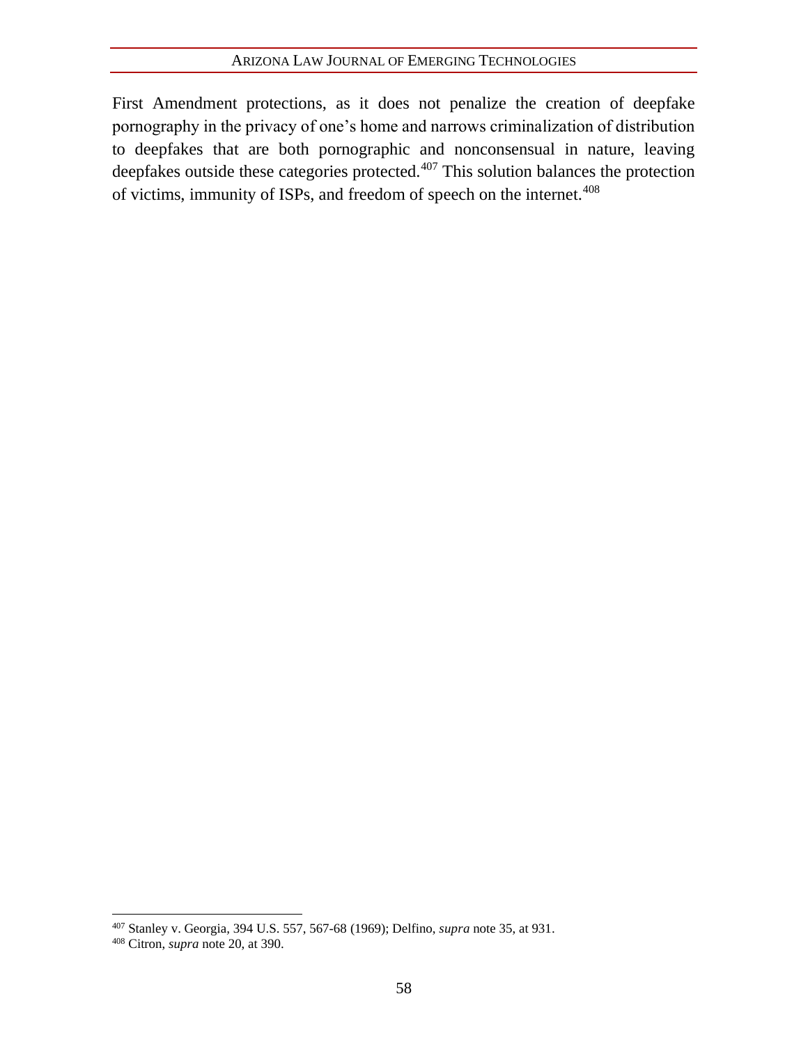First Amendment protections, as it does not penalize the creation of deepfake pornography in the privacy of one's home and narrows criminalization of distribution to deepfakes that are both pornographic and nonconsensual in nature, leaving deepfakes outside these categories protected.[407] This solution balances the protection of victims, immunity of ISPs, and freedom of speech on the internet.[408]

---

[407] Stanley v. Georgia, 394 U.S. 557, 567-68 (1969); Delfino, *supra* note 35, at 931.

[408] Citron, *supra* note 20, at 390.